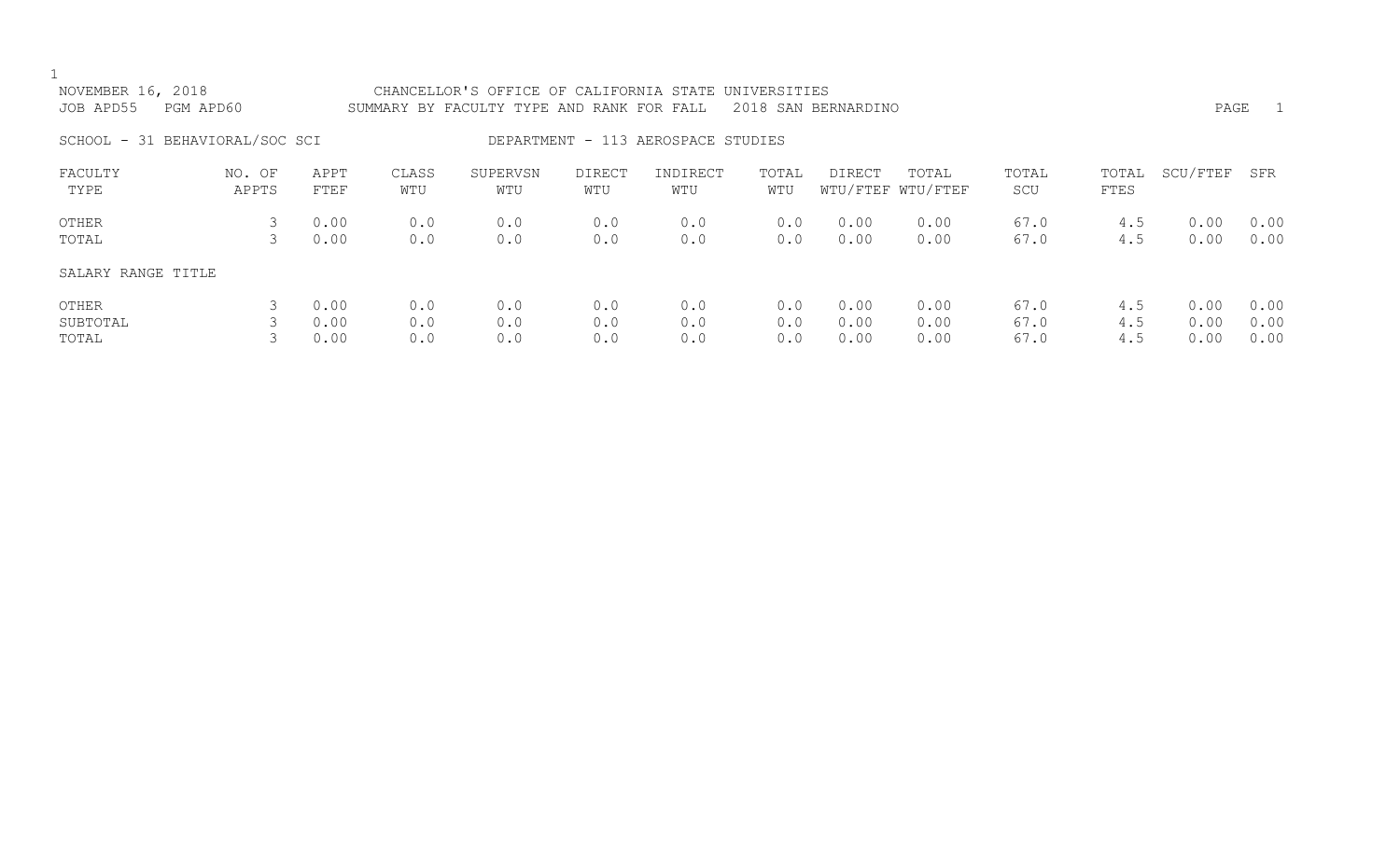NOVEMBER 16, 2018 — CHANCELLOR'S OFFICE OF CALIFORNIA STATE UNIVERSITIES

JOB APD55 PGM APD60 — SUMMARY BY FACULTY TYPE AND RANK FOR FALL 2018 SAN BERNARDINO

SCHOOL - 31 BEHAVIORAL/SOC SCI — DEPARTMENT - 113 AEROSPACE STUDIES

| FACULTY TYPE | NO. OF APPTS | APPT FTEF | CLASS WTU | SUPERVSN WTU | DIRECT WTU | INDIRECT WTU | TOTAL WTU | DIRECT WTU/FTEF | TOTAL WTU/FTEF | TOTAL SCU | TOTAL FTES | SCU/FTEF | SFR |
|---|---|---|---|---|---|---|---|---|---|---|---|---|---|
| OTHER | 3 | 0.00 | 0.0 | 0.0 | 0.0 | 0.0 | 0.0 | 0.00 | 0.00 | 67.0 | 4.5 | 0.00 | 0.00 |
| TOTAL | 3 | 0.00 | 0.0 | 0.0 | 0.0 | 0.0 | 0.0 | 0.00 | 0.00 | 67.0 | 4.5 | 0.00 | 0.00 |
| SALARY RANGE TITLE | | | | | | | | | | | | | |
| OTHER | 3 | 0.00 | 0.0 | 0.0 | 0.0 | 0.0 | 0.0 | 0.00 | 0.00 | 67.0 | 4.5 | 0.00 | 0.00 |
| SUBTOTAL | 3 | 0.00 | 0.0 | 0.0 | 0.0 | 0.0 | 0.0 | 0.00 | 0.00 | 67.0 | 4.5 | 0.00 | 0.00 |
| TOTAL | 3 | 0.00 | 0.0 | 0.0 | 0.0 | 0.0 | 0.0 | 0.00 | 0.00 | 67.0 | 4.5 | 0.00 | 0.00 |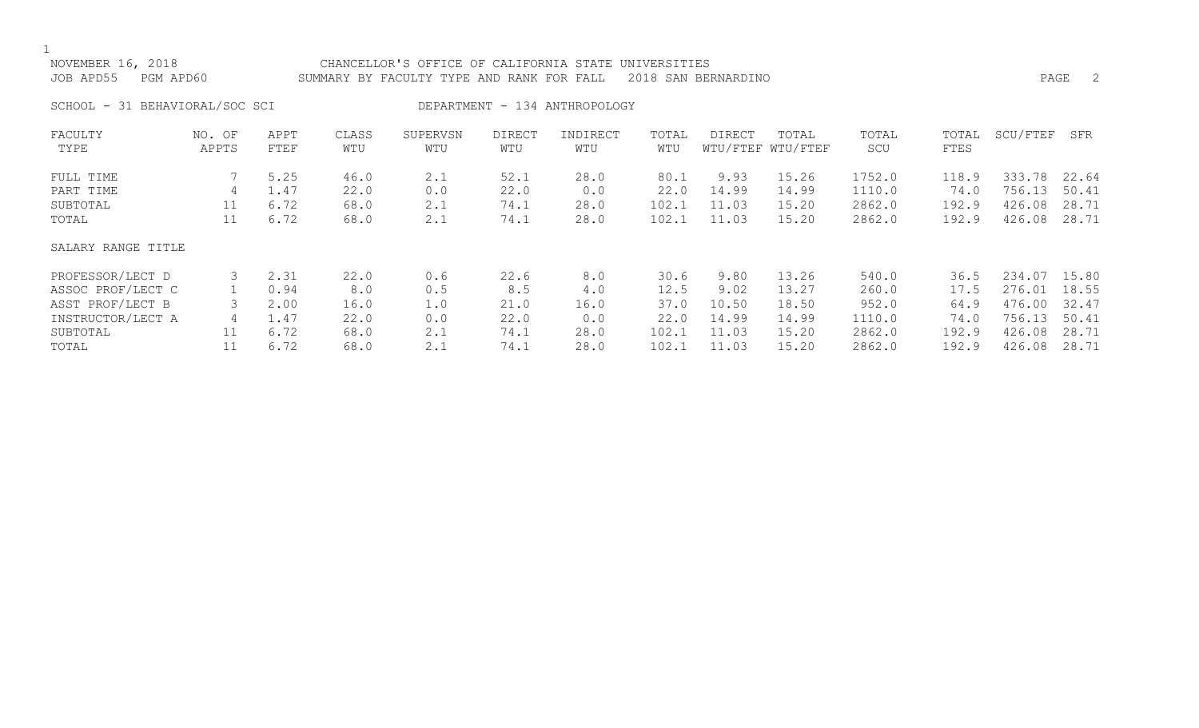NOVEMBER 16, 2018 CHANCELLOR'S OFFICE OF CALIFORNIA STATE UNIVERSITIES
JOB APD55 PGM APD60 SUMMARY BY FACULTY TYPE AND RANK FOR FALL 2018 SAN BERNARDINO

SCHOOL - 31 BEHAVIORAL/SOC SCI DEPARTMENT - 134 ANTHROPOLOGY

| FACULTY TYPE | NO. OF APPTS | APPT FTEF | CLASS WTU | SUPERVSN WTU | DIRECT WTU | INDIRECT WTU | TOTAL WTU | DIRECT WTU/FTEF | TOTAL WTU/FTEF | TOTAL SCU | TOTAL FTES | SCU/FTEF | SFR |
|---|---|---|---|---|---|---|---|---|---|---|---|---|---|
| FULL TIME | 7 | 5.25 | 46.0 | 2.1 | 52.1 | 28.0 | 80.1 | 9.93 | 15.26 | 1752.0 | 118.9 | 333.78 | 22.64 |
| PART TIME | 4 | 1.47 | 22.0 | 0.0 | 22.0 | 0.0 | 22.0 | 14.99 | 14.99 | 1110.0 | 74.0 | 756.13 | 50.41 |
| SUBTOTAL | 11 | 6.72 | 68.0 | 2.1 | 74.1 | 28.0 | 102.1 | 11.03 | 15.20 | 2862.0 | 192.9 | 426.08 | 28.71 |
| TOTAL | 11 | 6.72 | 68.0 | 2.1 | 74.1 | 28.0 | 102.1 | 11.03 | 15.20 | 2862.0 | 192.9 | 426.08 | 28.71 |
| SALARY RANGE TITLE | | | | | | | | | | | | | |
| PROFESSOR/LECT D | 3 | 2.31 | 22.0 | 0.6 | 22.6 | 8.0 | 30.6 | 9.80 | 13.26 | 540.0 | 36.5 | 234.07 | 15.80 |
| ASSOC PROF/LECT C | 1 | 0.94 | 8.0 | 0.5 | 8.5 | 4.0 | 12.5 | 9.02 | 13.27 | 260.0 | 17.5 | 276.01 | 18.55 |
| ASST PROF/LECT B | 3 | 2.00 | 16.0 | 1.0 | 21.0 | 16.0 | 37.0 | 10.50 | 18.50 | 952.0 | 64.9 | 476.00 | 32.47 |
| INSTRUCTOR/LECT A | 4 | 1.47 | 22.0 | 0.0 | 22.0 | 0.0 | 22.0 | 14.99 | 14.99 | 1110.0 | 74.0 | 756.13 | 50.41 |
| SUBTOTAL | 11 | 6.72 | 68.0 | 2.1 | 74.1 | 28.0 | 102.1 | 11.03 | 15.20 | 2862.0 | 192.9 | 426.08 | 28.71 |
| TOTAL | 11 | 6.72 | 68.0 | 2.1 | 74.1 | 28.0 | 102.1 | 11.03 | 15.20 | 2862.0 | 192.9 | 426.08 | 28.71 |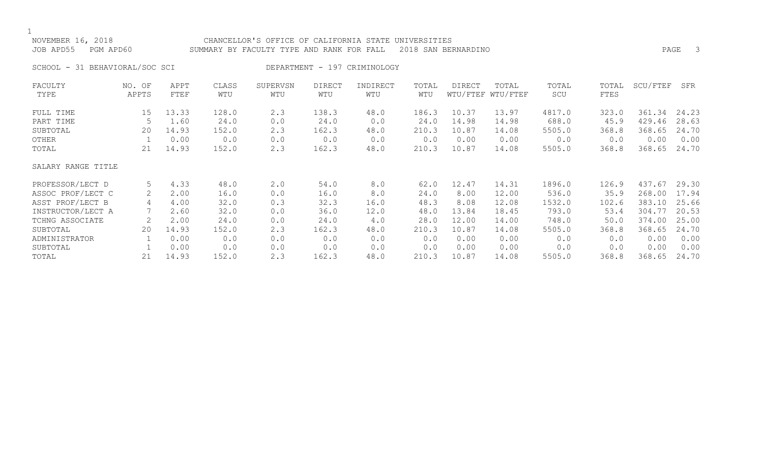NOVEMBER 16, 2018 CHANCELLOR'S OFFICE OF CALIFORNIA STATE UNIVERSITIES
JOB APD55 PGM APD60 SUMMARY BY FACULTY TYPE AND RANK FOR FALL 2018 SAN BERNARDINO

SCHOOL - 31 BEHAVIORAL/SOC SCI DEPARTMENT - 197 CRIMINOLOGY

| FACULTY TYPE | NO. OF APPTS | APPT FTEF | CLASS WTU | SUPERVSN WTU | DIRECT WTU | INDIRECT WTU | TOTAL WTU | DIRECT WTU/FTEF | TOTAL WTU/FTEF | TOTAL SCU | TOTAL FTES | SCU/FTEF | SFR |
|---|---|---|---|---|---|---|---|---|---|---|---|---|---|
| FULL TIME | 15 | 13.33 | 128.0 | 2.3 | 138.3 | 48.0 | 186.3 | 10.37 | 13.97 | 4817.0 | 323.0 | 361.34 | 24.23 |
| PART TIME | 5 | 1.60 | 24.0 | 0.0 | 24.0 | 0.0 | 24.0 | 14.98 | 14.98 | 688.0 | 45.9 | 429.46 | 28.63 |
| SUBTOTAL | 20 | 14.93 | 152.0 | 2.3 | 162.3 | 48.0 | 210.3 | 10.87 | 14.08 | 5505.0 | 368.8 | 368.65 | 24.70 |
| OTHER | 1 | 0.00 | 0.0 | 0.0 | 0.0 | 0.0 | 0.0 | 0.00 | 0.00 | 0.0 | 0.0 | 0.00 | 0.00 |
| TOTAL | 21 | 14.93 | 152.0 | 2.3 | 162.3 | 48.0 | 210.3 | 10.87 | 14.08 | 5505.0 | 368.8 | 368.65 | 24.70 |
| SALARY RANGE TITLE | | | | | | | | | | | | | |
| PROFESSOR/LECT D | 5 | 4.33 | 48.0 | 2.0 | 54.0 | 8.0 | 62.0 | 12.47 | 14.31 | 1896.0 | 126.9 | 437.67 | 29.30 |
| ASSOC PROF/LECT C | 2 | 2.00 | 16.0 | 0.0 | 16.0 | 8.0 | 24.0 | 8.00 | 12.00 | 536.0 | 35.9 | 268.00 | 17.94 |
| ASST PROF/LECT B | 4 | 4.00 | 32.0 | 0.3 | 32.3 | 16.0 | 48.3 | 8.08 | 12.08 | 1532.0 | 102.6 | 383.10 | 25.66 |
| INSTRUCTOR/LECT A | 7 | 2.60 | 32.0 | 0.0 | 36.0 | 12.0 | 48.0 | 13.84 | 18.45 | 793.0 | 53.4 | 304.77 | 20.53 |
| TCHNG ASSOCIATE | 2 | 2.00 | 24.0 | 0.0 | 24.0 | 4.0 | 28.0 | 12.00 | 14.00 | 748.0 | 50.0 | 374.00 | 25.00 |
| SUBTOTAL | 20 | 14.93 | 152.0 | 2.3 | 162.3 | 48.0 | 210.3 | 10.87 | 14.08 | 5505.0 | 368.8 | 368.65 | 24.70 |
| ADMINISTRATOR | 1 | 0.00 | 0.0 | 0.0 | 0.0 | 0.0 | 0.0 | 0.00 | 0.00 | 0.0 | 0.0 | 0.00 | 0.00 |
| SUBTOTAL | 1 | 0.00 | 0.0 | 0.0 | 0.0 | 0.0 | 0.0 | 0.00 | 0.00 | 0.0 | 0.0 | 0.00 | 0.00 |
| TOTAL | 21 | 14.93 | 152.0 | 2.3 | 162.3 | 48.0 | 210.3 | 10.87 | 14.08 | 5505.0 | 368.8 | 368.65 | 24.70 |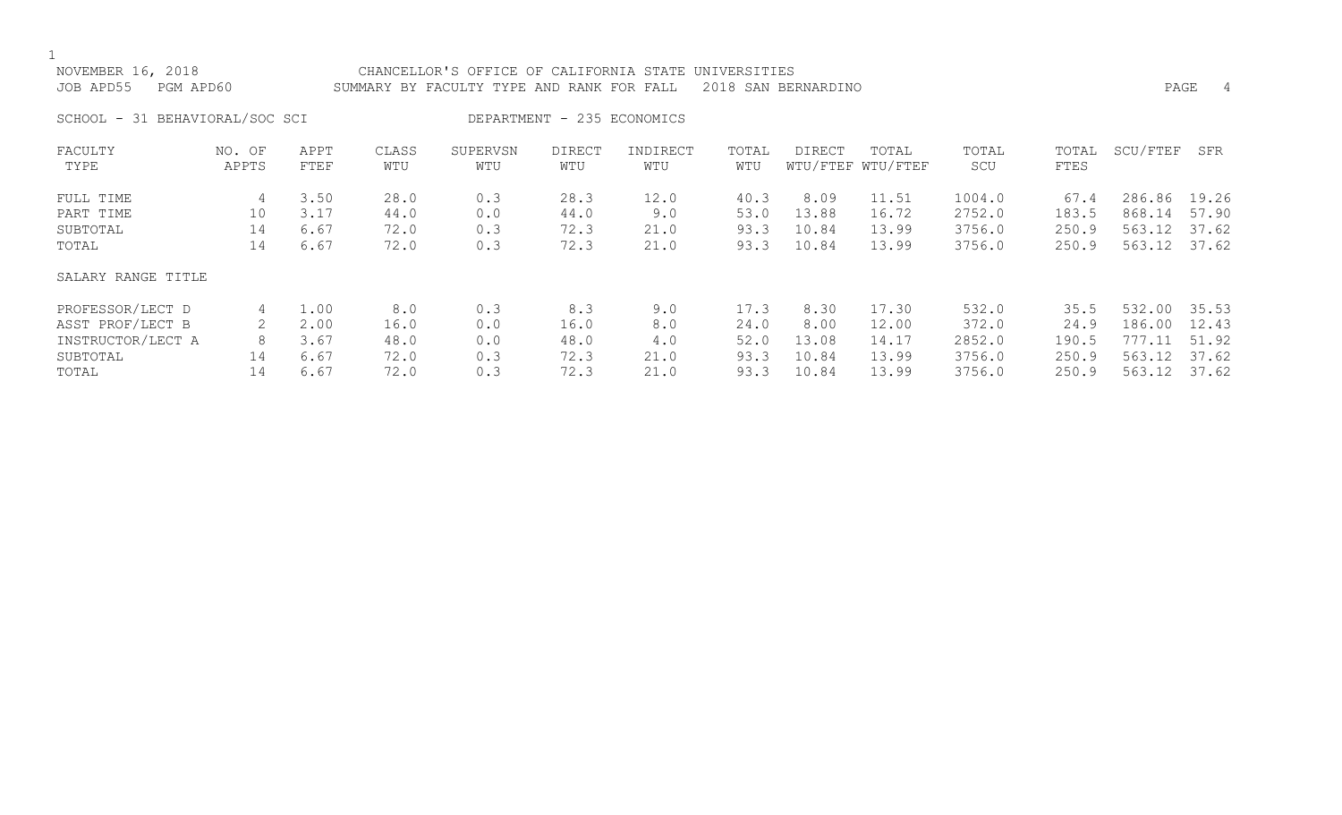NOVEMBER 16, 2018 CHANCELLOR'S OFFICE OF CALIFORNIA STATE UNIVERSITIES
JOB APD55 PGM APD60 SUMMARY BY FACULTY TYPE AND RANK FOR FALL 2018 SAN BERNARDINO

SCHOOL - 31 BEHAVIORAL/SOC SCI DEPARTMENT - 235 ECONOMICS

| FACULTY TYPE | NO. OF APPTS | APPT FTEF | CLASS WTU | SUPERVSN WTU | DIRECT WTU | INDIRECT WTU | TOTAL WTU | DIRECT WTU/FTEF | TOTAL WTU/FTEF | TOTAL SCU | TOTAL FTES | SCU/FTEF | SFR |
|---|---|---|---|---|---|---|---|---|---|---|---|---|---|
| FULL TIME | 4 | 3.50 | 28.0 | 0.3 | 28.3 | 12.0 | 40.3 | 8.09 | 11.51 | 1004.0 | 67.4 | 286.86 | 19.26 |
| PART TIME | 10 | 3.17 | 44.0 | 0.0 | 44.0 | 9.0 | 53.0 | 13.88 | 16.72 | 2752.0 | 183.5 | 868.14 | 57.90 |
| SUBTOTAL | 14 | 6.67 | 72.0 | 0.3 | 72.3 | 21.0 | 93.3 | 10.84 | 13.99 | 3756.0 | 250.9 | 563.12 | 37.62 |
| TOTAL | 14 | 6.67 | 72.0 | 0.3 | 72.3 | 21.0 | 93.3 | 10.84 | 13.99 | 3756.0 | 250.9 | 563.12 | 37.62 |
| SALARY RANGE TITLE | | | | | | | | | | | | | |
| PROFESSOR/LECT D | 4 | 1.00 | 8.0 | 0.3 | 8.3 | 9.0 | 17.3 | 8.30 | 17.30 | 532.0 | 35.5 | 532.00 | 35.53 |
| ASST PROF/LECT B | 2 | 2.00 | 16.0 | 0.0 | 16.0 | 8.0 | 24.0 | 8.00 | 12.00 | 372.0 | 24.9 | 186.00 | 12.43 |
| INSTRUCTOR/LECT A | 8 | 3.67 | 48.0 | 0.0 | 48.0 | 4.0 | 52.0 | 13.08 | 14.17 | 2852.0 | 190.5 | 777.11 | 51.92 |
| SUBTOTAL | 14 | 6.67 | 72.0 | 0.3 | 72.3 | 21.0 | 93.3 | 10.84 | 13.99 | 3756.0 | 250.9 | 563.12 | 37.62 |
| TOTAL | 14 | 6.67 | 72.0 | 0.3 | 72.3 | 21.0 | 93.3 | 10.84 | 13.99 | 3756.0 | 250.9 | 563.12 | 37.62 |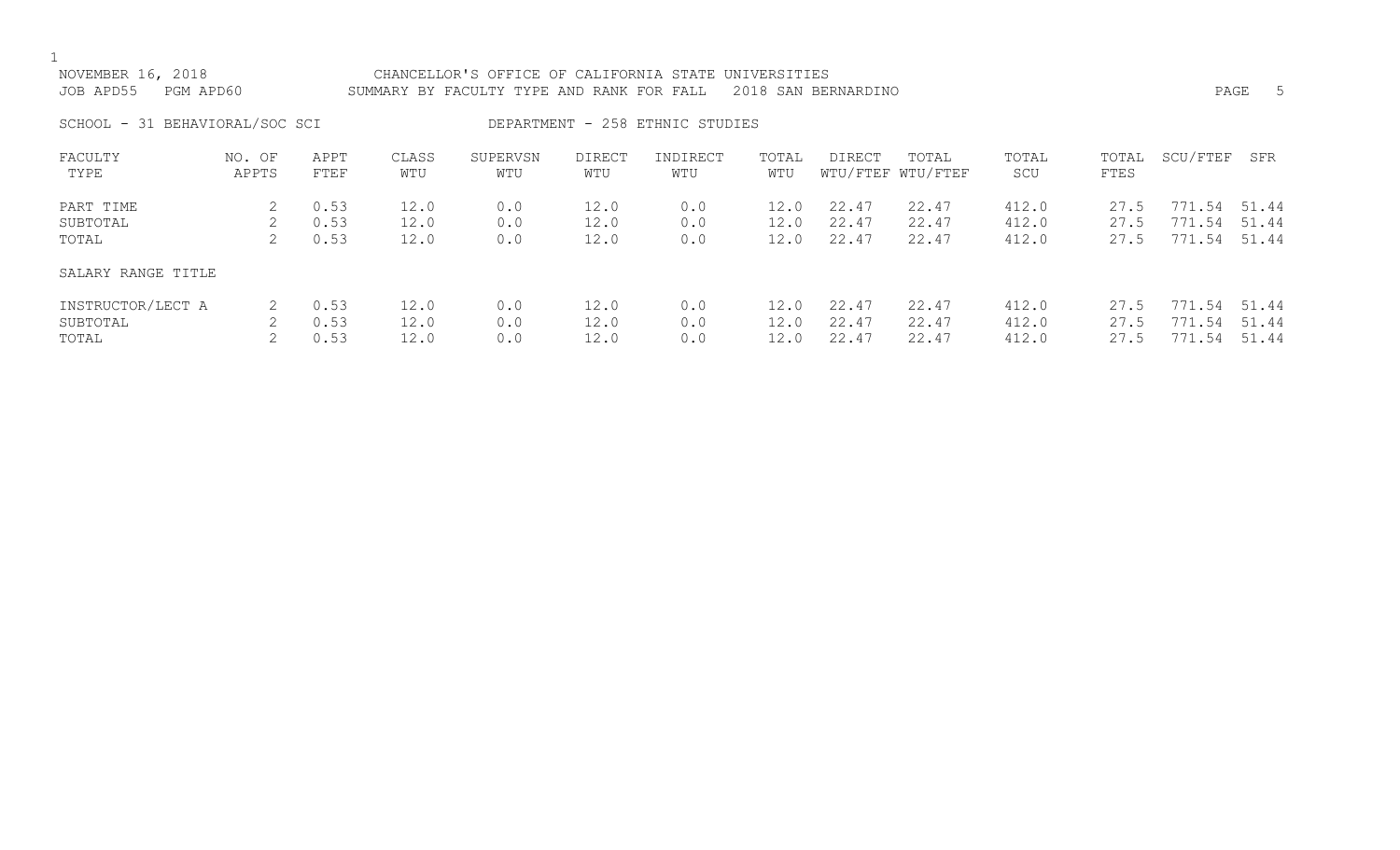NOVEMBER 16, 2018 CHANCELLOR'S OFFICE OF CALIFORNIA STATE UNIVERSITIES
JOB APD55 PGM APD60 SUMMARY BY FACULTY TYPE AND RANK FOR FALL 2018 SAN BERNARDINO

SCHOOL - 31 BEHAVIORAL/SOC SCI DEPARTMENT - 258 ETHNIC STUDIES

| FACULTY TYPE | NO. OF APPTS | APPT FTEF | CLASS WTU | SUPERVSN WTU | DIRECT WTU | INDIRECT WTU | TOTAL WTU | DIRECT WTU/FTEF | TOTAL WTU/FTEF | TOTAL SCU | TOTAL FTES | SCU/FTEF | SFR |
|---|---|---|---|---|---|---|---|---|---|---|---|---|---|
| PART TIME | 2 | 0.53 | 12.0 | 0.0 | 12.0 | 0.0 | 12.0 | 22.47 | 22.47 | 412.0 | 27.5 | 771.54 | 51.44 |
| SUBTOTAL | 2 | 0.53 | 12.0 | 0.0 | 12.0 | 0.0 | 12.0 | 22.47 | 22.47 | 412.0 | 27.5 | 771.54 | 51.44 |
| TOTAL | 2 | 0.53 | 12.0 | 0.0 | 12.0 | 0.0 | 12.0 | 22.47 | 22.47 | 412.0 | 27.5 | 771.54 | 51.44 |
| SALARY RANGE TITLE | | | | | | | | | | | | | |
| INSTRUCTOR/LECT A | 2 | 0.53 | 12.0 | 0.0 | 12.0 | 0.0 | 12.0 | 22.47 | 22.47 | 412.0 | 27.5 | 771.54 | 51.44 |
| SUBTOTAL | 2 | 0.53 | 12.0 | 0.0 | 12.0 | 0.0 | 12.0 | 22.47 | 22.47 | 412.0 | 27.5 | 771.54 | 51.44 |
| TOTAL | 2 | 0.53 | 12.0 | 0.0 | 12.0 | 0.0 | 12.0 | 22.47 | 22.47 | 412.0 | 27.5 | 771.54 | 51.44 |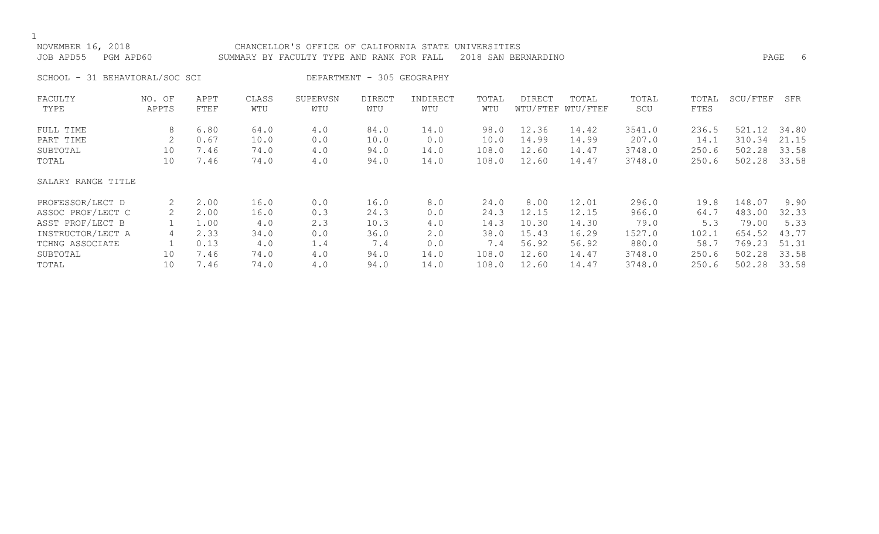NOVEMBER 16, 2018 CHANCELLOR'S OFFICE OF CALIFORNIA STATE UNIVERSITIES
JOB APD55 PGM APD60 SUMMARY BY FACULTY TYPE AND RANK FOR FALL 2018 SAN BERNARDINO

SCHOOL - 31 BEHAVIORAL/SOC SCI DEPARTMENT - 305 GEOGRAPHY

| FACULTY TYPE | NO. OF APPTS | APPT FTEF | CLASS WTU | SUPERVSN WTU | DIRECT WTU | INDIRECT WTU | TOTAL WTU | DIRECT WTU/FTEF | TOTAL WTU/FTEF | TOTAL SCU | TOTAL FTES | SCU/FTEF | SFR |
|---|---|---|---|---|---|---|---|---|---|---|---|---|---|
| FULL TIME | 8 | 6.80 | 64.0 | 4.0 | 84.0 | 14.0 | 98.0 | 12.36 | 14.42 | 3541.0 | 236.5 | 521.12 | 34.80 |
| PART TIME | 2 | 0.67 | 10.0 | 0.0 | 10.0 | 0.0 | 10.0 | 14.99 | 14.99 | 207.0 | 14.1 | 310.34 | 21.15 |
| SUBTOTAL | 10 | 7.46 | 74.0 | 4.0 | 94.0 | 14.0 | 108.0 | 12.60 | 14.47 | 3748.0 | 250.6 | 502.28 | 33.58 |
| TOTAL | 10 | 7.46 | 74.0 | 4.0 | 94.0 | 14.0 | 108.0 | 12.60 | 14.47 | 3748.0 | 250.6 | 502.28 | 33.58 |
| SALARY RANGE TITLE | | | | | | | | | | | | | |
| PROFESSOR/LECT D | 2 | 2.00 | 16.0 | 0.0 | 16.0 | 8.0 | 24.0 | 8.00 | 12.01 | 296.0 | 19.8 | 148.07 | 9.90 |
| ASSOC PROF/LECT C | 2 | 2.00 | 16.0 | 0.3 | 24.3 | 0.0 | 24.3 | 12.15 | 12.15 | 966.0 | 64.7 | 483.00 | 32.33 |
| ASST PROF/LECT B | 1 | 1.00 | 4.0 | 2.3 | 10.3 | 4.0 | 14.3 | 10.30 | 14.30 | 79.0 | 5.3 | 79.00 | 5.33 |
| INSTRUCTOR/LECT A | 4 | 2.33 | 34.0 | 0.0 | 36.0 | 2.0 | 38.0 | 15.43 | 16.29 | 1527.0 | 102.1 | 654.52 | 43.77 |
| TCHNG ASSOCIATE | 1 | 0.13 | 4.0 | 1.4 | 7.4 | 0.0 | 7.4 | 56.92 | 56.92 | 880.0 | 58.7 | 769.23 | 51.31 |
| SUBTOTAL | 10 | 7.46 | 74.0 | 4.0 | 94.0 | 14.0 | 108.0 | 12.60 | 14.47 | 3748.0 | 250.6 | 502.28 | 33.58 |
| TOTAL | 10 | 7.46 | 74.0 | 4.0 | 94.0 | 14.0 | 108.0 | 12.60 | 14.47 | 3748.0 | 250.6 | 502.28 | 33.58 |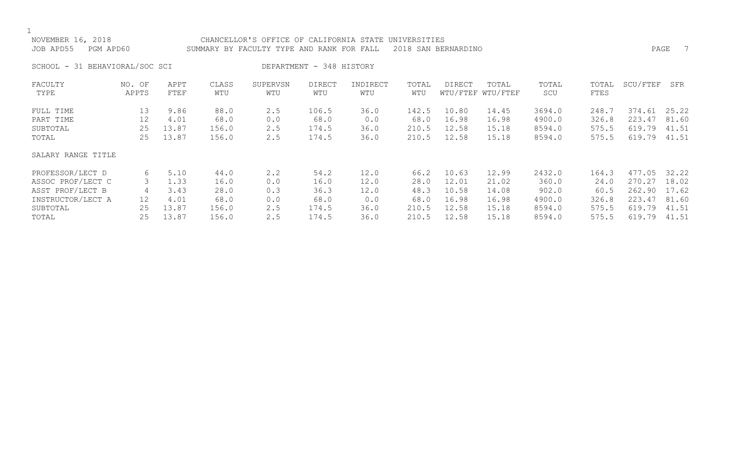NOVEMBER 16, 2018 CHANCELLOR'S OFFICE OF CALIFORNIA STATE UNIVERSITIES

JOB APD55 PGM APD60 SUMMARY BY FACULTY TYPE AND RANK FOR FALL 2018 SAN BERNARDINO

SCHOOL - 31 BEHAVIORAL/SOC SCI DEPARTMENT - 348 HISTORY

| FACULTY TYPE | NO. OF APPTS | APPT FTEF | CLASS WTU | SUPERVSN WTU | DIRECT WTU | INDIRECT WTU | TOTAL WTU | DIRECT WTU/FTEF | TOTAL WTU/FTEF | TOTAL SCU | TOTAL FTES | SCU/FTEF | SFR |
|---|---|---|---|---|---|---|---|---|---|---|---|---|---|
| FULL TIME | 13 | 9.86 | 88.0 | 2.5 | 106.5 | 36.0 | 142.5 | 10.80 | 14.45 | 3694.0 | 248.7 | 374.61 | 25.22 |
| PART TIME | 12 | 4.01 | 68.0 | 0.0 | 68.0 | 0.0 | 68.0 | 16.98 | 16.98 | 4900.0 | 326.8 | 223.47 | 81.60 |
| SUBTOTAL | 25 | 13.87 | 156.0 | 2.5 | 174.5 | 36.0 | 210.5 | 12.58 | 15.18 | 8594.0 | 575.5 | 619.79 | 41.51 |
| TOTAL | 25 | 13.87 | 156.0 | 2.5 | 174.5 | 36.0 | 210.5 | 12.58 | 15.18 | 8594.0 | 575.5 | 619.79 | 41.51 |
| **SALARY RANGE TITLE** | | | | | | | | | | | | | |
| PROFESSOR/LECT D | 6 | 5.10 | 44.0 | 2.2 | 54.2 | 12.0 | 66.2 | 10.63 | 12.99 | 2432.0 | 164.3 | 477.05 | 32.22 |
| ASSOC PROF/LECT C | 3 | 1.33 | 16.0 | 0.0 | 16.0 | 12.0 | 28.0 | 12.01 | 21.02 | 360.0 | 24.0 | 270.27 | 18.02 |
| ASST PROF/LECT B | 4 | 3.43 | 28.0 | 0.3 | 36.3 | 12.0 | 48.3 | 10.58 | 14.08 | 902.0 | 60.5 | 262.90 | 17.62 |
| INSTRUCTOR/LECT A | 12 | 4.01 | 68.0 | 0.0 | 68.0 | 0.0 | 68.0 | 16.98 | 16.98 | 4900.0 | 326.8 | 223.47 | 81.60 |
| SUBTOTAL | 25 | 13.87 | 156.0 | 2.5 | 174.5 | 36.0 | 210.5 | 12.58 | 15.18 | 8594.0 | 575.5 | 619.79 | 41.51 |
| TOTAL | 25 | 13.87 | 156.0 | 2.5 | 174.5 | 36.0 | 210.5 | 12.58 | 15.18 | 8594.0 | 575.5 | 619.79 | 41.51 |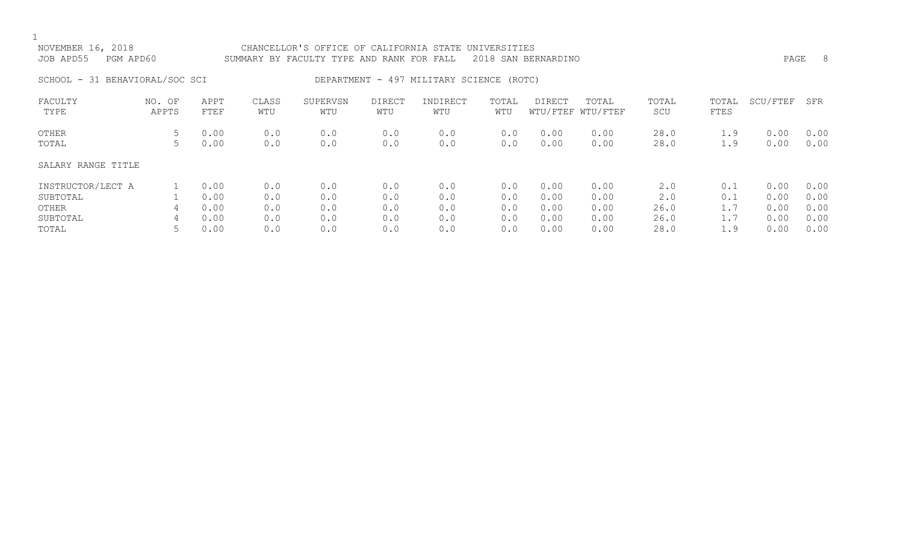NOVEMBER 16, 2018 CHANCELLOR'S OFFICE OF CALIFORNIA STATE UNIVERSITIES
JOB APD55 PGM APD60 SUMMARY BY FACULTY TYPE AND RANK FOR FALL 2018 SAN BERNARDINO

SCHOOL - 31 BEHAVIORAL/SOC SCI DEPARTMENT - 497 MILITARY SCIENCE (ROTC)

| FACULTY TYPE | NO. OF APPTS | APPT FTEF | CLASS WTU | SUPERVSN WTU | DIRECT WTU | INDIRECT WTU | TOTAL WTU | DIRECT WTU/FTEF | TOTAL WTU/FTEF | TOTAL SCU | TOTAL FTES | SCU/FTEF | SFR |
|---|---|---|---|---|---|---|---|---|---|---|---|---|---|
| OTHER | 5 | 0.00 | 0.0 | 0.0 | 0.0 | 0.0 | 0.0 | 0.00 | 0.00 | 28.0 | 1.9 | 0.00 | 0.00 |
| TOTAL | 5 | 0.00 | 0.0 | 0.0 | 0.0 | 0.0 | 0.0 | 0.00 | 0.00 | 28.0 | 1.9 | 0.00 | 0.00 |

SALARY RANGE TITLE

| SALARY RANGE TITLE | NO. OF APPTS | APPT FTEF | CLASS WTU | SUPERVSN WTU | DIRECT WTU | INDIRECT WTU | TOTAL WTU | DIRECT WTU/FTEF | TOTAL WTU/FTEF | TOTAL SCU | TOTAL FTES | SCU/FTEF | SFR |
|---|---|---|---|---|---|---|---|---|---|---|---|---|---|
| INSTRUCTOR/LECT A | 1 | 0.00 | 0.0 | 0.0 | 0.0 | 0.0 | 0.0 | 0.00 | 0.00 | 2.0 | 0.1 | 0.00 | 0.00 |
| SUBTOTAL | 1 | 0.00 | 0.0 | 0.0 | 0.0 | 0.0 | 0.0 | 0.00 | 0.00 | 2.0 | 0.1 | 0.00 | 0.00 |
| OTHER | 4 | 0.00 | 0.0 | 0.0 | 0.0 | 0.0 | 0.0 | 0.00 | 0.00 | 26.0 | 1.7 | 0.00 | 0.00 |
| SUBTOTAL | 4 | 0.00 | 0.0 | 0.0 | 0.0 | 0.0 | 0.0 | 0.00 | 0.00 | 26.0 | 1.7 | 0.00 | 0.00 |
| TOTAL | 5 | 0.00 | 0.0 | 0.0 | 0.0 | 0.0 | 0.0 | 0.00 | 0.00 | 28.0 | 1.9 | 0.00 | 0.00 |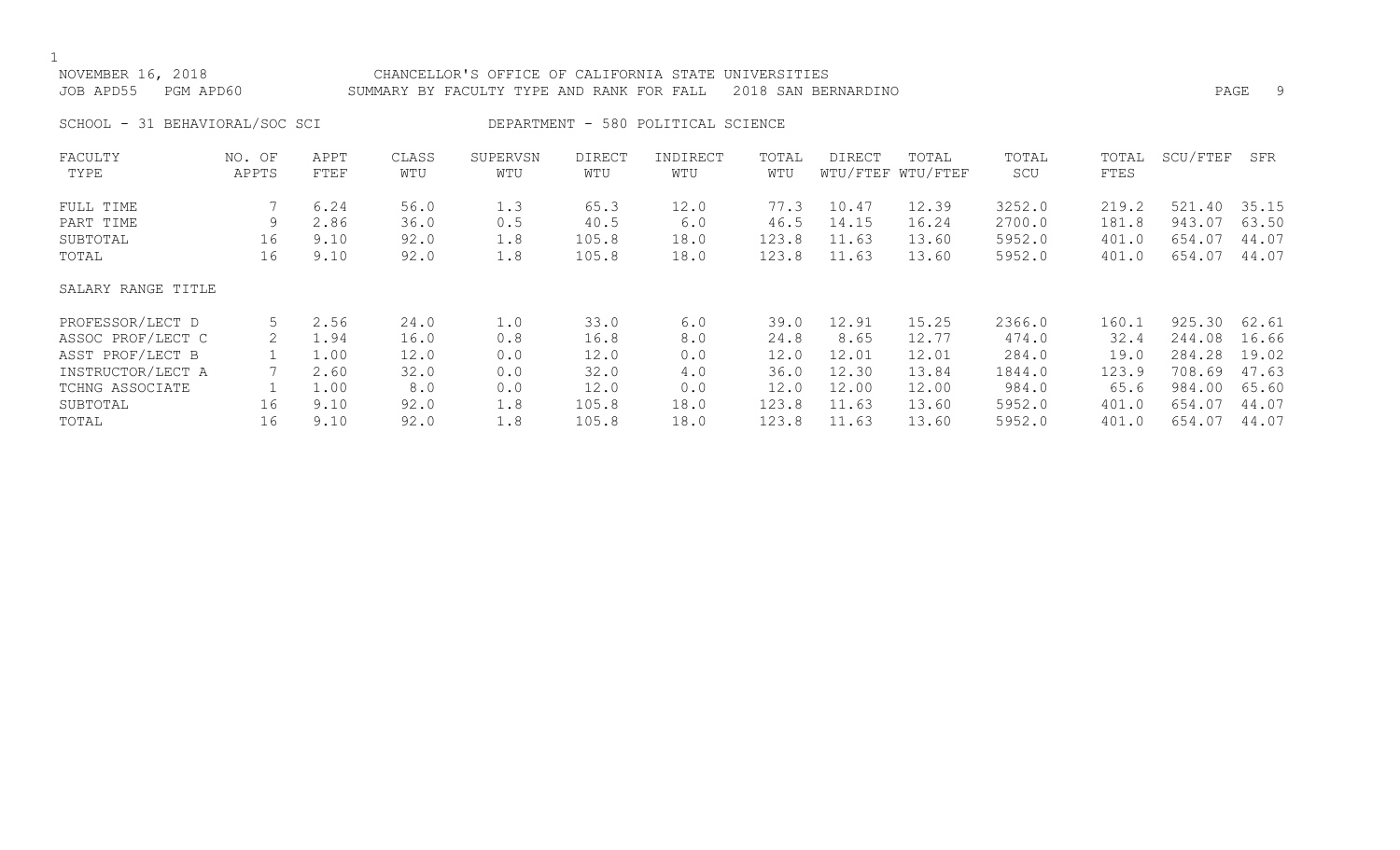NOVEMBER 16, 2018 CHANCELLOR'S OFFICE OF CALIFORNIA STATE UNIVERSITIES
JOB APD55 PGM APD60 SUMMARY BY FACULTY TYPE AND RANK FOR FALL 2018 SAN BERNARDINO

SCHOOL - 31 BEHAVIORAL/SOC SCI DEPARTMENT - 580 POLITICAL SCIENCE

| FACULTY TYPE | NO. OF APPTS | APPT FTEF | CLASS WTU | SUPERVSN WTU | DIRECT WTU | INDIRECT WTU | TOTAL WTU | DIRECT WTU/FTEF | TOTAL WTU/FTEF | TOTAL SCU | TOTAL FTES | SCU/FTEF | SFR |
|---|---|---|---|---|---|---|---|---|---|---|---|---|---|
| FULL TIME | 7 | 6.24 | 56.0 | 1.3 | 65.3 | 12.0 | 77.3 | 10.47 | 12.39 | 3252.0 | 219.2 | 521.40 | 35.15 |
| PART TIME | 9 | 2.86 | 36.0 | 0.5 | 40.5 | 6.0 | 46.5 | 14.15 | 16.24 | 2700.0 | 181.8 | 943.07 | 63.50 |
| SUBTOTAL | 16 | 9.10 | 92.0 | 1.8 | 105.8 | 18.0 | 123.8 | 11.63 | 13.60 | 5952.0 | 401.0 | 654.07 | 44.07 |
| TOTAL | 16 | 9.10 | 92.0 | 1.8 | 105.8 | 18.0 | 123.8 | 11.63 | 13.60 | 5952.0 | 401.0 | 654.07 | 44.07 |
| **SALARY RANGE TITLE** | | | | | | | | | | | | | |
| PROFESSOR/LECT D | 5 | 2.56 | 24.0 | 1.0 | 33.0 | 6.0 | 39.0 | 12.91 | 15.25 | 2366.0 | 160.1 | 925.30 | 62.61 |
| ASSOC PROF/LECT C | 2 | 1.94 | 16.0 | 0.8 | 16.8 | 8.0 | 24.8 | 8.65 | 12.77 | 474.0 | 32.4 | 244.08 | 16.66 |
| ASST PROF/LECT B | 1 | 1.00 | 12.0 | 0.0 | 12.0 | 0.0 | 12.0 | 12.01 | 12.01 | 284.0 | 19.0 | 284.28 | 19.02 |
| INSTRUCTOR/LECT A | 7 | 2.60 | 32.0 | 0.0 | 32.0 | 4.0 | 36.0 | 12.30 | 13.84 | 1844.0 | 123.9 | 708.69 | 47.63 |
| TCHNG ASSOCIATE | 1 | 1.00 | 8.0 | 0.0 | 12.0 | 0.0 | 12.0 | 12.00 | 12.00 | 984.0 | 65.6 | 984.00 | 65.60 |
| SUBTOTAL | 16 | 9.10 | 92.0 | 1.8 | 105.8 | 18.0 | 123.8 | 11.63 | 13.60 | 5952.0 | 401.0 | 654.07 | 44.07 |
| TOTAL | 16 | 9.10 | 92.0 | 1.8 | 105.8 | 18.0 | 123.8 | 11.63 | 13.60 | 5952.0 | 401.0 | 654.07 | 44.07 |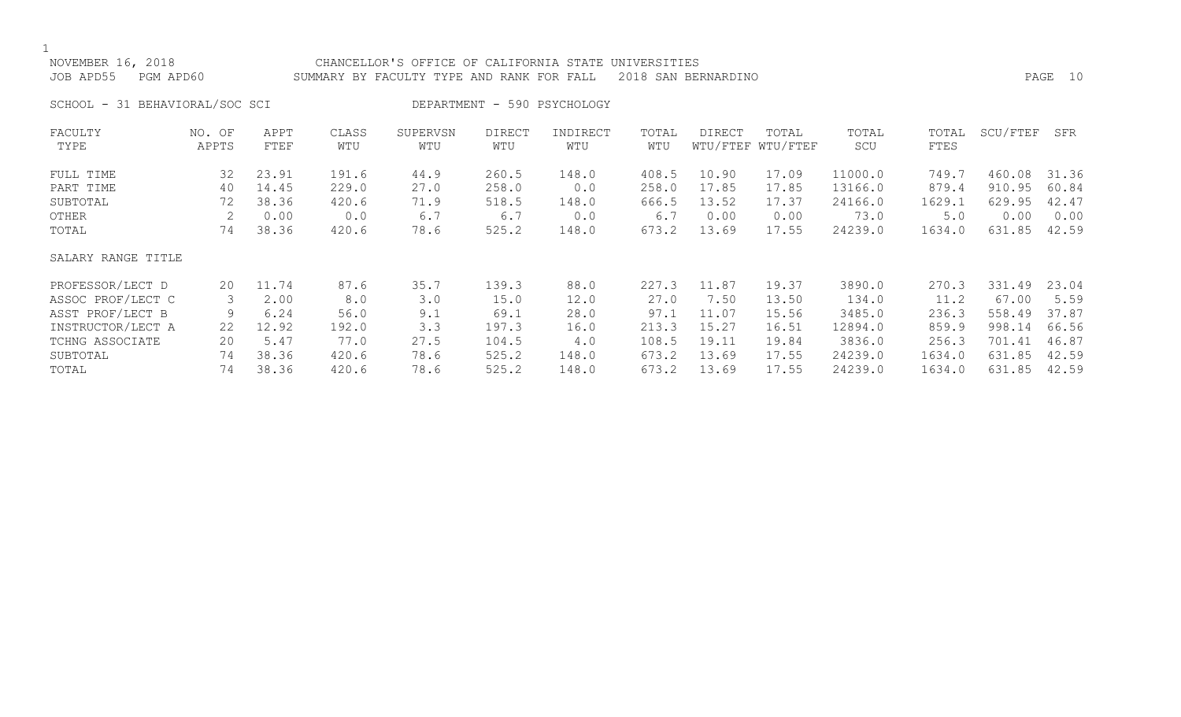NOVEMBER 16, 2018 CHANCELLOR'S OFFICE OF CALIFORNIA STATE UNIVERSITIES
JOB APD55 PGM APD60 SUMMARY BY FACULTY TYPE AND RANK FOR FALL 2018 SAN BERNARDINO

SCHOOL - 31 BEHAVIORAL/SOC SCI DEPARTMENT - 590 PSYCHOLOGY

| FACULTY TYPE | NO. OF APPTS | APPT FTEF | CLASS WTU | SUPERVSN WTU | DIRECT WTU | INDIRECT WTU | TOTAL WTU | DIRECT WTU/FTEF | TOTAL WTU/FTEF | TOTAL SCU | TOTAL FTES | SCU/FTEF | SFR |
|---|---|---|---|---|---|---|---|---|---|---|---|---|---|
| FULL TIME | 32 | 23.91 | 191.6 | 44.9 | 260.5 | 148.0 | 408.5 | 10.90 | 17.09 | 11000.0 | 749.7 | 460.08 | 31.36 |
| PART TIME | 40 | 14.45 | 229.0 | 27.0 | 258.0 | 0.0 | 258.0 | 17.85 | 17.85 | 13166.0 | 879.4 | 910.95 | 60.84 |
| SUBTOTAL | 72 | 38.36 | 420.6 | 71.9 | 518.5 | 148.0 | 666.5 | 13.52 | 17.37 | 24166.0 | 1629.1 | 629.95 | 42.47 |
| OTHER | 2 | 0.00 | 0.0 | 6.7 | 6.7 | 0.0 | 6.7 | 0.00 | 0.00 | 73.0 | 5.0 | 0.00 | 0.00 |
| TOTAL | 74 | 38.36 | 420.6 | 78.6 | 525.2 | 148.0 | 673.2 | 13.69 | 17.55 | 24239.0 | 1634.0 | 631.85 | 42.59 |
| **SALARY RANGE TITLE** | | | | | | | | | | | | | |
| PROFESSOR/LECT D | 20 | 11.74 | 87.6 | 35.7 | 139.3 | 88.0 | 227.3 | 11.87 | 19.37 | 3890.0 | 270.3 | 331.49 | 23.04 |
| ASSOC PROF/LECT C | 3 | 2.00 | 8.0 | 3.0 | 15.0 | 12.0 | 27.0 | 7.50 | 13.50 | 134.0 | 11.2 | 67.00 | 5.59 |
| ASST PROF/LECT B | 9 | 6.24 | 56.0 | 9.1 | 69.1 | 28.0 | 97.1 | 11.07 | 15.56 | 3485.0 | 236.3 | 558.49 | 37.87 |
| INSTRUCTOR/LECT A | 22 | 12.92 | 192.0 | 3.3 | 197.3 | 16.0 | 213.3 | 15.27 | 16.51 | 12894.0 | 859.9 | 998.14 | 66.56 |
| TCHNG ASSOCIATE | 20 | 5.47 | 77.0 | 27.5 | 104.5 | 4.0 | 108.5 | 19.11 | 19.84 | 3836.0 | 256.3 | 701.41 | 46.87 |
| SUBTOTAL | 74 | 38.36 | 420.6 | 78.6 | 525.2 | 148.0 | 673.2 | 13.69 | 17.55 | 24239.0 | 1634.0 | 631.85 | 42.59 |
| TOTAL | 74 | 38.36 | 420.6 | 78.6 | 525.2 | 148.0 | 673.2 | 13.69 | 17.55 | 24239.0 | 1634.0 | 631.85 | 42.59 |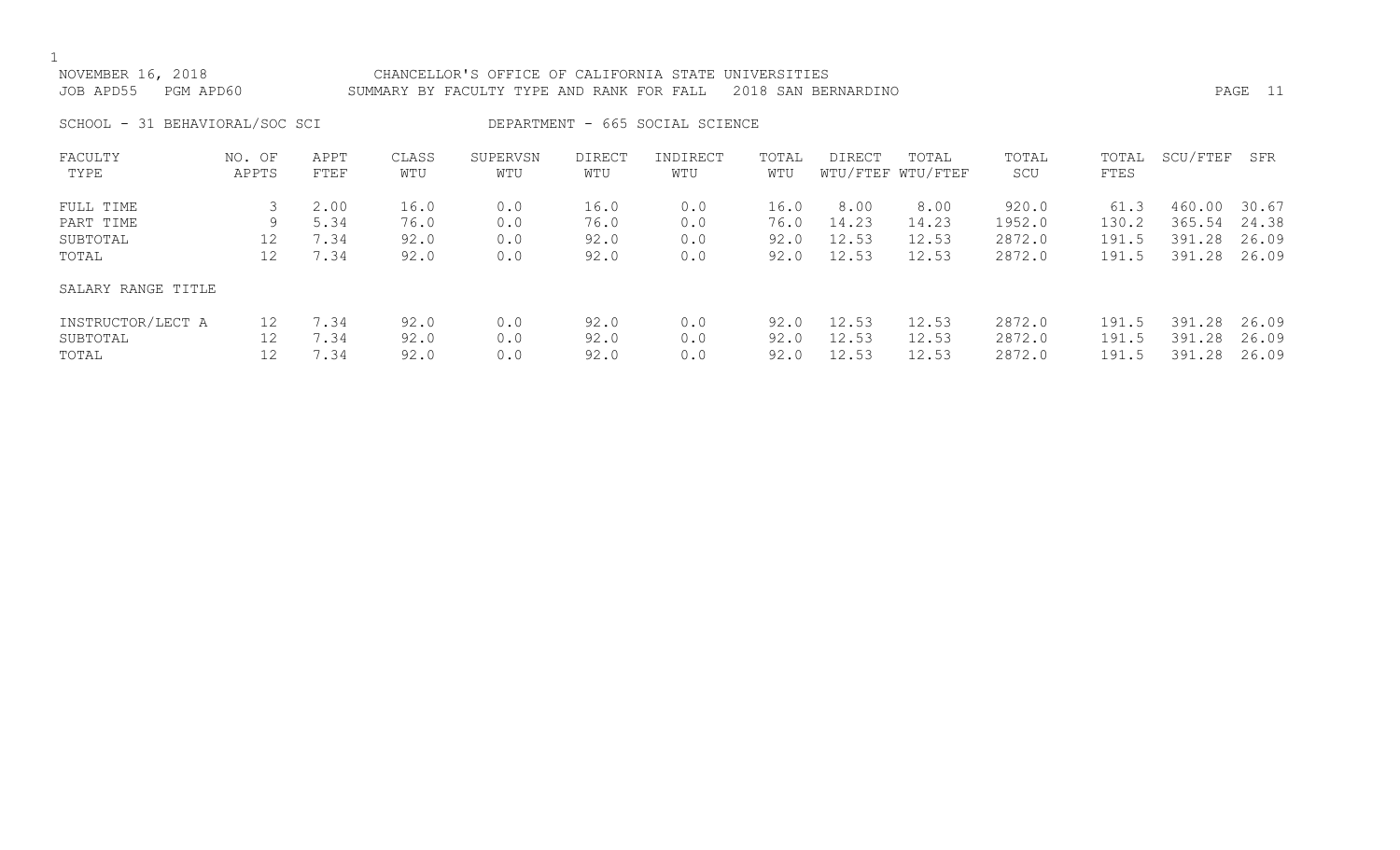NOVEMBER 16, 2018 CHANCELLOR'S OFFICE OF CALIFORNIA STATE UNIVERSITIES
JOB APD55 PGM APD60 SUMMARY BY FACULTY TYPE AND RANK FOR FALL 2018 SAN BERNARDINO

SCHOOL - 31 BEHAVIORAL/SOC SCI DEPARTMENT - 665 SOCIAL SCIENCE

| FACULTY TYPE | NO. OF APPTS | APPT FTEF | CLASS WTU | SUPERVSN WTU | DIRECT WTU | INDIRECT WTU | TOTAL WTU | DIRECT WTU/FTEF | TOTAL WTU/FTEF | TOTAL SCU | TOTAL FTES | SCU/FTEF | SFR |
|---|---|---|---|---|---|---|---|---|---|---|---|---|---|
| FULL TIME | 3 | 2.00 | 16.0 | 0.0 | 16.0 | 0.0 | 16.0 | 8.00 | 8.00 | 920.0 | 61.3 | 460.00 | 30.67 |
| PART TIME | 9 | 5.34 | 76.0 | 0.0 | 76.0 | 0.0 | 76.0 | 14.23 | 14.23 | 1952.0 | 130.2 | 365.54 | 24.38 |
| SUBTOTAL | 12 | 7.34 | 92.0 | 0.0 | 92.0 | 0.0 | 92.0 | 12.53 | 12.53 | 2872.0 | 191.5 | 391.28 | 26.09 |
| TOTAL | 12 | 7.34 | 92.0 | 0.0 | 92.0 | 0.0 | 92.0 | 12.53 | 12.53 | 2872.0 | 191.5 | 391.28 | 26.09 |
| SALARY RANGE TITLE | | | | | | | | | | | | | |
| INSTRUCTOR/LECT A | 12 | 7.34 | 92.0 | 0.0 | 92.0 | 0.0 | 92.0 | 12.53 | 12.53 | 2872.0 | 191.5 | 391.28 | 26.09 |
| SUBTOTAL | 12 | 7.34 | 92.0 | 0.0 | 92.0 | 0.0 | 92.0 | 12.53 | 12.53 | 2872.0 | 191.5 | 391.28 | 26.09 |
| TOTAL | 12 | 7.34 | 92.0 | 0.0 | 92.0 | 0.0 | 92.0 | 12.53 | 12.53 | 2872.0 | 191.5 | 391.28 | 26.09 |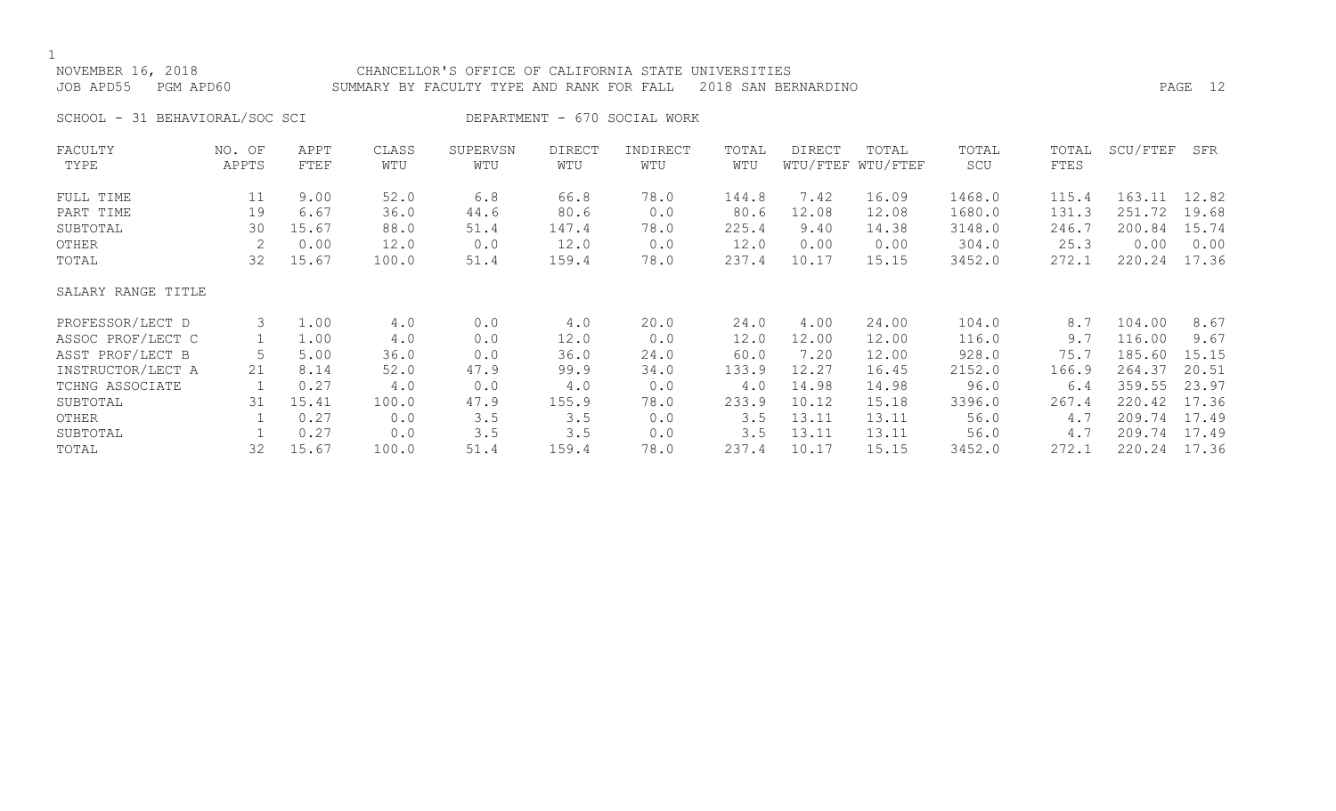NOVEMBER 16, 2018 — CHANCELLOR'S OFFICE OF CALIFORNIA STATE UNIVERSITIES

JOB APD55 PGM APD60 — SUMMARY BY FACULTY TYPE AND RANK FOR FALL 2018 SAN BERNARDINO

SCHOOL - 31 BEHAVIORAL/SOC SCI — DEPARTMENT - 670 SOCIAL WORK

| FACULTY TYPE | NO. OF APPTS | APPT FTEF | CLASS WTU | SUPERVSN WTU | DIRECT WTU | INDIRECT WTU | TOTAL WTU | DIRECT WTU/FTEF | TOTAL WTU/FTEF | TOTAL SCU | TOTAL FTES | SCU/FTEF | SFR |
|---|---|---|---|---|---|---|---|---|---|---|---|---|---|
| FULL TIME | 11 | 9.00 | 52.0 | 6.8 | 66.8 | 78.0 | 144.8 | 7.42 | 16.09 | 1468.0 | 115.4 | 163.11 | 12.82 |
| PART TIME | 19 | 6.67 | 36.0 | 44.6 | 80.6 | 0.0 | 80.6 | 12.08 | 12.08 | 1680.0 | 131.3 | 251.72 | 19.68 |
| SUBTOTAL | 30 | 15.67 | 88.0 | 51.4 | 147.4 | 78.0 | 225.4 | 9.40 | 14.38 | 3148.0 | 246.7 | 200.84 | 15.74 |
| OTHER | 2 | 0.00 | 12.0 | 0.0 | 12.0 | 0.0 | 12.0 | 0.00 | 0.00 | 304.0 | 25.3 | 0.00 | 0.00 |
| TOTAL | 32 | 15.67 | 100.0 | 51.4 | 159.4 | 78.0 | 237.4 | 10.17 | 15.15 | 3452.0 | 272.1 | 220.24 | 17.36 |
| **SALARY RANGE TITLE** | | | | | | | | | | | | | |
| PROFESSOR/LECT D | 3 | 1.00 | 4.0 | 0.0 | 4.0 | 20.0 | 24.0 | 4.00 | 24.00 | 104.0 | 8.7 | 104.00 | 8.67 |
| ASSOC PROF/LECT C | 1 | 1.00 | 4.0 | 0.0 | 12.0 | 0.0 | 12.0 | 12.00 | 12.00 | 116.0 | 9.7 | 116.00 | 9.67 |
| ASST PROF/LECT B | 5 | 5.00 | 36.0 | 0.0 | 36.0 | 24.0 | 60.0 | 7.20 | 12.00 | 928.0 | 75.7 | 185.60 | 15.15 |
| INSTRUCTOR/LECT A | 21 | 8.14 | 52.0 | 47.9 | 99.9 | 34.0 | 133.9 | 12.27 | 16.45 | 2152.0 | 166.9 | 264.37 | 20.51 |
| TCHNG ASSOCIATE | 1 | 0.27 | 4.0 | 0.0 | 4.0 | 0.0 | 4.0 | 14.98 | 14.98 | 96.0 | 6.4 | 359.55 | 23.97 |
| SUBTOTAL | 31 | 15.41 | 100.0 | 47.9 | 155.9 | 78.0 | 233.9 | 10.12 | 15.18 | 3396.0 | 267.4 | 220.42 | 17.36 |
| OTHER | 1 | 0.27 | 0.0 | 3.5 | 3.5 | 0.0 | 3.5 | 13.11 | 13.11 | 56.0 | 4.7 | 209.74 | 17.49 |
| SUBTOTAL | 1 | 0.27 | 0.0 | 3.5 | 3.5 | 0.0 | 3.5 | 13.11 | 13.11 | 56.0 | 4.7 | 209.74 | 17.49 |
| TOTAL | 32 | 15.67 | 100.0 | 51.4 | 159.4 | 78.0 | 237.4 | 10.17 | 15.15 | 3452.0 | 272.1 | 220.24 | 17.36 |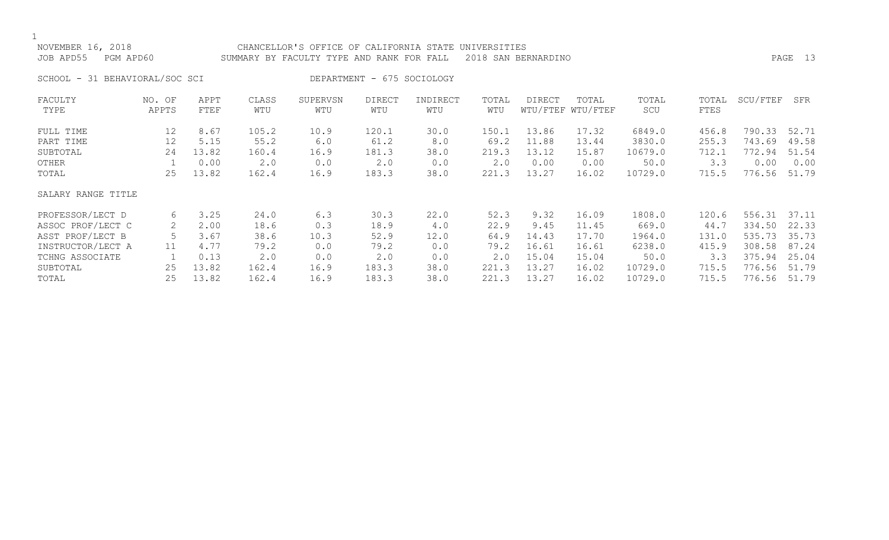NOVEMBER 16, 2018 CHANCELLOR'S OFFICE OF CALIFORNIA STATE UNIVERSITIES
JOB APD55 PGM APD60 SUMMARY BY FACULTY TYPE AND RANK FOR FALL 2018 SAN BERNARDINO

SCHOOL - 31 BEHAVIORAL/SOC SCI DEPARTMENT - 675 SOCIOLOGY

| FACULTY TYPE | NO. OF APPTS | APPT FTEF | CLASS WTU | SUPERVSN WTU | DIRECT WTU | INDIRECT WTU | TOTAL WTU | DIRECT WTU/FTEF | TOTAL WTU/FTEF | TOTAL SCU | TOTAL FTES | SCU/FTEF | SFR |
|---|---|---|---|---|---|---|---|---|---|---|---|---|---|
| FULL TIME | 12 | 8.67 | 105.2 | 10.9 | 120.1 | 30.0 | 150.1 | 13.86 | 17.32 | 6849.0 | 456.8 | 790.33 | 52.71 |
| PART TIME | 12 | 5.15 | 55.2 | 6.0 | 61.2 | 8.0 | 69.2 | 11.88 | 13.44 | 3830.0 | 255.3 | 743.69 | 49.58 |
| SUBTOTAL | 24 | 13.82 | 160.4 | 16.9 | 181.3 | 38.0 | 219.3 | 13.12 | 15.87 | 10679.0 | 712.1 | 772.94 | 51.54 |
| OTHER | 1 | 0.00 | 2.0 | 0.0 | 2.0 | 0.0 | 2.0 | 0.00 | 0.00 | 50.0 | 3.3 | 0.00 | 0.00 |
| TOTAL | 25 | 13.82 | 162.4 | 16.9 | 183.3 | 38.0 | 221.3 | 13.27 | 16.02 | 10729.0 | 715.5 | 776.56 | 51.79 |
| SALARY RANGE TITLE | | | | | | | | | | | | | |
| PROFESSOR/LECT D | 6 | 3.25 | 24.0 | 6.3 | 30.3 | 22.0 | 52.3 | 9.32 | 16.09 | 1808.0 | 120.6 | 556.31 | 37.11 |
| ASSOC PROF/LECT C | 2 | 2.00 | 18.6 | 0.3 | 18.9 | 4.0 | 22.9 | 9.45 | 11.45 | 669.0 | 44.7 | 334.50 | 22.33 |
| ASST PROF/LECT B | 5 | 3.67 | 38.6 | 10.3 | 52.9 | 12.0 | 64.9 | 14.43 | 17.70 | 1964.0 | 131.0 | 535.73 | 35.73 |
| INSTRUCTOR/LECT A | 11 | 4.77 | 79.2 | 0.0 | 79.2 | 0.0 | 79.2 | 16.61 | 16.61 | 6238.0 | 415.9 | 308.58 | 87.24 |
| TCHNG ASSOCIATE | 1 | 0.13 | 2.0 | 0.0 | 2.0 | 0.0 | 2.0 | 15.04 | 15.04 | 50.0 | 3.3 | 375.94 | 25.04 |
| SUBTOTAL | 25 | 13.82 | 162.4 | 16.9 | 183.3 | 38.0 | 221.3 | 13.27 | 16.02 | 10729.0 | 715.5 | 776.56 | 51.79 |
| TOTAL | 25 | 13.82 | 162.4 | 16.9 | 183.3 | 38.0 | 221.3 | 13.27 | 16.02 | 10729.0 | 715.5 | 776.56 | 51.79 |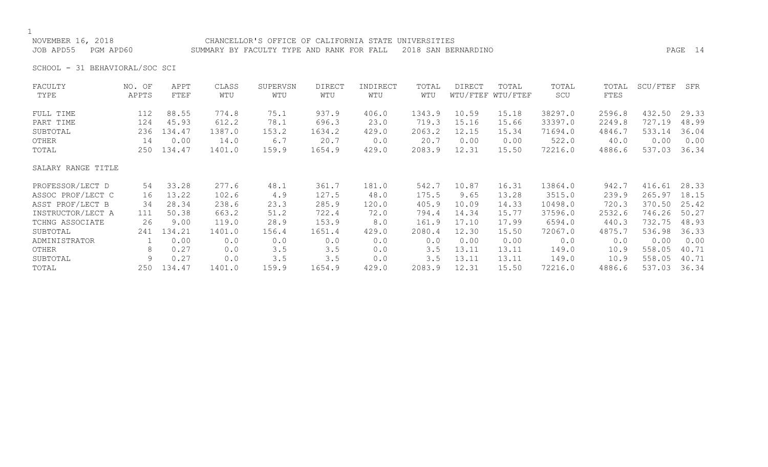NOVEMBER 16, 2018 CHANCELLOR'S OFFICE OF CALIFORNIA STATE UNIVERSITIES
JOB APD55 PGM APD60 SUMMARY BY FACULTY TYPE AND RANK FOR FALL 2018 SAN BERNARDINO

SCHOOL - 31 BEHAVIORAL/SOC SCI

| FACULTY TYPE | NO. OF APPTS | APPT FTEF | CLASS WTU | SUPERVSN WTU | DIRECT WTU | INDIRECT WTU | TOTAL WTU | DIRECT WTU/FTEF | TOTAL WTU/FTEF | TOTAL SCU | TOTAL FTES | SCU/FTEF | SFR |
|---|---|---|---|---|---|---|---|---|---|---|---|---|---|
| FULL TIME | 112 | 88.55 | 774.8 | 75.1 | 937.9 | 406.0 | 1343.9 | 10.59 | 15.18 | 38297.0 | 2596.8 | 432.50 | 29.33 |
| PART TIME | 124 | 45.93 | 612.2 | 78.1 | 696.3 | 23.0 | 719.3 | 15.16 | 15.66 | 33397.0 | 2249.8 | 727.19 | 48.99 |
| SUBTOTAL | 236 | 134.47 | 1387.0 | 153.2 | 1634.2 | 429.0 | 2063.2 | 12.15 | 15.34 | 71694.0 | 4846.7 | 533.14 | 36.04 |
| OTHER | 14 | 0.00 | 14.0 | 6.7 | 20.7 | 0.0 | 20.7 | 0.00 | 0.00 | 522.0 | 40.0 | 0.00 | 0.00 |
| TOTAL | 250 | 134.47 | 1401.0 | 159.9 | 1654.9 | 429.0 | 2083.9 | 12.31 | 15.50 | 72216.0 | 4886.6 | 537.03 | 36.34 |
| SALARY RANGE TITLE | | | | | | | | | | | | | |
| PROFESSOR/LECT D | 54 | 33.28 | 277.6 | 48.1 | 361.7 | 181.0 | 542.7 | 10.87 | 16.31 | 13864.0 | 942.7 | 416.61 | 28.33 |
| ASSOC PROF/LECT C | 16 | 13.22 | 102.6 | 4.9 | 127.5 | 48.0 | 175.5 | 9.65 | 13.28 | 3515.0 | 239.9 | 265.97 | 18.15 |
| ASST PROF/LECT B | 34 | 28.34 | 238.6 | 23.3 | 285.9 | 120.0 | 405.9 | 10.09 | 14.33 | 10498.0 | 720.3 | 370.50 | 25.42 |
| INSTRUCTOR/LECT A | 111 | 50.38 | 663.2 | 51.2 | 722.4 | 72.0 | 794.4 | 14.34 | 15.77 | 37596.0 | 2532.6 | 746.26 | 50.27 |
| TCHNG ASSOCIATE | 26 | 9.00 | 119.0 | 28.9 | 153.9 | 8.0 | 161.9 | 17.10 | 17.99 | 6594.0 | 440.3 | 732.75 | 48.93 |
| SUBTOTAL | 241 | 134.21 | 1401.0 | 156.4 | 1651.4 | 429.0 | 2080.4 | 12.30 | 15.50 | 72067.0 | 4875.7 | 536.98 | 36.33 |
| ADMINISTRATOR | 1 | 0.00 | 0.0 | 0.0 | 0.0 | 0.0 | 0.0 | 0.00 | 0.00 | 0.0 | 0.0 | 0.00 | 0.00 |
| OTHER | 8 | 0.27 | 0.0 | 3.5 | 3.5 | 0.0 | 3.5 | 13.11 | 13.11 | 149.0 | 10.9 | 558.05 | 40.71 |
| SUBTOTAL | 9 | 0.27 | 0.0 | 3.5 | 3.5 | 0.0 | 3.5 | 13.11 | 13.11 | 149.0 | 10.9 | 558.05 | 40.71 |
| TOTAL | 250 | 134.47 | 1401.0 | 159.9 | 1654.9 | 429.0 | 2083.9 | 12.31 | 15.50 | 72216.0 | 4886.6 | 537.03 | 36.34 |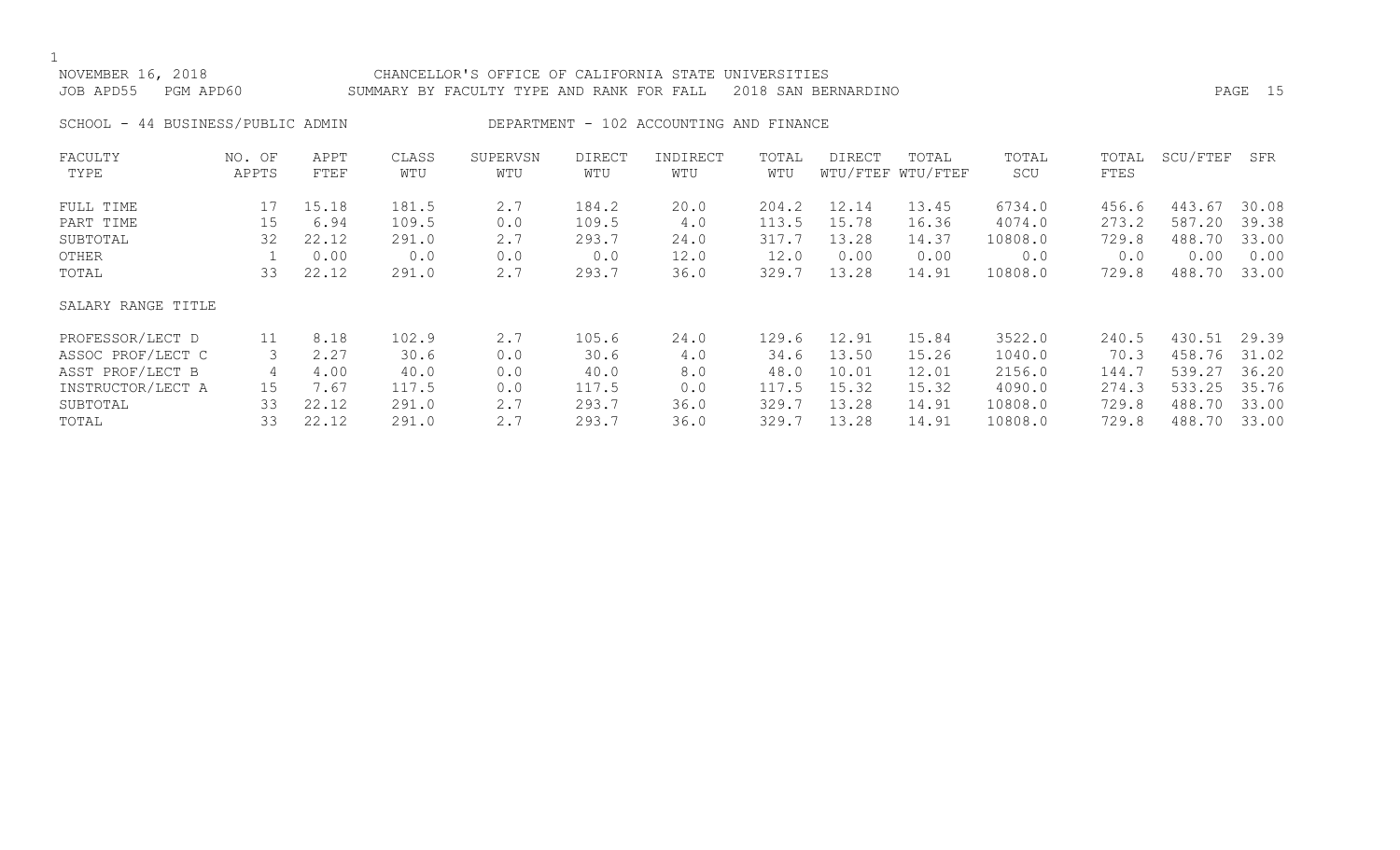NOVEMBER 16, 2018 CHANCELLOR'S OFFICE OF CALIFORNIA STATE UNIVERSITIES
JOB APD55 PGM APD60 SUMMARY BY FACULTY TYPE AND RANK FOR FALL 2018 SAN BERNARDINO

SCHOOL - 44 BUSINESS/PUBLIC ADMIN DEPARTMENT - 102 ACCOUNTING AND FINANCE

| FACULTY TYPE | NO. OF APPTS | APPT FTEF | CLASS WTU | SUPERVSN WTU | DIRECT WTU | INDIRECT WTU | TOTAL WTU | DIRECT WTU/FTEF | TOTAL WTU/FTEF | TOTAL SCU | TOTAL FTES | SCU/FTEF | SFR |
|---|---|---|---|---|---|---|---|---|---|---|---|---|---|
| FULL TIME | 17 | 15.18 | 181.5 | 2.7 | 184.2 | 20.0 | 204.2 | 12.14 | 13.45 | 6734.0 | 456.6 | 443.67 | 30.08 |
| PART TIME | 15 | 6.94 | 109.5 | 0.0 | 109.5 | 4.0 | 113.5 | 15.78 | 16.36 | 4074.0 | 273.2 | 587.20 | 39.38 |
| SUBTOTAL | 32 | 22.12 | 291.0 | 2.7 | 293.7 | 24.0 | 317.7 | 13.28 | 14.37 | 10808.0 | 729.8 | 488.70 | 33.00 |
| OTHER | 1 | 0.00 | 0.0 | 0.0 | 0.0 | 12.0 | 12.0 | 0.00 | 0.00 | 0.0 | 0.0 | 0.00 | 0.00 |
| TOTAL | 33 | 22.12 | 291.0 | 2.7 | 293.7 | 36.0 | 329.7 | 13.28 | 14.91 | 10808.0 | 729.8 | 488.70 | 33.00 |
| SALARY RANGE TITLE | | | | | | | | | | | | | |
| PROFESSOR/LECT D | 11 | 8.18 | 102.9 | 2.7 | 105.6 | 24.0 | 129.6 | 12.91 | 15.84 | 3522.0 | 240.5 | 430.51 | 29.39 |
| ASSOC PROF/LECT C | 3 | 2.27 | 30.6 | 0.0 | 30.6 | 4.0 | 34.6 | 13.50 | 15.26 | 1040.0 | 70.3 | 458.76 | 31.02 |
| ASST PROF/LECT B | 4 | 4.00 | 40.0 | 0.0 | 40.0 | 8.0 | 48.0 | 10.01 | 12.01 | 2156.0 | 144.7 | 539.27 | 36.20 |
| INSTRUCTOR/LECT A | 15 | 7.67 | 117.5 | 0.0 | 117.5 | 0.0 | 117.5 | 15.32 | 15.32 | 4090.0 | 274.3 | 533.25 | 35.76 |
| SUBTOTAL | 33 | 22.12 | 291.0 | 2.7 | 293.7 | 36.0 | 329.7 | 13.28 | 14.91 | 10808.0 | 729.8 | 488.70 | 33.00 |
| TOTAL | 33 | 22.12 | 291.0 | 2.7 | 293.7 | 36.0 | 329.7 | 13.28 | 14.91 | 10808.0 | 729.8 | 488.70 | 33.00 |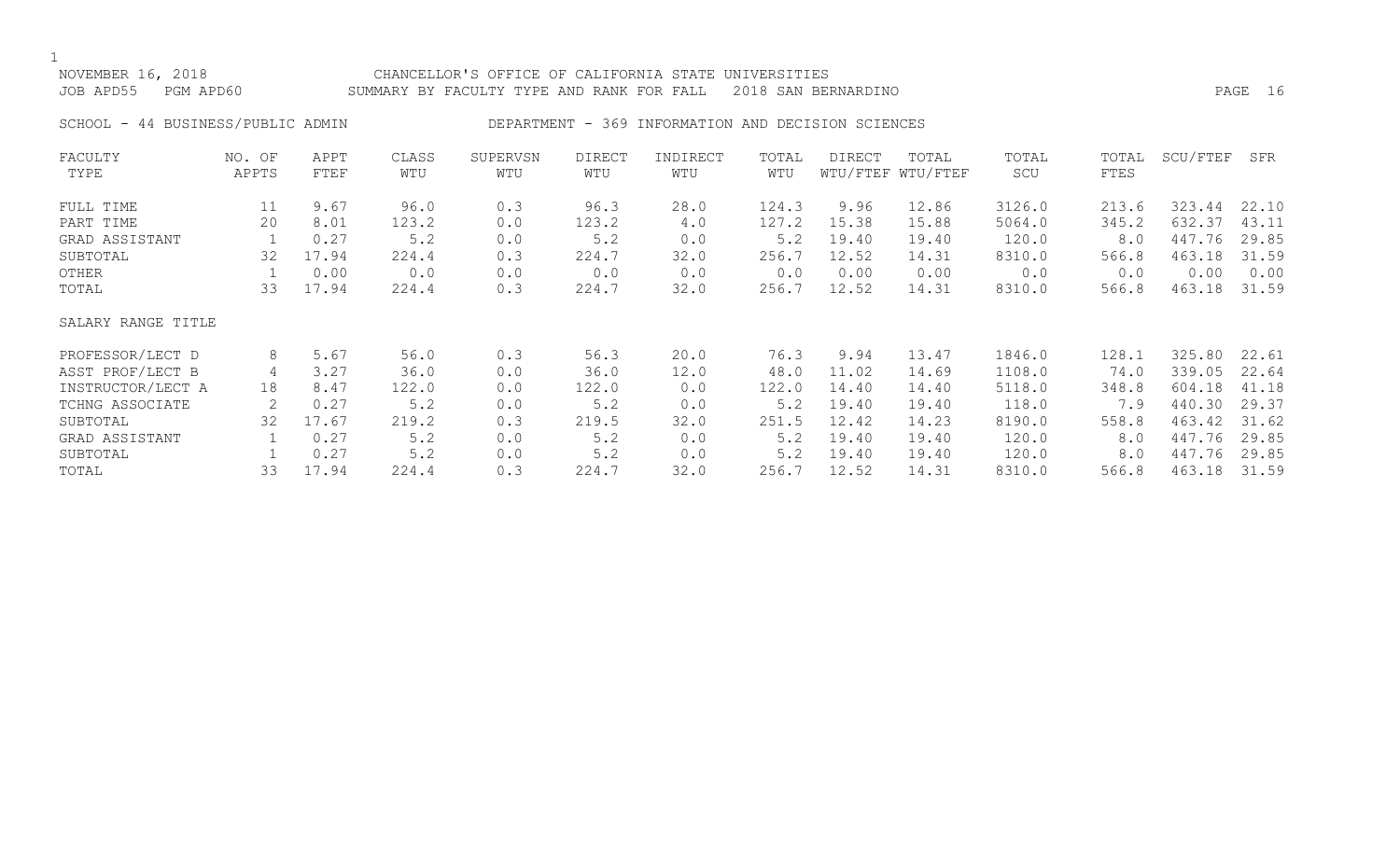NOVEMBER 16, 2018 CHANCELLOR'S OFFICE OF CALIFORNIA STATE UNIVERSITIES
JOB APD55 PGM APD60 SUMMARY BY FACULTY TYPE AND RANK FOR FALL 2018 SAN BERNARDINO

SCHOOL - 44 BUSINESS/PUBLIC ADMIN DEPARTMENT - 369 INFORMATION AND DECISION SCIENCES

| FACULTY TYPE | NO. OF APPTS | APPT FTEF | CLASS WTU | SUPERVSN WTU | DIRECT WTU | INDIRECT WTU | TOTAL WTU | DIRECT WTU/FTEF | TOTAL WTU/FTEF | TOTAL SCU | TOTAL FTES | SCU/FTEF | SFR |
|---|---|---|---|---|---|---|---|---|---|---|---|---|---|
| FULL TIME | 11 | 9.67 | 96.0 | 0.3 | 96.3 | 28.0 | 124.3 | 9.96 | 12.86 | 3126.0 | 213.6 | 323.44 | 22.10 |
| PART TIME | 20 | 8.01 | 123.2 | 0.0 | 123.2 | 4.0 | 127.2 | 15.38 | 15.88 | 5064.0 | 345.2 | 632.37 | 43.11 |
| GRAD ASSISTANT | 1 | 0.27 | 5.2 | 0.0 | 5.2 | 0.0 | 5.2 | 19.40 | 19.40 | 120.0 | 8.0 | 447.76 | 29.85 |
| SUBTOTAL | 32 | 17.94 | 224.4 | 0.3 | 224.7 | 32.0 | 256.7 | 12.52 | 14.31 | 8310.0 | 566.8 | 463.18 | 31.59 |
| OTHER | 1 | 0.00 | 0.0 | 0.0 | 0.0 | 0.0 | 0.0 | 0.00 | 0.00 | 0.0 | 0.0 | 0.00 | 0.00 |
| TOTAL | 33 | 17.94 | 224.4 | 0.3 | 224.7 | 32.0 | 256.7 | 12.52 | 14.31 | 8310.0 | 566.8 | 463.18 | 31.59 |
| SALARY RANGE TITLE | | | | | | | | | | | | | |
| PROFESSOR/LECT D | 8 | 5.67 | 56.0 | 0.3 | 56.3 | 20.0 | 76.3 | 9.94 | 13.47 | 1846.0 | 128.1 | 325.80 | 22.61 |
| ASST PROF/LECT B | 4 | 3.27 | 36.0 | 0.0 | 36.0 | 12.0 | 48.0 | 11.02 | 14.69 | 1108.0 | 74.0 | 339.05 | 22.64 |
| INSTRUCTOR/LECT A | 18 | 8.47 | 122.0 | 0.0 | 122.0 | 0.0 | 122.0 | 14.40 | 14.40 | 5118.0 | 348.8 | 604.18 | 41.18 |
| TCHNG ASSOCIATE | 2 | 0.27 | 5.2 | 0.0 | 5.2 | 0.0 | 5.2 | 19.40 | 19.40 | 118.0 | 7.9 | 440.30 | 29.37 |
| SUBTOTAL | 32 | 17.67 | 219.2 | 0.3 | 219.5 | 32.0 | 251.5 | 12.42 | 14.23 | 8190.0 | 558.8 | 463.42 | 31.62 |
| GRAD ASSISTANT | 1 | 0.27 | 5.2 | 0.0 | 5.2 | 0.0 | 5.2 | 19.40 | 19.40 | 120.0 | 8.0 | 447.76 | 29.85 |
| SUBTOTAL | 1 | 0.27 | 5.2 | 0.0 | 5.2 | 0.0 | 5.2 | 19.40 | 19.40 | 120.0 | 8.0 | 447.76 | 29.85 |
| TOTAL | 33 | 17.94 | 224.4 | 0.3 | 224.7 | 32.0 | 256.7 | 12.52 | 14.31 | 8310.0 | 566.8 | 463.18 | 31.59 |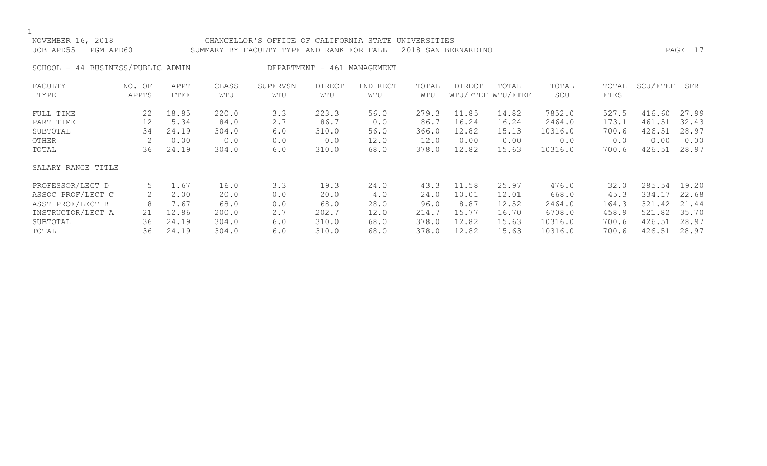NOVEMBER 16, 2018 CHANCELLOR'S OFFICE OF CALIFORNIA STATE UNIVERSITIES
JOB APD55 PGM APD60 SUMMARY BY FACULTY TYPE AND RANK FOR FALL 2018 SAN BERNARDINO

SCHOOL - 44 BUSINESS/PUBLIC ADMIN DEPARTMENT - 461 MANAGEMENT

| FACULTY TYPE | NO. OF APPTS | APPT FTEF | CLASS WTU | SUPERVSN WTU | DIRECT WTU | INDIRECT WTU | TOTAL WTU | DIRECT WTU/FTEF | TOTAL WTU/FTEF | TOTAL SCU | TOTAL FTES | SCU/FTEF | SFR |
|---|---|---|---|---|---|---|---|---|---|---|---|---|---|
| FULL TIME | 22 | 18.85 | 220.0 | 3.3 | 223.3 | 56.0 | 279.3 | 11.85 | 14.82 | 7852.0 | 527.5 | 416.60 | 27.99 |
| PART TIME | 12 | 5.34 | 84.0 | 2.7 | 86.7 | 0.0 | 86.7 | 16.24 | 16.24 | 2464.0 | 173.1 | 461.51 | 32.43 |
| SUBTOTAL | 34 | 24.19 | 304.0 | 6.0 | 310.0 | 56.0 | 366.0 | 12.82 | 15.13 | 10316.0 | 700.6 | 426.51 | 28.97 |
| OTHER | 2 | 0.00 | 0.0 | 0.0 | 0.0 | 12.0 | 12.0 | 0.00 | 0.00 | 0.0 | 0.0 | 0.00 | 0.00 |
| TOTAL | 36 | 24.19 | 304.0 | 6.0 | 310.0 | 68.0 | 378.0 | 12.82 | 15.63 | 10316.0 | 700.6 | 426.51 | 28.97 |
| SALARY RANGE TITLE | | | | | | | | | | | | | |
| PROFESSOR/LECT D | 5 | 1.67 | 16.0 | 3.3 | 19.3 | 24.0 | 43.3 | 11.58 | 25.97 | 476.0 | 32.0 | 285.54 | 19.20 |
| ASSOC PROF/LECT C | 2 | 2.00 | 20.0 | 0.0 | 20.0 | 4.0 | 24.0 | 10.01 | 12.01 | 668.0 | 45.3 | 334.17 | 22.68 |
| ASST PROF/LECT B | 8 | 7.67 | 68.0 | 0.0 | 68.0 | 28.0 | 96.0 | 8.87 | 12.52 | 2464.0 | 164.3 | 321.42 | 21.44 |
| INSTRUCTOR/LECT A | 21 | 12.86 | 200.0 | 2.7 | 202.7 | 12.0 | 214.7 | 15.77 | 16.70 | 6708.0 | 458.9 | 521.82 | 35.70 |
| SUBTOTAL | 36 | 24.19 | 304.0 | 6.0 | 310.0 | 68.0 | 378.0 | 12.82 | 15.63 | 10316.0 | 700.6 | 426.51 | 28.97 |
| TOTAL | 36 | 24.19 | 304.0 | 6.0 | 310.0 | 68.0 | 378.0 | 12.82 | 15.63 | 10316.0 | 700.6 | 426.51 | 28.97 |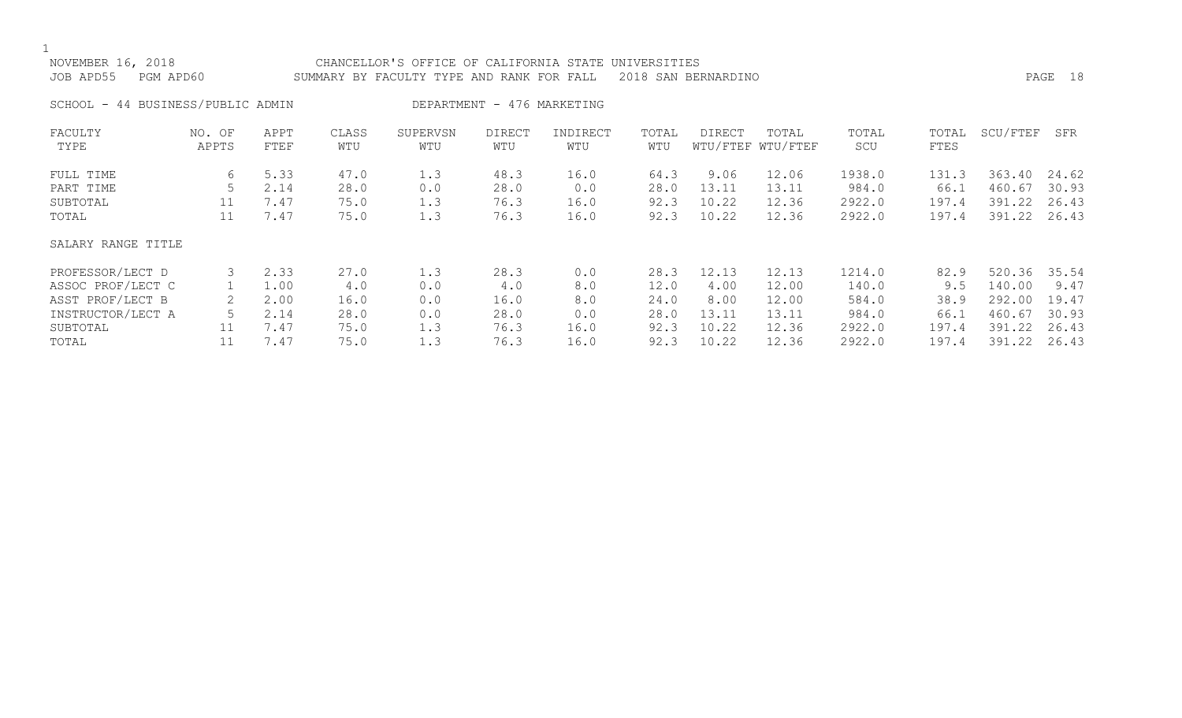NOVEMBER 16, 2018 CHANCELLOR'S OFFICE OF CALIFORNIA STATE UNIVERSITIES
JOB APD55 PGM APD60 SUMMARY BY FACULTY TYPE AND RANK FOR FALL 2018 SAN BERNARDINO

SCHOOL - 44 BUSINESS/PUBLIC ADMIN DEPARTMENT - 476 MARKETING

| FACULTY TYPE | NO. OF APPTS | APPT FTEF | CLASS WTU | SUPERVSN WTU | DIRECT WTU | INDIRECT WTU | TOTAL WTU | DIRECT WTU/FTEF | TOTAL WTU/FTEF | TOTAL SCU | TOTAL FTES | SCU/FTEF | SFR |
|---|---|---|---|---|---|---|---|---|---|---|---|---|---|
| FULL TIME | 6 | 5.33 | 47.0 | 1.3 | 48.3 | 16.0 | 64.3 | 9.06 | 12.06 | 1938.0 | 131.3 | 363.40 | 24.62 |
| PART TIME | 5 | 2.14 | 28.0 | 0.0 | 28.0 | 0.0 | 28.0 | 13.11 | 13.11 | 984.0 | 66.1 | 460.67 | 30.93 |
| SUBTOTAL | 11 | 7.47 | 75.0 | 1.3 | 76.3 | 16.0 | 92.3 | 10.22 | 12.36 | 2922.0 | 197.4 | 391.22 | 26.43 |
| TOTAL | 11 | 7.47 | 75.0 | 1.3 | 76.3 | 16.0 | 92.3 | 10.22 | 12.36 | 2922.0 | 197.4 | 391.22 | 26.43 |
| SALARY RANGE TITLE | | | | | | | | | | | | | |
| PROFESSOR/LECT D | 3 | 2.33 | 27.0 | 1.3 | 28.3 | 0.0 | 28.3 | 12.13 | 12.13 | 1214.0 | 82.9 | 520.36 | 35.54 |
| ASSOC PROF/LECT C | 1 | 1.00 | 4.0 | 0.0 | 4.0 | 8.0 | 12.0 | 4.00 | 12.00 | 140.0 | 9.5 | 140.00 | 9.47 |
| ASST PROF/LECT B | 2 | 2.00 | 16.0 | 0.0 | 16.0 | 8.0 | 24.0 | 8.00 | 12.00 | 584.0 | 38.9 | 292.00 | 19.47 |
| INSTRUCTOR/LECT A | 5 | 2.14 | 28.0 | 0.0 | 28.0 | 0.0 | 28.0 | 13.11 | 13.11 | 984.0 | 66.1 | 460.67 | 30.93 |
| SUBTOTAL | 11 | 7.47 | 75.0 | 1.3 | 76.3 | 16.0 | 92.3 | 10.22 | 12.36 | 2922.0 | 197.4 | 391.22 | 26.43 |
| TOTAL | 11 | 7.47 | 75.0 | 1.3 | 76.3 | 16.0 | 92.3 | 10.22 | 12.36 | 2922.0 | 197.4 | 391.22 | 26.43 |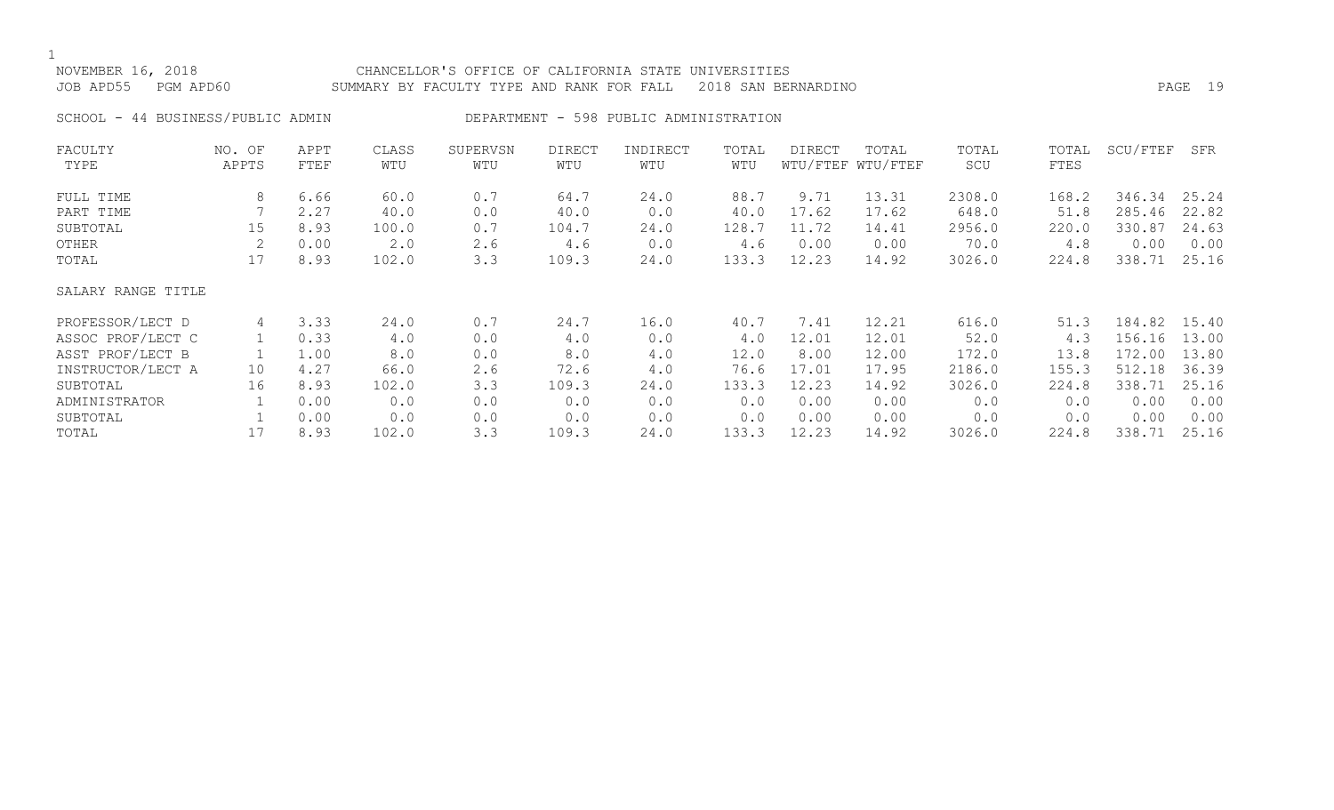CHANCELLOR'S OFFICE OF CALIFORNIA STATE UNIVERSITIES
SUMMARY BY FACULTY TYPE AND RANK FOR FALL 2018 SAN BERNARDINO

NOVEMBER 16, 2018
JOB APD55 PGM APD60

SCHOOL - 44 BUSINESS/PUBLIC ADMIN

DEPARTMENT - 598 PUBLIC ADMINISTRATION

| FACULTY TYPE | NO. OF APPTS | APPT FTEF | CLASS WTU | SUPERVSN WTU | DIRECT WTU | INDIRECT WTU | TOTAL WTU | DIRECT WTU/FTEF | TOTAL WTU/FTEF | TOTAL SCU | TOTAL FTES | SCU/FTEF | SFR |
|---|---|---|---|---|---|---|---|---|---|---|---|---|---|
| FULL TIME | 8 | 6.66 | 60.0 | 0.7 | 64.7 | 24.0 | 88.7 | 9.71 | 13.31 | 2308.0 | 168.2 | 346.34 | 25.24 |
| PART TIME | 7 | 2.27 | 40.0 | 0.0 | 40.0 | 0.0 | 40.0 | 17.62 | 17.62 | 648.0 | 51.8 | 285.46 | 22.82 |
| SUBTOTAL | 15 | 8.93 | 100.0 | 0.7 | 104.7 | 24.0 | 128.7 | 11.72 | 14.41 | 2956.0 | 220.0 | 330.87 | 24.63 |
| OTHER | 2 | 0.00 | 2.0 | 2.6 | 4.6 | 0.0 | 4.6 | 0.00 | 0.00 | 70.0 | 4.8 | 0.00 | 0.00 |
| TOTAL | 17 | 8.93 | 102.0 | 3.3 | 109.3 | 24.0 | 133.3 | 12.23 | 14.92 | 3026.0 | 224.8 | 338.71 | 25.16 |
| SALARY RANGE TITLE | | | | | | | | | | | | | |
| PROFESSOR/LECT D | 4 | 3.33 | 24.0 | 0.7 | 24.7 | 16.0 | 40.7 | 7.41 | 12.21 | 616.0 | 51.3 | 184.82 | 15.40 |
| ASSOC PROF/LECT C | 1 | 0.33 | 4.0 | 0.0 | 4.0 | 0.0 | 4.0 | 12.01 | 12.01 | 52.0 | 4.3 | 156.16 | 13.00 |
| ASST PROF/LECT B | 1 | 1.00 | 8.0 | 0.0 | 8.0 | 4.0 | 12.0 | 8.00 | 12.00 | 172.0 | 13.8 | 172.00 | 13.80 |
| INSTRUCTOR/LECT A | 10 | 4.27 | 66.0 | 2.6 | 72.6 | 4.0 | 76.6 | 17.01 | 17.95 | 2186.0 | 155.3 | 512.18 | 36.39 |
| SUBTOTAL | 16 | 8.93 | 102.0 | 3.3 | 109.3 | 24.0 | 133.3 | 12.23 | 14.92 | 3026.0 | 224.8 | 338.71 | 25.16 |
| ADMINISTRATOR | 1 | 0.00 | 0.0 | 0.0 | 0.0 | 0.0 | 0.0 | 0.00 | 0.00 | 0.0 | 0.0 | 0.00 | 0.00 |
| SUBTOTAL | 1 | 0.00 | 0.0 | 0.0 | 0.0 | 0.0 | 0.0 | 0.00 | 0.00 | 0.0 | 0.0 | 0.00 | 0.00 |
| TOTAL | 17 | 8.93 | 102.0 | 3.3 | 109.3 | 24.0 | 133.3 | 12.23 | 14.92 | 3026.0 | 224.8 | 338.71 | 25.16 |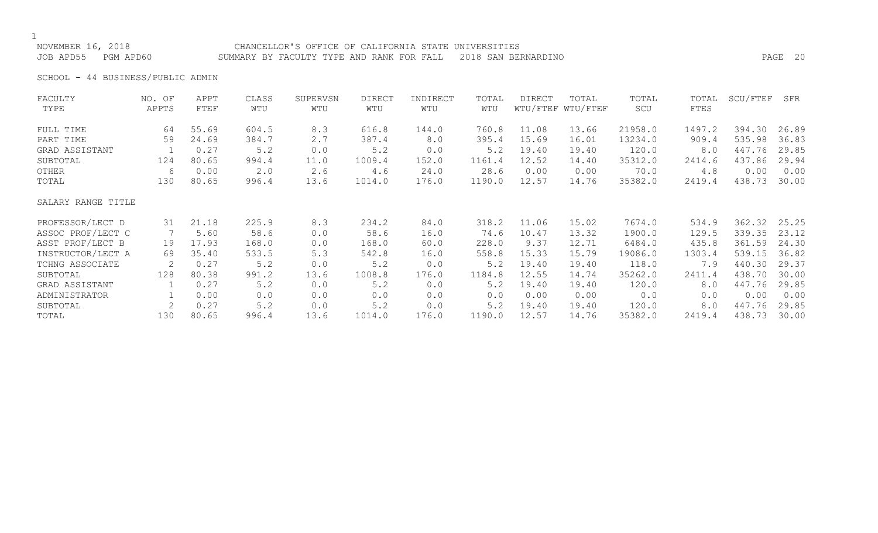NOVEMBER 16, 2018 CHANCELLOR'S OFFICE OF CALIFORNIA STATE UNIVERSITIES
JOB APD55 PGM APD60 SUMMARY BY FACULTY TYPE AND RANK FOR FALL 2018 SAN BERNARDINO

SCHOOL - 44 BUSINESS/PUBLIC ADMIN

| FACULTY TYPE | NO. OF APPTS | APPT FTEF | CLASS WTU | SUPERVSN WTU | DIRECT WTU | INDIRECT WTU | TOTAL WTU | DIRECT WTU/FTEF | TOTAL WTU/FTEF | TOTAL SCU | TOTAL FTES | SCU/FTEF | SFR |
|---|---|---|---|---|---|---|---|---|---|---|---|---|---|
| FULL TIME | 64 | 55.69 | 604.5 | 8.3 | 616.8 | 144.0 | 760.8 | 11.08 | 13.66 | 21958.0 | 1497.2 | 394.30 | 26.89 |
| PART TIME | 59 | 24.69 | 384.7 | 2.7 | 387.4 | 8.0 | 395.4 | 15.69 | 16.01 | 13234.0 | 909.4 | 535.98 | 36.83 |
| GRAD ASSISTANT | 1 | 0.27 | 5.2 | 0.0 | 5.2 | 0.0 | 5.2 | 19.40 | 19.40 | 120.0 | 8.0 | 447.76 | 29.85 |
| SUBTOTAL | 124 | 80.65 | 994.4 | 11.0 | 1009.4 | 152.0 | 1161.4 | 12.52 | 14.40 | 35312.0 | 2414.6 | 437.86 | 29.94 |
| OTHER | 6 | 0.00 | 2.0 | 2.6 | 4.6 | 24.0 | 28.6 | 0.00 | 0.00 | 70.0 | 4.8 | 0.00 | 0.00 |
| TOTAL | 130 | 80.65 | 996.4 | 13.6 | 1014.0 | 176.0 | 1190.0 | 12.57 | 14.76 | 35382.0 | 2419.4 | 438.73 | 30.00 |
| SALARY RANGE TITLE | | | | | | | | | | | | | |
| PROFESSOR/LECT D | 31 | 21.18 | 225.9 | 8.3 | 234.2 | 84.0 | 318.2 | 11.06 | 15.02 | 7674.0 | 534.9 | 362.32 | 25.25 |
| ASSOC PROF/LECT C | 7 | 5.60 | 58.6 | 0.0 | 58.6 | 16.0 | 74.6 | 10.47 | 13.32 | 1900.0 | 129.5 | 339.35 | 23.12 |
| ASST PROF/LECT B | 19 | 17.93 | 168.0 | 0.0 | 168.0 | 60.0 | 228.0 | 9.37 | 12.71 | 6484.0 | 435.8 | 361.59 | 24.30 |
| INSTRUCTOR/LECT A | 69 | 35.40 | 533.5 | 5.3 | 542.8 | 16.0 | 558.8 | 15.33 | 15.79 | 19086.0 | 1303.4 | 539.15 | 36.82 |
| TCHNG ASSOCIATE | 2 | 0.27 | 5.2 | 0.0 | 5.2 | 0.0 | 5.2 | 19.40 | 19.40 | 118.0 | 7.9 | 440.30 | 29.37 |
| SUBTOTAL | 128 | 80.38 | 991.2 | 13.6 | 1008.8 | 176.0 | 1184.8 | 12.55 | 14.74 | 35262.0 | 2411.4 | 438.70 | 30.00 |
| GRAD ASSISTANT | 1 | 0.27 | 5.2 | 0.0 | 5.2 | 0.0 | 5.2 | 19.40 | 19.40 | 120.0 | 8.0 | 447.76 | 29.85 |
| ADMINISTRATOR | 1 | 0.00 | 0.0 | 0.0 | 0.0 | 0.0 | 0.0 | 0.00 | 0.00 | 0.0 | 0.0 | 0.00 | 0.00 |
| SUBTOTAL | 2 | 0.27 | 5.2 | 0.0 | 5.2 | 0.0 | 5.2 | 19.40 | 19.40 | 120.0 | 8.0 | 447.76 | 29.85 |
| TOTAL | 130 | 80.65 | 996.4 | 13.6 | 1014.0 | 176.0 | 1190.0 | 12.57 | 14.76 | 35382.0 | 2419.4 | 438.73 | 30.00 |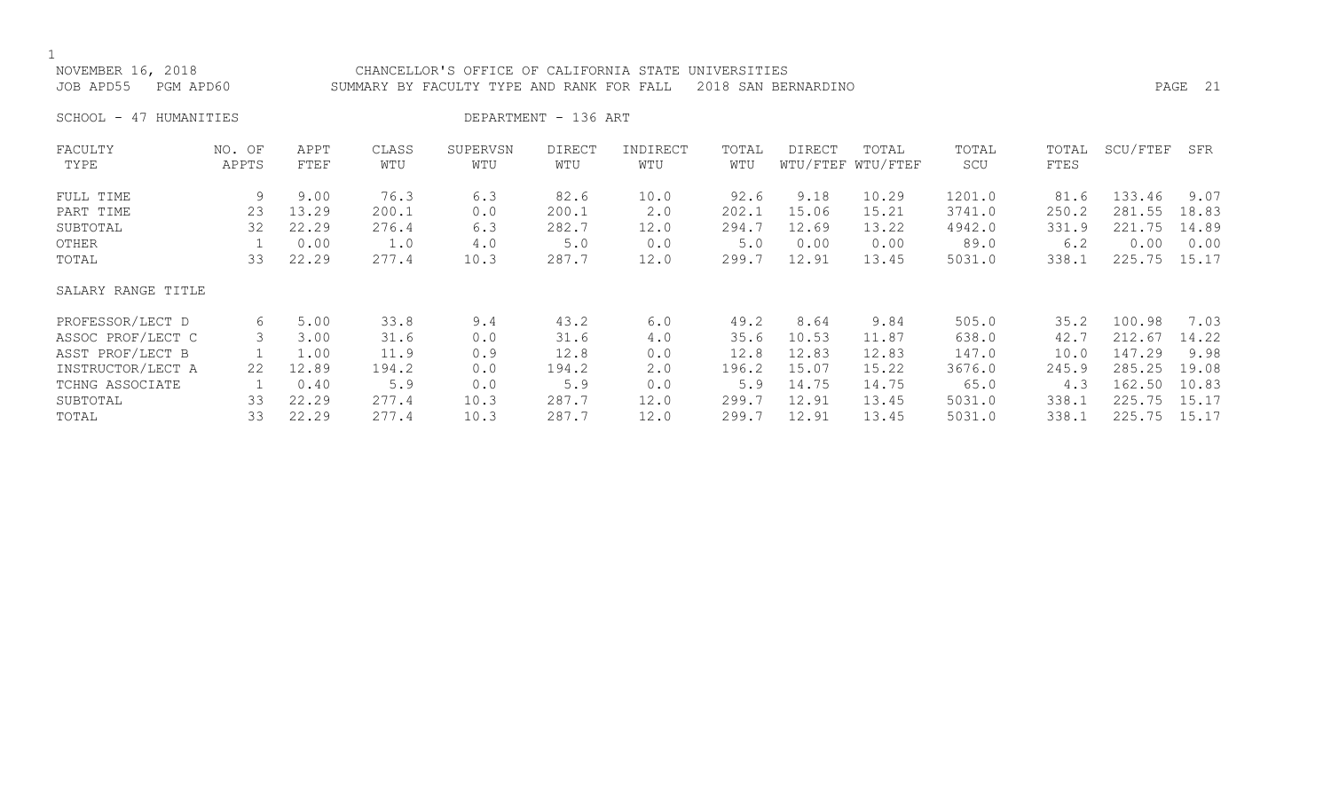NOVEMBER 16, 2018 CHANCELLOR'S OFFICE OF CALIFORNIA STATE UNIVERSITIES
JOB APD55 PGM APD60 SUMMARY BY FACULTY TYPE AND RANK FOR FALL 2018 SAN BERNARDINO

SCHOOL - 47 HUMANITIES DEPARTMENT - 136 ART

| FACULTY TYPE | NO. OF APPTS | APPT FTEF | CLASS WTU | SUPERVSN WTU | DIRECT WTU | INDIRECT WTU | TOTAL WTU | DIRECT WTU/FTEF | TOTAL WTU/FTEF | TOTAL SCU | TOTAL FTES | SCU/FTEF | SFR |
|---|---|---|---|---|---|---|---|---|---|---|---|---|---|
| FULL TIME | 9 | 9.00 | 76.3 | 6.3 | 82.6 | 10.0 | 92.6 | 9.18 | 10.29 | 1201.0 | 81.6 | 133.46 | 9.07 |
| PART TIME | 23 | 13.29 | 200.1 | 0.0 | 200.1 | 2.0 | 202.1 | 15.06 | 15.21 | 3741.0 | 250.2 | 281.55 | 18.83 |
| SUBTOTAL | 32 | 22.29 | 276.4 | 6.3 | 282.7 | 12.0 | 294.7 | 12.69 | 13.22 | 4942.0 | 331.9 | 221.75 | 14.89 |
| OTHER | 1 | 0.00 | 1.0 | 4.0 | 5.0 | 0.0 | 5.0 | 0.00 | 0.00 | 89.0 | 6.2 | 0.00 | 0.00 |
| TOTAL | 33 | 22.29 | 277.4 | 10.3 | 287.7 | 12.0 | 299.7 | 12.91 | 13.45 | 5031.0 | 338.1 | 225.75 | 15.17 |
| SALARY RANGE TITLE | | | | | | | | | | | | | |
| PROFESSOR/LECT D | 6 | 5.00 | 33.8 | 9.4 | 43.2 | 6.0 | 49.2 | 8.64 | 9.84 | 505.0 | 35.2 | 100.98 | 7.03 |
| ASSOC PROF/LECT C | 3 | 3.00 | 31.6 | 0.0 | 31.6 | 4.0 | 35.6 | 10.53 | 11.87 | 638.0 | 42.7 | 212.67 | 14.22 |
| ASST PROF/LECT B | 1 | 1.00 | 11.9 | 0.9 | 12.8 | 0.0 | 12.8 | 12.83 | 12.83 | 147.0 | 10.0 | 147.29 | 9.98 |
| INSTRUCTOR/LECT A | 22 | 12.89 | 194.2 | 0.0 | 194.2 | 2.0 | 196.2 | 15.07 | 15.22 | 3676.0 | 245.9 | 285.25 | 19.08 |
| TCHNG ASSOCIATE | 1 | 0.40 | 5.9 | 0.0 | 5.9 | 0.0 | 5.9 | 14.75 | 14.75 | 65.0 | 4.3 | 162.50 | 10.83 |
| SUBTOTAL | 33 | 22.29 | 277.4 | 10.3 | 287.7 | 12.0 | 299.7 | 12.91 | 13.45 | 5031.0 | 338.1 | 225.75 | 15.17 |
| TOTAL | 33 | 22.29 | 277.4 | 10.3 | 287.7 | 12.0 | 299.7 | 12.91 | 13.45 | 5031.0 | 338.1 | 225.75 | 15.17 |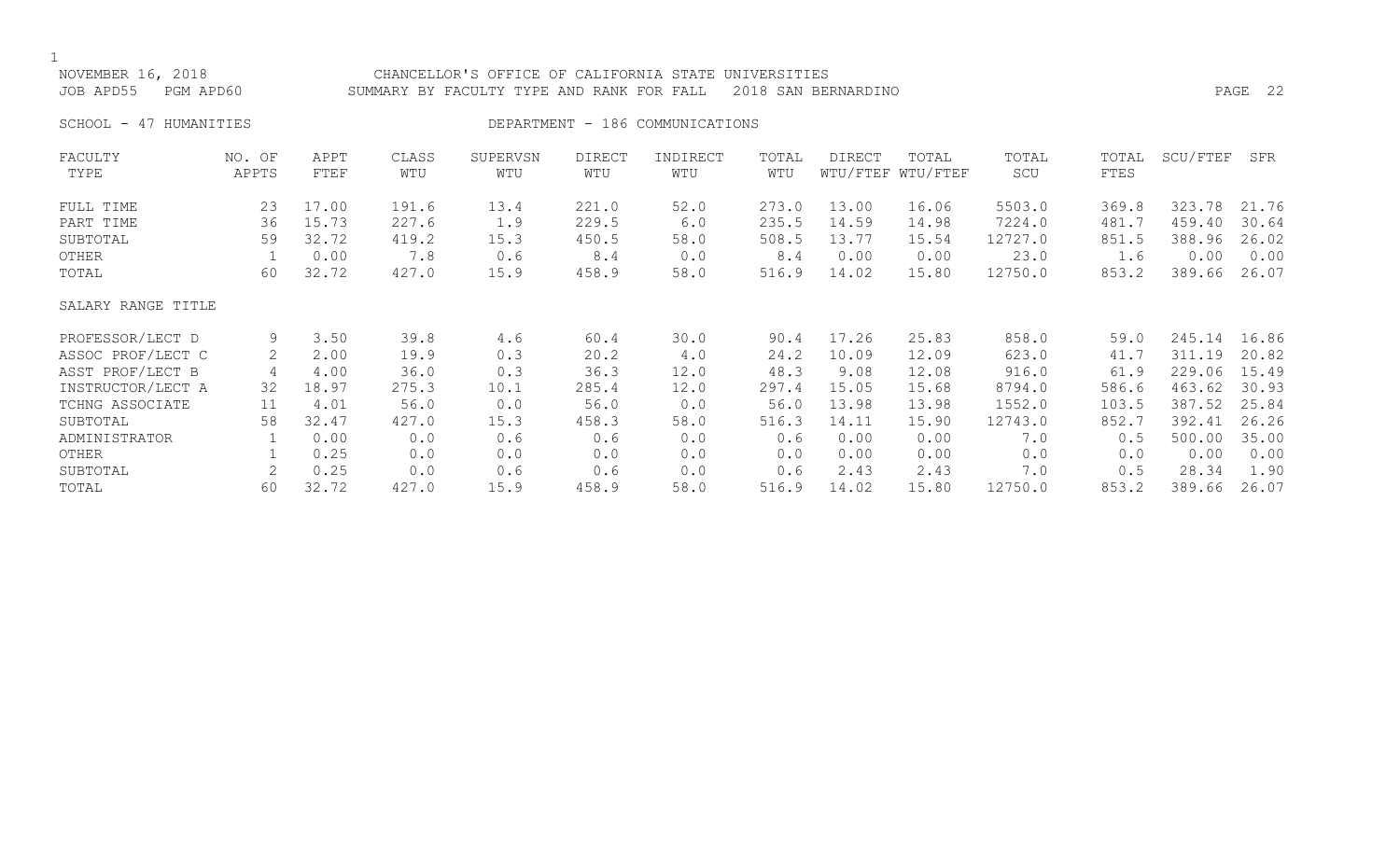NOVEMBER 16, 2018 — CHANCELLOR'S OFFICE OF CALIFORNIA STATE UNIVERSITIES
JOB APD55 PGM APD60 — SUMMARY BY FACULTY TYPE AND RANK FOR FALL 2018 SAN BERNARDINO

SCHOOL - 47 HUMANITIES — DEPARTMENT - 186 COMMUNICATIONS

| FACULTY TYPE | NO. OF APPTS | APPT FTEF | CLASS WTU | SUPERVSN WTU | DIRECT WTU | INDIRECT WTU | TOTAL WTU | DIRECT WTU/FTEF | TOTAL WTU/FTEF | TOTAL SCU | TOTAL FTES | SCU/FTEF | SFR |
|---|---|---|---|---|---|---|---|---|---|---|---|---|---|
| FULL TIME | 23 | 17.00 | 191.6 | 13.4 | 221.0 | 52.0 | 273.0 | 13.00 | 16.06 | 5503.0 | 369.8 | 323.78 | 21.76 |
| PART TIME | 36 | 15.73 | 227.6 | 1.9 | 229.5 | 6.0 | 235.5 | 14.59 | 14.98 | 7224.0 | 481.7 | 459.40 | 30.64 |
| SUBTOTAL | 59 | 32.72 | 419.2 | 15.3 | 450.5 | 58.0 | 508.5 | 13.77 | 15.54 | 12727.0 | 851.5 | 388.96 | 26.02 |
| OTHER | 1 | 0.00 | 7.8 | 0.6 | 8.4 | 0.0 | 8.4 | 0.00 | 0.00 | 23.0 | 1.6 | 0.00 | 0.00 |
| TOTAL | 60 | 32.72 | 427.0 | 15.9 | 458.9 | 58.0 | 516.9 | 14.02 | 15.80 | 12750.0 | 853.2 | 389.66 | 26.07 |
| **SALARY RANGE TITLE** | | | | | | | | | | | | | |
| PROFESSOR/LECT D | 9 | 3.50 | 39.8 | 4.6 | 60.4 | 30.0 | 90.4 | 17.26 | 25.83 | 858.0 | 59.0 | 245.14 | 16.86 |
| ASSOC PROF/LECT C | 2 | 2.00 | 19.9 | 0.3 | 20.2 | 4.0 | 24.2 | 10.09 | 12.09 | 623.0 | 41.7 | 311.19 | 20.82 |
| ASST PROF/LECT B | 4 | 4.00 | 36.0 | 0.3 | 36.3 | 12.0 | 48.3 | 9.08 | 12.08 | 916.0 | 61.9 | 229.06 | 15.49 |
| INSTRUCTOR/LECT A | 32 | 18.97 | 275.3 | 10.1 | 285.4 | 12.0 | 297.4 | 15.05 | 15.68 | 8794.0 | 586.6 | 463.62 | 30.93 |
| TCHNG ASSOCIATE | 11 | 4.01 | 56.0 | 0.0 | 56.0 | 0.0 | 56.0 | 13.98 | 13.98 | 1552.0 | 103.5 | 387.52 | 25.84 |
| SUBTOTAL | 58 | 32.47 | 427.0 | 15.3 | 458.3 | 58.0 | 516.3 | 14.11 | 15.90 | 12743.0 | 852.7 | 392.41 | 26.26 |
| ADMINISTRATOR | 1 | 0.00 | 0.0 | 0.6 | 0.6 | 0.0 | 0.6 | 0.00 | 0.00 | 7.0 | 0.5 | 500.00 | 35.00 |
| OTHER | 1 | 0.25 | 0.0 | 0.0 | 0.0 | 0.0 | 0.0 | 0.00 | 0.00 | 0.0 | 0.0 | 0.00 | 0.00 |
| SUBTOTAL | 2 | 0.25 | 0.0 | 0.6 | 0.6 | 0.0 | 0.6 | 2.43 | 2.43 | 7.0 | 0.5 | 28.34 | 1.90 |
| TOTAL | 60 | 32.72 | 427.0 | 15.9 | 458.9 | 58.0 | 516.9 | 14.02 | 15.80 | 12750.0 | 853.2 | 389.66 | 26.07 |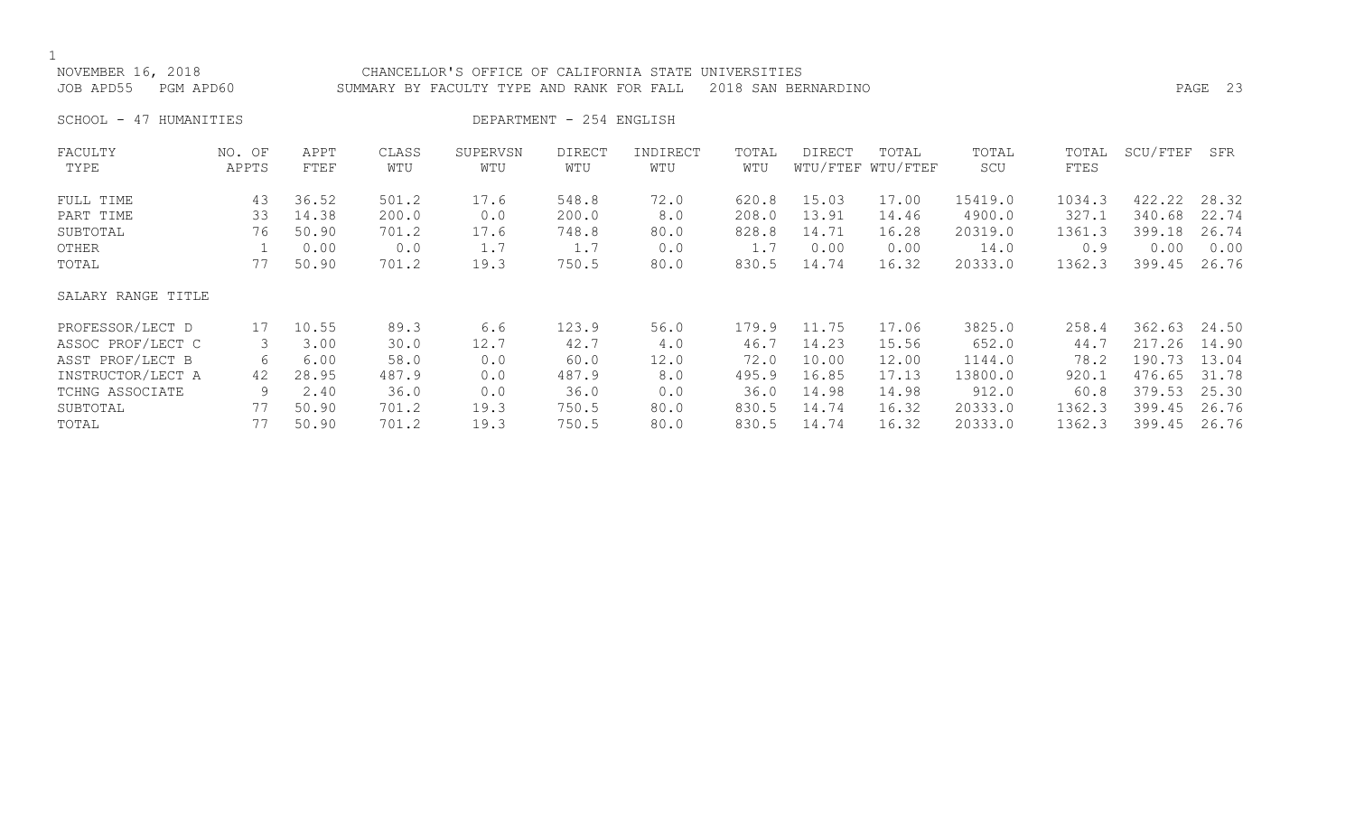NOVEMBER 16, 2018 CHANCELLOR'S OFFICE OF CALIFORNIA STATE UNIVERSITIES
JOB APD55 PGM APD60 SUMMARY BY FACULTY TYPE AND RANK FOR FALL 2018 SAN BERNARDINO

SCHOOL - 47 HUMANITIES DEPARTMENT - 254 ENGLISH

| FACULTY TYPE | NO. OF APPTS | APPT FTEF | CLASS WTU | SUPERVSN WTU | DIRECT WTU | INDIRECT WTU | TOTAL WTU | DIRECT WTU/FTEF | TOTAL WTU/FTEF | TOTAL SCU | TOTAL FTES | SCU/FTEF | SFR |
|---|---|---|---|---|---|---|---|---|---|---|---|---|---|
| FULL TIME | 43 | 36.52 | 501.2 | 17.6 | 548.8 | 72.0 | 620.8 | 15.03 | 17.00 | 15419.0 | 1034.3 | 422.22 | 28.32 |
| PART TIME | 33 | 14.38 | 200.0 | 0.0 | 200.0 | 8.0 | 208.0 | 13.91 | 14.46 | 4900.0 | 327.1 | 340.68 | 22.74 |
| SUBTOTAL | 76 | 50.90 | 701.2 | 17.6 | 748.8 | 80.0 | 828.8 | 14.71 | 16.28 | 20319.0 | 1361.3 | 399.18 | 26.74 |
| OTHER | 1 | 0.00 | 0.0 | 1.7 | 1.7 | 0.0 | 1.7 | 0.00 | 0.00 | 14.0 | 0.9 | 0.00 | 0.00 |
| TOTAL | 77 | 50.90 | 701.2 | 19.3 | 750.5 | 80.0 | 830.5 | 14.74 | 16.32 | 20333.0 | 1362.3 | 399.45 | 26.76 |
| SALARY RANGE TITLE | | | | | | | | | | | | | |
| PROFESSOR/LECT D | 17 | 10.55 | 89.3 | 6.6 | 123.9 | 56.0 | 179.9 | 11.75 | 17.06 | 3825.0 | 258.4 | 362.63 | 24.50 |
| ASSOC PROF/LECT C | 3 | 3.00 | 30.0 | 12.7 | 42.7 | 4.0 | 46.7 | 14.23 | 15.56 | 652.0 | 44.7 | 217.26 | 14.90 |
| ASST PROF/LECT B | 6 | 6.00 | 58.0 | 0.0 | 60.0 | 12.0 | 72.0 | 10.00 | 12.00 | 1144.0 | 78.2 | 190.73 | 13.04 |
| INSTRUCTOR/LECT A | 42 | 28.95 | 487.9 | 0.0 | 487.9 | 8.0 | 495.9 | 16.85 | 17.13 | 13800.0 | 920.1 | 476.65 | 31.78 |
| TCHNG ASSOCIATE | 9 | 2.40 | 36.0 | 0.0 | 36.0 | 0.0 | 36.0 | 14.98 | 14.98 | 912.0 | 60.8 | 379.53 | 25.30 |
| SUBTOTAL | 77 | 50.90 | 701.2 | 19.3 | 750.5 | 80.0 | 830.5 | 14.74 | 16.32 | 20333.0 | 1362.3 | 399.45 | 26.76 |
| TOTAL | 77 | 50.90 | 701.2 | 19.3 | 750.5 | 80.0 | 830.5 | 14.74 | 16.32 | 20333.0 | 1362.3 | 399.45 | 26.76 |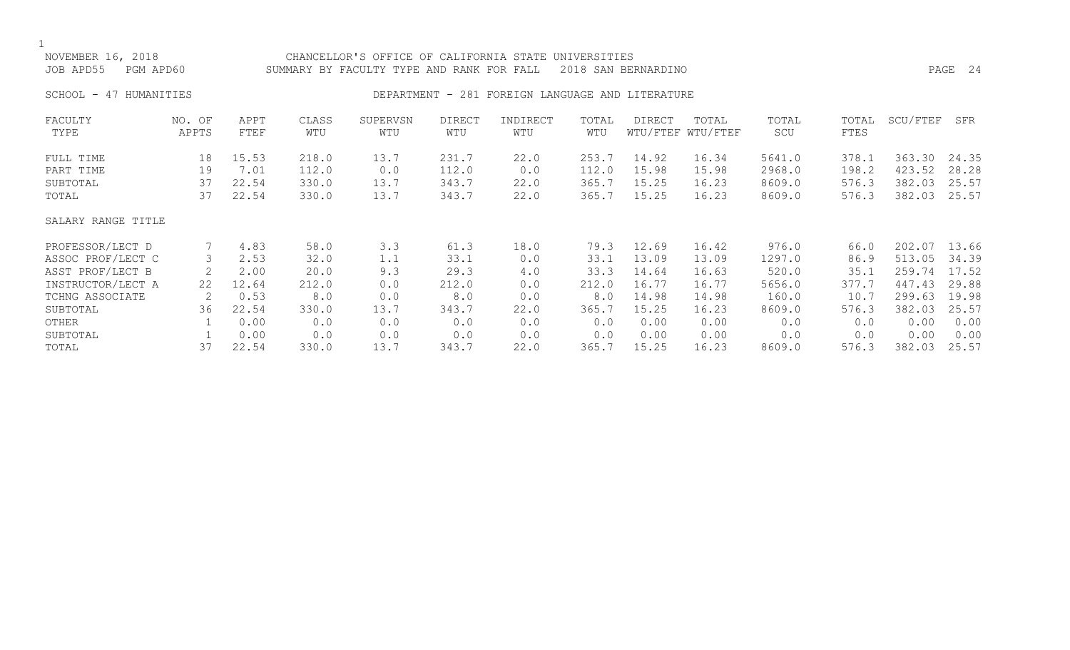NOVEMBER 16, 2018 — CHANCELLOR'S OFFICE OF CALIFORNIA STATE UNIVERSITIES

JOB APD55 PGM APD60 — SUMMARY BY FACULTY TYPE AND RANK FOR FALL 2018 SAN BERNARDINO

SCHOOL - 47 HUMANITIES — DEPARTMENT - 281 FOREIGN LANGUAGE AND LITERATURE

| FACULTY TYPE | NO. OF APPTS | APPT FTEF | CLASS WTU | SUPERVSN WTU | DIRECT WTU | INDIRECT WTU | TOTAL WTU | DIRECT WTU/FTEF | TOTAL WTU/FTEF | TOTAL SCU | TOTAL FTES | SCU/FTEF | SFR |
|---|---|---|---|---|---|---|---|---|---|---|---|---|---|
| FULL TIME | 18 | 15.53 | 218.0 | 13.7 | 231.7 | 22.0 | 253.7 | 14.92 | 16.34 | 5641.0 | 378.1 | 363.30 | 24.35 |
| PART TIME | 19 | 7.01 | 112.0 | 0.0 | 112.0 | 0.0 | 112.0 | 15.98 | 15.98 | 2968.0 | 198.2 | 423.52 | 28.28 |
| SUBTOTAL | 37 | 22.54 | 330.0 | 13.7 | 343.7 | 22.0 | 365.7 | 15.25 | 16.23 | 8609.0 | 576.3 | 382.03 | 25.57 |
| TOTAL | 37 | 22.54 | 330.0 | 13.7 | 343.7 | 22.0 | 365.7 | 15.25 | 16.23 | 8609.0 | 576.3 | 382.03 | 25.57 |
| **SALARY RANGE TITLE** | | | | | | | | | | | | | |
| PROFESSOR/LECT D | 7 | 4.83 | 58.0 | 3.3 | 61.3 | 18.0 | 79.3 | 12.69 | 16.42 | 976.0 | 66.0 | 202.07 | 13.66 |
| ASSOC PROF/LECT C | 3 | 2.53 | 32.0 | 1.1 | 33.1 | 0.0 | 33.1 | 13.09 | 13.09 | 1297.0 | 86.9 | 513.05 | 34.39 |
| ASST PROF/LECT B | 2 | 2.00 | 20.0 | 9.3 | 29.3 | 4.0 | 33.3 | 14.64 | 16.63 | 520.0 | 35.1 | 259.74 | 17.52 |
| INSTRUCTOR/LECT A | 22 | 12.64 | 212.0 | 0.0 | 212.0 | 0.0 | 212.0 | 16.77 | 16.77 | 5656.0 | 377.7 | 447.43 | 29.88 |
| TCHNG ASSOCIATE | 2 | 0.53 | 8.0 | 0.0 | 8.0 | 0.0 | 8.0 | 14.98 | 14.98 | 160.0 | 10.7 | 299.63 | 19.98 |
| SUBTOTAL | 36 | 22.54 | 330.0 | 13.7 | 343.7 | 22.0 | 365.7 | 15.25 | 16.23 | 8609.0 | 576.3 | 382.03 | 25.57 |
| OTHER | 1 | 0.00 | 0.0 | 0.0 | 0.0 | 0.0 | 0.0 | 0.00 | 0.00 | 0.0 | 0.0 | 0.00 | 0.00 |
| SUBTOTAL | 1 | 0.00 | 0.0 | 0.0 | 0.0 | 0.0 | 0.0 | 0.00 | 0.00 | 0.0 | 0.0 | 0.00 | 0.00 |
| TOTAL | 37 | 22.54 | 330.0 | 13.7 | 343.7 | 22.0 | 365.7 | 15.25 | 16.23 | 8609.0 | 576.3 | 382.03 | 25.57 |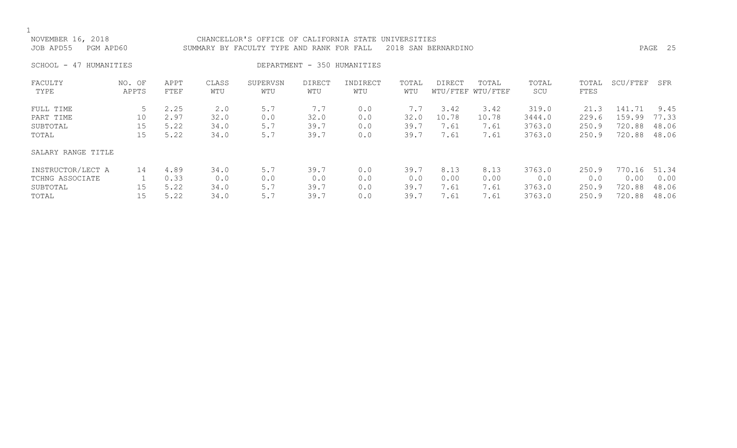NOVEMBER 16, 2018 CHANCELLOR'S OFFICE OF CALIFORNIA STATE UNIVERSITIES
JOB APD55 PGM APD60 SUMMARY BY FACULTY TYPE AND RANK FOR FALL 2018 SAN BERNARDINO

SCHOOL - 47 HUMANITIES DEPARTMENT - 350 HUMANITIES

| FACULTY TYPE | NO. OF APPTS | APPT FTEF | CLASS WTU | SUPERVSN WTU | DIRECT WTU | INDIRECT WTU | TOTAL WTU | DIRECT WTU/FTEF | TOTAL WTU/FTEF | TOTAL SCU | TOTAL FTES | SCU/FTEF | SFR |
|---|---|---|---|---|---|---|---|---|---|---|---|---|---|
| FULL TIME | 5 | 2.25 | 2.0 | 5.7 | 7.7 | 0.0 | 7.7 | 3.42 | 3.42 | 319.0 | 21.3 | 141.71 | 9.45 |
| PART TIME | 10 | 2.97 | 32.0 | 0.0 | 32.0 | 0.0 | 32.0 | 10.78 | 10.78 | 3444.0 | 229.6 | 159.99 | 77.33 |
| SUBTOTAL | 15 | 5.22 | 34.0 | 5.7 | 39.7 | 0.0 | 39.7 | 7.61 | 7.61 | 3763.0 | 250.9 | 720.88 | 48.06 |
| TOTAL | 15 | 5.22 | 34.0 | 5.7 | 39.7 | 0.0 | 39.7 | 7.61 | 7.61 | 3763.0 | 250.9 | 720.88 | 48.06 |
| SALARY RANGE TITLE | | | | | | | | | | | | | |
| INSTRUCTOR/LECT A | 14 | 4.89 | 34.0 | 5.7 | 39.7 | 0.0 | 39.7 | 8.13 | 8.13 | 3763.0 | 250.9 | 770.16 | 51.34 |
| TCHNG ASSOCIATE | 1 | 0.33 | 0.0 | 0.0 | 0.0 | 0.0 | 0.0 | 0.00 | 0.00 | 0.0 | 0.0 | 0.00 | 0.00 |
| SUBTOTAL | 15 | 5.22 | 34.0 | 5.7 | 39.7 | 0.0 | 39.7 | 7.61 | 7.61 | 3763.0 | 250.9 | 720.88 | 48.06 |
| TOTAL | 15 | 5.22 | 34.0 | 5.7 | 39.7 | 0.0 | 39.7 | 7.61 | 7.61 | 3763.0 | 250.9 | 720.88 | 48.06 |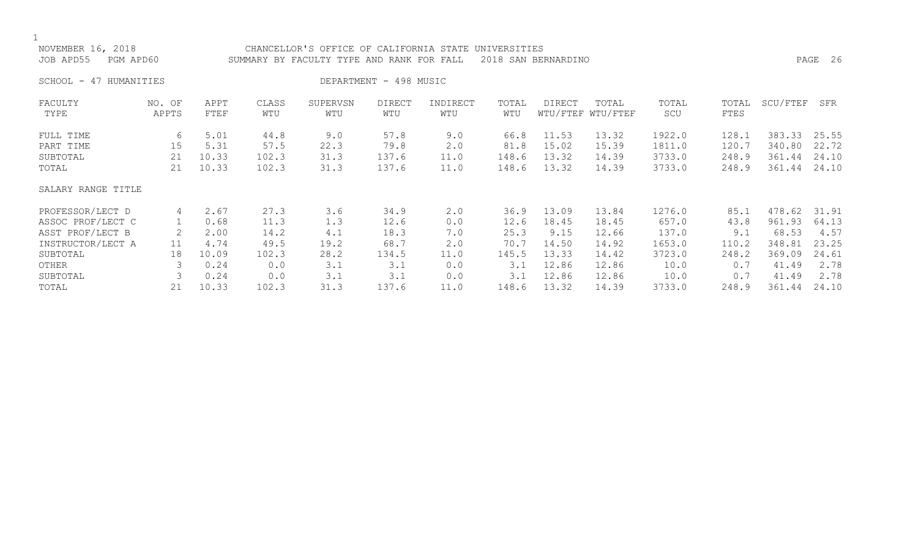NOVEMBER 16, 2018 CHANCELLOR'S OFFICE OF CALIFORNIA STATE UNIVERSITIES
JOB APD55 PGM APD60 SUMMARY BY FACULTY TYPE AND RANK FOR FALL 2018 SAN BERNARDINO

SCHOOL - 47 HUMANITIES DEPARTMENT - 498 MUSIC

| FACULTY TYPE | NO. OF APPTS | APPT FTEF | CLASS WTU | SUPERVSN WTU | DIRECT WTU | INDIRECT WTU | TOTAL WTU | DIRECT WTU/FTEF | TOTAL WTU/FTEF | TOTAL SCU | TOTAL FTES | SCU/FTEF | SFR |
|---|---|---|---|---|---|---|---|---|---|---|---|---|---|
| FULL TIME | 6 | 5.01 | 44.8 | 9.0 | 57.8 | 9.0 | 66.8 | 11.53 | 13.32 | 1922.0 | 128.1 | 383.33 | 25.55 |
| PART TIME | 15 | 5.31 | 57.5 | 22.3 | 79.8 | 2.0 | 81.8 | 15.02 | 15.39 | 1811.0 | 120.7 | 340.80 | 22.72 |
| SUBTOTAL | 21 | 10.33 | 102.3 | 31.3 | 137.6 | 11.0 | 148.6 | 13.32 | 14.39 | 3733.0 | 248.9 | 361.44 | 24.10 |
| TOTAL | 21 | 10.33 | 102.3 | 31.3 | 137.6 | 11.0 | 148.6 | 13.32 | 14.39 | 3733.0 | 248.9 | 361.44 | 24.10 |
| SALARY RANGE TITLE | | | | | | | | | | | | | |
| PROFESSOR/LECT D | 4 | 2.67 | 27.3 | 3.6 | 34.9 | 2.0 | 36.9 | 13.09 | 13.84 | 1276.0 | 85.1 | 478.62 | 31.91 |
| ASSOC PROF/LECT C | 1 | 0.68 | 11.3 | 1.3 | 12.6 | 0.0 | 12.6 | 18.45 | 18.45 | 657.0 | 43.8 | 961.93 | 64.13 |
| ASST PROF/LECT B | 2 | 2.00 | 14.2 | 4.1 | 18.3 | 7.0 | 25.3 | 9.15 | 12.66 | 137.0 | 9.1 | 68.53 | 4.57 |
| INSTRUCTOR/LECT A | 11 | 4.74 | 49.5 | 19.2 | 68.7 | 2.0 | 70.7 | 14.50 | 14.92 | 1653.0 | 110.2 | 348.81 | 23.25 |
| SUBTOTAL | 18 | 10.09 | 102.3 | 28.2 | 134.5 | 11.0 | 145.5 | 13.33 | 14.42 | 3723.0 | 248.2 | 369.09 | 24.61 |
| OTHER | 3 | 0.24 | 0.0 | 3.1 | 3.1 | 0.0 | 3.1 | 12.86 | 12.86 | 10.0 | 0.7 | 41.49 | 2.78 |
| SUBTOTAL | 3 | 0.24 | 0.0 | 3.1 | 3.1 | 0.0 | 3.1 | 12.86 | 12.86 | 10.0 | 0.7 | 41.49 | 2.78 |
| TOTAL | 21 | 10.33 | 102.3 | 31.3 | 137.6 | 11.0 | 148.6 | 13.32 | 14.39 | 3733.0 | 248.9 | 361.44 | 24.10 |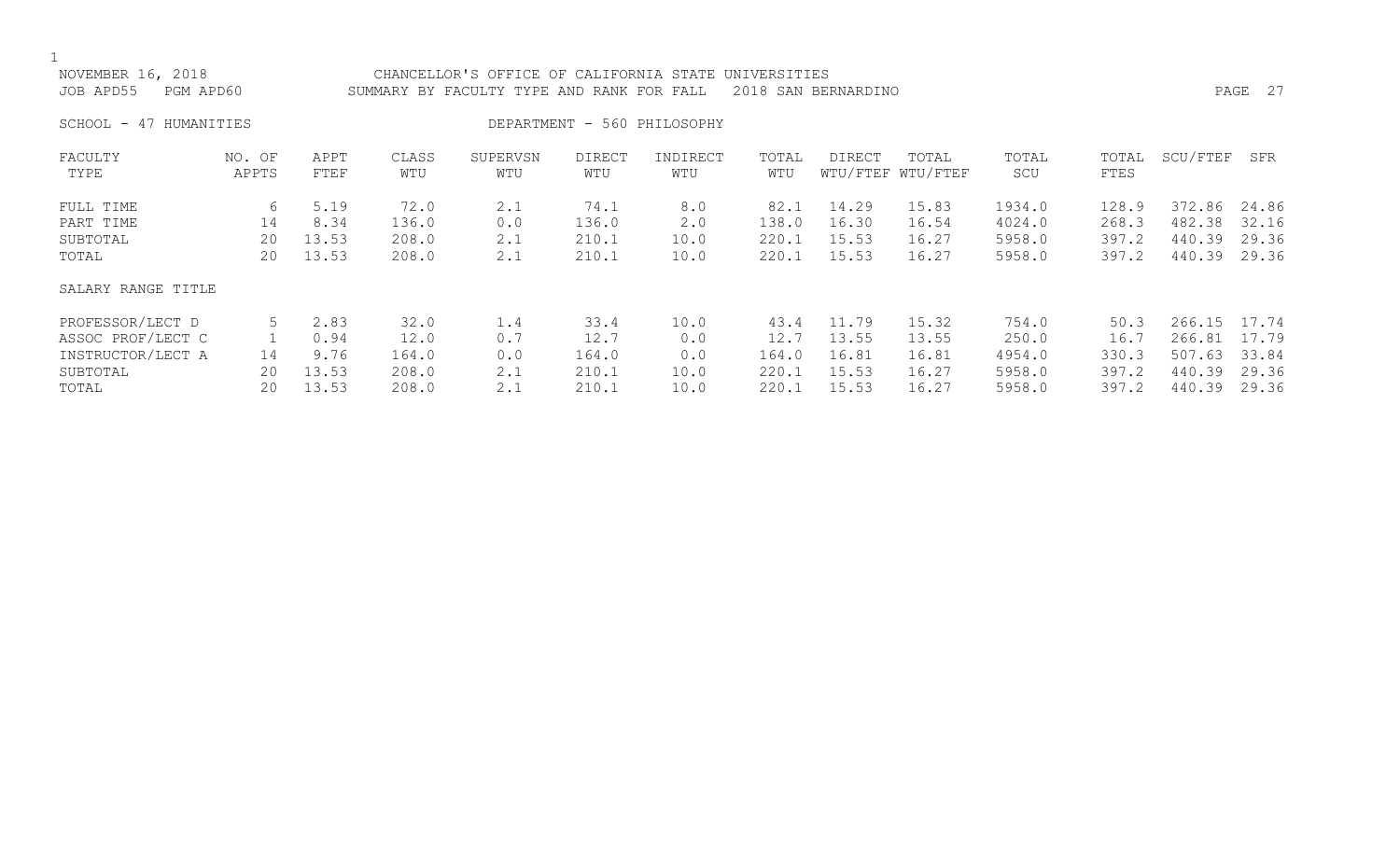NOVEMBER 16, 2018 CHANCELLOR'S OFFICE OF CALIFORNIA STATE UNIVERSITIES
JOB APD55 PGM APD60 SUMMARY BY FACULTY TYPE AND RANK FOR FALL 2018 SAN BERNARDINO

SCHOOL - 47 HUMANITIES DEPARTMENT - 560 PHILOSOPHY

| FACULTY TYPE | NO. OF APPTS | APPT FTEF | CLASS WTU | SUPERVSN WTU | DIRECT WTU | INDIRECT WTU | TOTAL WTU | DIRECT WTU/FTEF | TOTAL WTU/FTEF | TOTAL SCU | TOTAL FTES | SCU/FTEF | SFR |
|---|---|---|---|---|---|---|---|---|---|---|---|---|---|
| FULL TIME | 6 | 5.19 | 72.0 | 2.1 | 74.1 | 8.0 | 82.1 | 14.29 | 15.83 | 1934.0 | 128.9 | 372.86 | 24.86 |
| PART TIME | 14 | 8.34 | 136.0 | 0.0 | 136.0 | 2.0 | 138.0 | 16.30 | 16.54 | 4024.0 | 268.3 | 482.38 | 32.16 |
| SUBTOTAL | 20 | 13.53 | 208.0 | 2.1 | 210.1 | 10.0 | 220.1 | 15.53 | 16.27 | 5958.0 | 397.2 | 440.39 | 29.36 |
| TOTAL | 20 | 13.53 | 208.0 | 2.1 | 210.1 | 10.0 | 220.1 | 15.53 | 16.27 | 5958.0 | 397.2 | 440.39 | 29.36 |

| SALARY RANGE TITLE | NO. OF APPTS | APPT FTEF | CLASS WTU | SUPERVSN WTU | DIRECT WTU | INDIRECT WTU | TOTAL WTU | DIRECT WTU/FTEF | TOTAL WTU/FTEF | TOTAL SCU | TOTAL FTES | SCU/FTEF | SFR |
|---|---|---|---|---|---|---|---|---|---|---|---|---|---|
| PROFESSOR/LECT D | 5 | 2.83 | 32.0 | 1.4 | 33.4 | 10.0 | 43.4 | 11.79 | 15.32 | 754.0 | 50.3 | 266.15 | 17.74 |
| ASSOC PROF/LECT C | 1 | 0.94 | 12.0 | 0.7 | 12.7 | 0.0 | 12.7 | 13.55 | 13.55 | 250.0 | 16.7 | 266.81 | 17.79 |
| INSTRUCTOR/LECT A | 14 | 9.76 | 164.0 | 0.0 | 164.0 | 0.0 | 164.0 | 16.81 | 16.81 | 4954.0 | 330.3 | 507.63 | 33.84 |
| SUBTOTAL | 20 | 13.53 | 208.0 | 2.1 | 210.1 | 10.0 | 220.1 | 15.53 | 16.27 | 5958.0 | 397.2 | 440.39 | 29.36 |
| TOTAL | 20 | 13.53 | 208.0 | 2.1 | 210.1 | 10.0 | 220.1 | 15.53 | 16.27 | 5958.0 | 397.2 | 440.39 | 29.36 |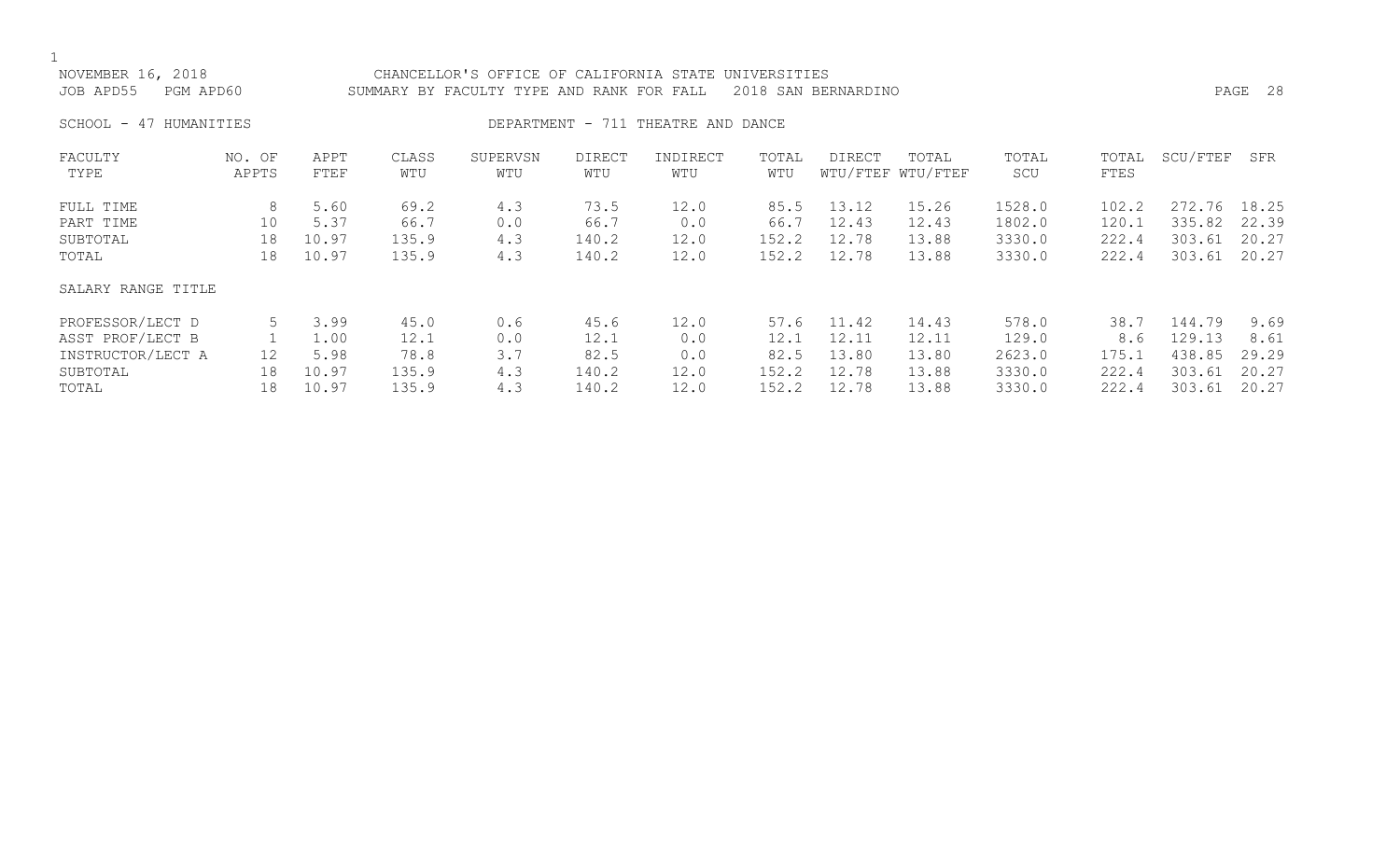NOVEMBER 16, 2018 CHANCELLOR'S OFFICE OF CALIFORNIA STATE UNIVERSITIES
JOB APD55 PGM APD60 SUMMARY BY FACULTY TYPE AND RANK FOR FALL 2018 SAN BERNARDINO

SCHOOL - 47 HUMANITIES DEPARTMENT - 711 THEATRE AND DANCE

| FACULTY TYPE | NO. OF APPTS | APPT FTEF | CLASS WTU | SUPERVSN WTU | DIRECT WTU | INDIRECT WTU | TOTAL WTU | DIRECT WTU/FTEF | TOTAL WTU/FTEF | TOTAL SCU | TOTAL FTES | SCU/FTEF | SFR |
|---|---|---|---|---|---|---|---|---|---|---|---|---|---|
| FULL TIME | 8 | 5.60 | 69.2 | 4.3 | 73.5 | 12.0 | 85.5 | 13.12 | 15.26 | 1528.0 | 102.2 | 272.76 | 18.25 |
| PART TIME | 10 | 5.37 | 66.7 | 0.0 | 66.7 | 0.0 | 66.7 | 12.43 | 12.43 | 1802.0 | 120.1 | 335.82 | 22.39 |
| SUBTOTAL | 18 | 10.97 | 135.9 | 4.3 | 140.2 | 12.0 | 152.2 | 12.78 | 13.88 | 3330.0 | 222.4 | 303.61 | 20.27 |
| TOTAL | 18 | 10.97 | 135.9 | 4.3 | 140.2 | 12.0 | 152.2 | 12.78 | 13.88 | 3330.0 | 222.4 | 303.61 | 20.27 |
| SALARY RANGE TITLE | | | | | | | | | | | | | |
| PROFESSOR/LECT D | 5 | 3.99 | 45.0 | 0.6 | 45.6 | 12.0 | 57.6 | 11.42 | 14.43 | 578.0 | 38.7 | 144.79 | 9.69 |
| ASST PROF/LECT B | 1 | 1.00 | 12.1 | 0.0 | 12.1 | 0.0 | 12.1 | 12.11 | 12.11 | 129.0 | 8.6 | 129.13 | 8.61 |
| INSTRUCTOR/LECT A | 12 | 5.98 | 78.8 | 3.7 | 82.5 | 0.0 | 82.5 | 13.80 | 13.80 | 2623.0 | 175.1 | 438.85 | 29.29 |
| SUBTOTAL | 18 | 10.97 | 135.9 | 4.3 | 140.2 | 12.0 | 152.2 | 12.78 | 13.88 | 3330.0 | 222.4 | 303.61 | 20.27 |
| TOTAL | 18 | 10.97 | 135.9 | 4.3 | 140.2 | 12.0 | 152.2 | 12.78 | 13.88 | 3330.0 | 222.4 | 303.61 | 20.27 |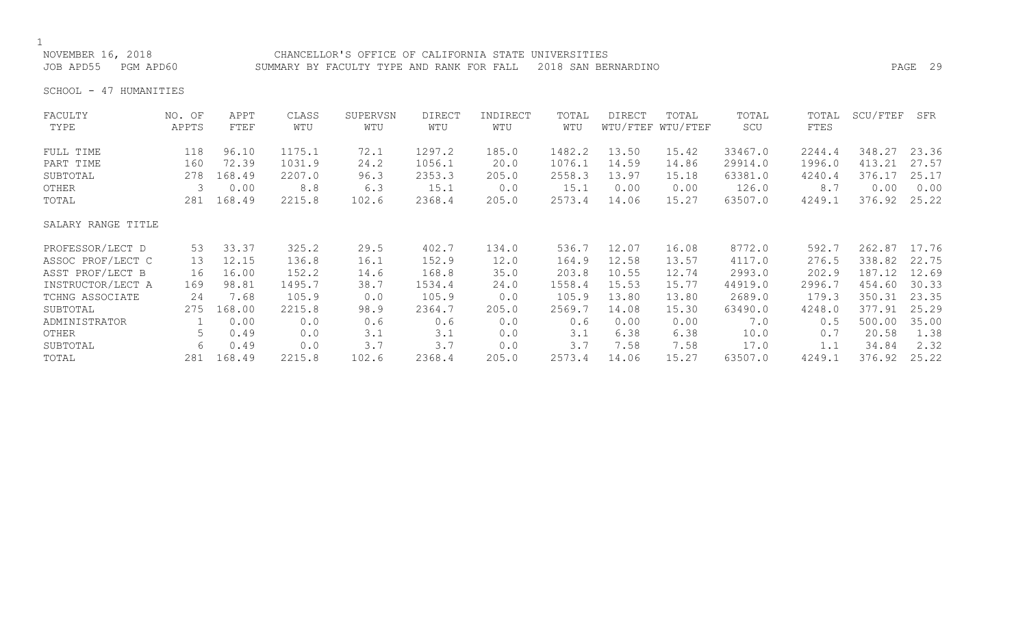NOVEMBER 16, 2018 CHANCELLOR'S OFFICE OF CALIFORNIA STATE UNIVERSITIES
JOB APD55 PGM APD60 SUMMARY BY FACULTY TYPE AND RANK FOR FALL 2018 SAN BERNARDINO

SCHOOL - 47 HUMANITIES

| FACULTY TYPE | NO. OF APPTS | APPT FTEF | CLASS WTU | SUPERVSN WTU | DIRECT WTU | INDIRECT WTU | TOTAL WTU | DIRECT WTU/FTEF | TOTAL WTU/FTEF | TOTAL SCU | TOTAL FTES | SCU/FTEF | SFR |
|---|---|---|---|---|---|---|---|---|---|---|---|---|---|
| FULL TIME | 118 | 96.10 | 1175.1 | 72.1 | 1297.2 | 185.0 | 1482.2 | 13.50 | 15.42 | 33467.0 | 2244.4 | 348.27 | 23.36 |
| PART TIME | 160 | 72.39 | 1031.9 | 24.2 | 1056.1 | 20.0 | 1076.1 | 14.59 | 14.86 | 29914.0 | 1996.0 | 413.21 | 27.57 |
| SUBTOTAL | 278 | 168.49 | 2207.0 | 96.3 | 2353.3 | 205.0 | 2558.3 | 13.97 | 15.18 | 63381.0 | 4240.4 | 376.17 | 25.17 |
| OTHER | 3 | 0.00 | 8.8 | 6.3 | 15.1 | 0.0 | 15.1 | 0.00 | 0.00 | 126.0 | 8.7 | 0.00 | 0.00 |
| TOTAL | 281 | 168.49 | 2215.8 | 102.6 | 2368.4 | 205.0 | 2573.4 | 14.06 | 15.27 | 63507.0 | 4249.1 | 376.92 | 25.22 |
| SALARY RANGE TITLE | | | | | | | | | | | | | |
| PROFESSOR/LECT D | 53 | 33.37 | 325.2 | 29.5 | 402.7 | 134.0 | 536.7 | 12.07 | 16.08 | 8772.0 | 592.7 | 262.87 | 17.76 |
| ASSOC PROF/LECT C | 13 | 12.15 | 136.8 | 16.1 | 152.9 | 12.0 | 164.9 | 12.58 | 13.57 | 4117.0 | 276.5 | 338.82 | 22.75 |
| ASST PROF/LECT B | 16 | 16.00 | 152.2 | 14.6 | 168.8 | 35.0 | 203.8 | 10.55 | 12.74 | 2993.0 | 202.9 | 187.12 | 12.69 |
| INSTRUCTOR/LECT A | 169 | 98.81 | 1495.7 | 38.7 | 1534.4 | 24.0 | 1558.4 | 15.53 | 15.77 | 44919.0 | 2996.7 | 454.60 | 30.33 |
| TCHNG ASSOCIATE | 24 | 7.68 | 105.9 | 0.0 | 105.9 | 0.0 | 105.9 | 13.80 | 13.80 | 2689.0 | 179.3 | 350.31 | 23.35 |
| SUBTOTAL | 275 | 168.00 | 2215.8 | 98.9 | 2364.7 | 205.0 | 2569.7 | 14.08 | 15.30 | 63490.0 | 4248.0 | 377.91 | 25.29 |
| ADMINISTRATOR | 1 | 0.00 | 0.0 | 0.6 | 0.6 | 0.0 | 0.6 | 0.00 | 0.00 | 7.0 | 0.5 | 500.00 | 35.00 |
| OTHER | 5 | 0.49 | 0.0 | 3.1 | 3.1 | 0.0 | 3.1 | 6.38 | 6.38 | 10.0 | 0.7 | 20.58 | 1.38 |
| SUBTOTAL | 6 | 0.49 | 0.0 | 3.7 | 3.7 | 0.0 | 3.7 | 7.58 | 7.58 | 17.0 | 1.1 | 34.84 | 2.32 |
| TOTAL | 281 | 168.49 | 2215.8 | 102.6 | 2368.4 | 205.0 | 2573.4 | 14.06 | 15.27 | 63507.0 | 4249.1 | 376.92 | 25.22 |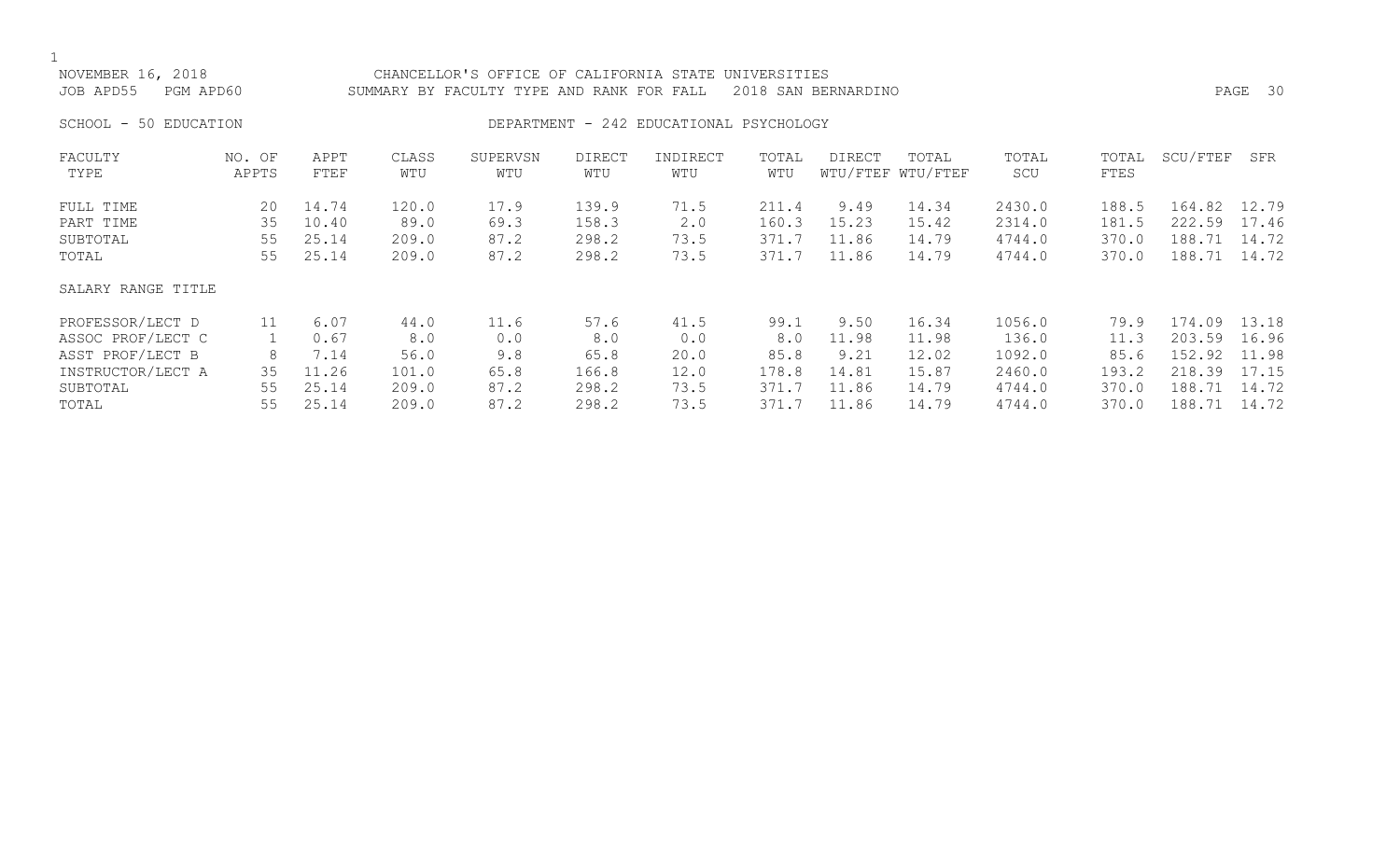NOVEMBER 16, 2018 CHANCELLOR'S OFFICE OF CALIFORNIA STATE UNIVERSITIES
JOB APD55 PGM APD60 SUMMARY BY FACULTY TYPE AND RANK FOR FALL 2018 SAN BERNARDINO

SCHOOL - 50 EDUCATION DEPARTMENT - 242 EDUCATIONAL PSYCHOLOGY

| FACULTY TYPE | NO. OF APPTS | APPT FTEF | CLASS WTU | SUPERVSN WTU | DIRECT WTU | INDIRECT WTU | TOTAL WTU | DIRECT WTU/FTEF | TOTAL WTU/FTEF | TOTAL SCU | TOTAL FTES | SCU/FTEF | SFR |
|---|---|---|---|---|---|---|---|---|---|---|---|---|---|
| FULL TIME | 20 | 14.74 | 120.0 | 17.9 | 139.9 | 71.5 | 211.4 | 9.49 | 14.34 | 2430.0 | 188.5 | 164.82 | 12.79 |
| PART TIME | 35 | 10.40 | 89.0 | 69.3 | 158.3 | 2.0 | 160.3 | 15.23 | 15.42 | 2314.0 | 181.5 | 222.59 | 17.46 |
| SUBTOTAL | 55 | 25.14 | 209.0 | 87.2 | 298.2 | 73.5 | 371.7 | 11.86 | 14.79 | 4744.0 | 370.0 | 188.71 | 14.72 |
| TOTAL | 55 | 25.14 | 209.0 | 87.2 | 298.2 | 73.5 | 371.7 | 11.86 | 14.79 | 4744.0 | 370.0 | 188.71 | 14.72 |
| SALARY RANGE TITLE | | | | | | | | | | | | | |
| PROFESSOR/LECT D | 11 | 6.07 | 44.0 | 11.6 | 57.6 | 41.5 | 99.1 | 9.50 | 16.34 | 1056.0 | 79.9 | 174.09 | 13.18 |
| ASSOC PROF/LECT C | 1 | 0.67 | 8.0 | 0.0 | 8.0 | 0.0 | 8.0 | 11.98 | 11.98 | 136.0 | 11.3 | 203.59 | 16.96 |
| ASST PROF/LECT B | 8 | 7.14 | 56.0 | 9.8 | 65.8 | 20.0 | 85.8 | 9.21 | 12.02 | 1092.0 | 85.6 | 152.92 | 11.98 |
| INSTRUCTOR/LECT A | 35 | 11.26 | 101.0 | 65.8 | 166.8 | 12.0 | 178.8 | 14.81 | 15.87 | 2460.0 | 193.2 | 218.39 | 17.15 |
| SUBTOTAL | 55 | 25.14 | 209.0 | 87.2 | 298.2 | 73.5 | 371.7 | 11.86 | 14.79 | 4744.0 | 370.0 | 188.71 | 14.72 |
| TOTAL | 55 | 25.14 | 209.0 | 87.2 | 298.2 | 73.5 | 371.7 | 11.86 | 14.79 | 4744.0 | 370.0 | 188.71 | 14.72 |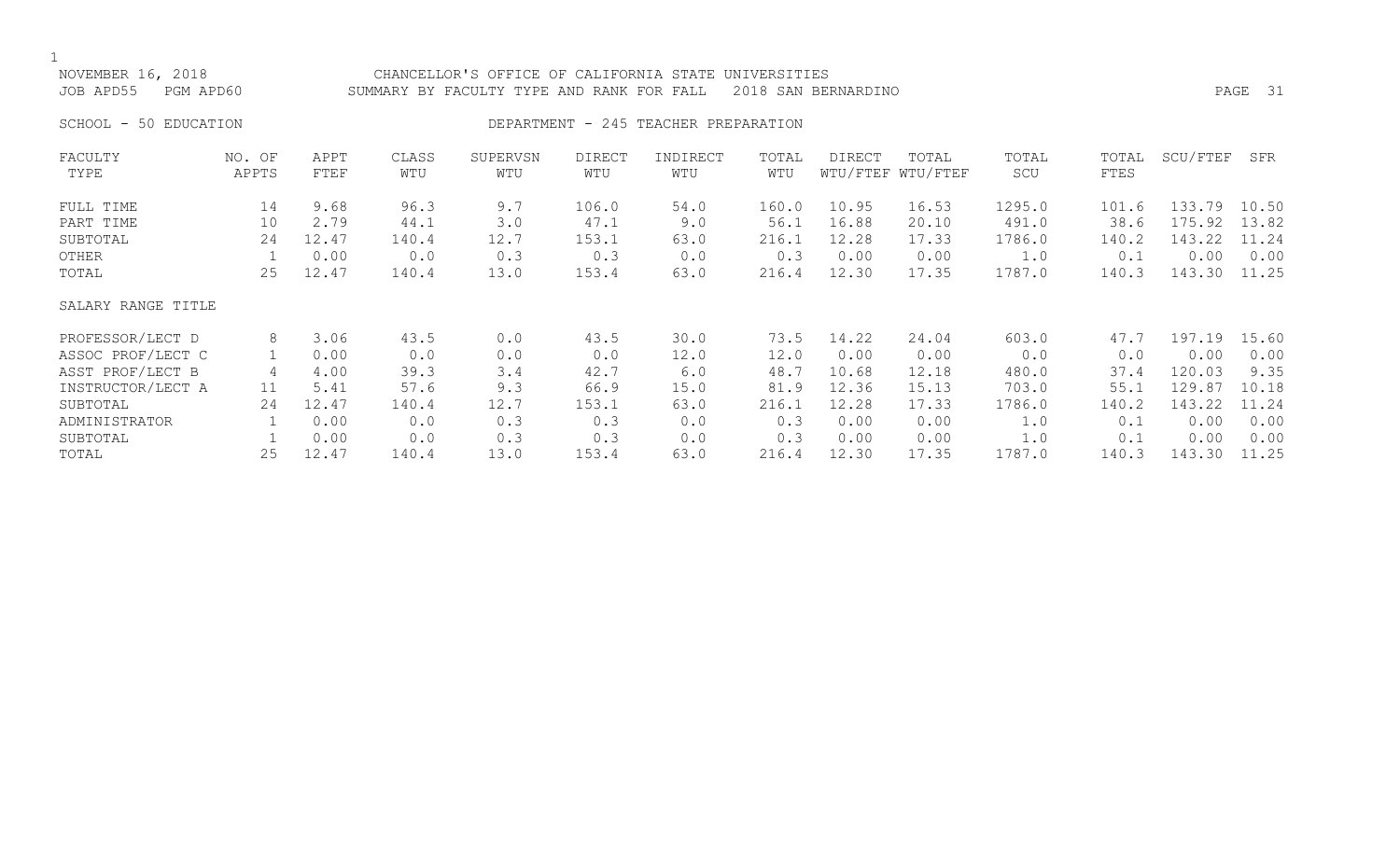NOVEMBER 16, 2018 CHANCELLOR'S OFFICE OF CALIFORNIA STATE UNIVERSITIES
JOB APD55 PGM APD60 SUMMARY BY FACULTY TYPE AND RANK FOR FALL 2018 SAN BERNARDINO

SCHOOL - 50 EDUCATION DEPARTMENT - 245 TEACHER PREPARATION

| FACULTY TYPE | NO. OF APPTS | APPT FTEF | CLASS WTU | SUPERVSN WTU | DIRECT WTU | INDIRECT WTU | TOTAL WTU | DIRECT WTU/FTEF | TOTAL WTU/FTEF | TOTAL SCU | TOTAL FTES | SCU/FTEF | SFR |
|---|---|---|---|---|---|---|---|---|---|---|---|---|---|
| FULL TIME | 14 | 9.68 | 96.3 | 9.7 | 106.0 | 54.0 | 160.0 | 10.95 | 16.53 | 1295.0 | 101.6 | 133.79 | 10.50 |
| PART TIME | 10 | 2.79 | 44.1 | 3.0 | 47.1 | 9.0 | 56.1 | 16.88 | 20.10 | 491.0 | 38.6 | 175.92 | 13.82 |
| SUBTOTAL | 24 | 12.47 | 140.4 | 12.7 | 153.1 | 63.0 | 216.1 | 12.28 | 17.33 | 1786.0 | 140.2 | 143.22 | 11.24 |
| OTHER | 1 | 0.00 | 0.0 | 0.3 | 0.3 | 0.0 | 0.3 | 0.00 | 0.00 | 1.0 | 0.1 | 0.00 | 0.00 |
| TOTAL | 25 | 12.47 | 140.4 | 13.0 | 153.4 | 63.0 | 216.4 | 12.30 | 17.35 | 1787.0 | 140.3 | 143.30 | 11.25 |
| SALARY RANGE TITLE | | | | | | | | | | | | | |
| PROFESSOR/LECT D | 8 | 3.06 | 43.5 | 0.0 | 43.5 | 30.0 | 73.5 | 14.22 | 24.04 | 603.0 | 47.7 | 197.19 | 15.60 |
| ASSOC PROF/LECT C | 1 | 0.00 | 0.0 | 0.0 | 0.0 | 12.0 | 12.0 | 0.00 | 0.00 | 0.0 | 0.0 | 0.00 | 0.00 |
| ASST PROF/LECT B | 4 | 4.00 | 39.3 | 3.4 | 42.7 | 6.0 | 48.7 | 10.68 | 12.18 | 480.0 | 37.4 | 120.03 | 9.35 |
| INSTRUCTOR/LECT A | 11 | 5.41 | 57.6 | 9.3 | 66.9 | 15.0 | 81.9 | 12.36 | 15.13 | 703.0 | 55.1 | 129.87 | 10.18 |
| SUBTOTAL | 24 | 12.47 | 140.4 | 12.7 | 153.1 | 63.0 | 216.1 | 12.28 | 17.33 | 1786.0 | 140.2 | 143.22 | 11.24 |
| ADMINISTRATOR | 1 | 0.00 | 0.0 | 0.3 | 0.3 | 0.0 | 0.3 | 0.00 | 0.00 | 1.0 | 0.1 | 0.00 | 0.00 |
| SUBTOTAL | 1 | 0.00 | 0.0 | 0.3 | 0.3 | 0.0 | 0.3 | 0.00 | 0.00 | 1.0 | 0.1 | 0.00 | 0.00 |
| TOTAL | 25 | 12.47 | 140.4 | 13.0 | 153.4 | 63.0 | 216.4 | 12.30 | 17.35 | 1787.0 | 140.3 | 143.30 | 11.25 |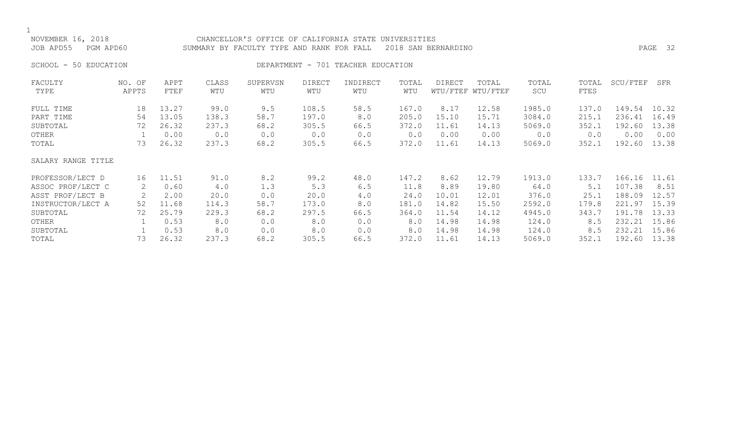NOVEMBER 16, 2018 — CHANCELLOR'S OFFICE OF CALIFORNIA STATE UNIVERSITIES
JOB APD55 PGM APD60 — SUMMARY BY FACULTY TYPE AND RANK FOR FALL 2018 SAN BERNARDINO

SCHOOL - 50 EDUCATION — DEPARTMENT - 701 TEACHER EDUCATION

| FACULTY TYPE | NO. OF APPTS | APPT FTEF | CLASS WTU | SUPERVSN WTU | DIRECT WTU | INDIRECT WTU | TOTAL WTU | DIRECT WTU/FTEF | TOTAL WTU/FTEF | TOTAL SCU | TOTAL FTES | SCU/FTEF | SFR |
|---|---|---|---|---|---|---|---|---|---|---|---|---|---|
| FULL TIME | 18 | 13.27 | 99.0 | 9.5 | 108.5 | 58.5 | 167.0 | 8.17 | 12.58 | 1985.0 | 137.0 | 149.54 | 10.32 |
| PART TIME | 54 | 13.05 | 138.3 | 58.7 | 197.0 | 8.0 | 205.0 | 15.10 | 15.71 | 3084.0 | 215.1 | 236.41 | 16.49 |
| SUBTOTAL | 72 | 26.32 | 237.3 | 68.2 | 305.5 | 66.5 | 372.0 | 11.61 | 14.13 | 5069.0 | 352.1 | 192.60 | 13.38 |
| OTHER | 1 | 0.00 | 0.0 | 0.0 | 0.0 | 0.0 | 0.0 | 0.00 | 0.00 | 0.0 | 0.0 | 0.00 | 0.00 |
| TOTAL | 73 | 26.32 | 237.3 | 68.2 | 305.5 | 66.5 | 372.0 | 11.61 | 14.13 | 5069.0 | 352.1 | 192.60 | 13.38 |
| **SALARY RANGE TITLE** | | | | | | | | | | | | | |
| PROFESSOR/LECT D | 16 | 11.51 | 91.0 | 8.2 | 99.2 | 48.0 | 147.2 | 8.62 | 12.79 | 1913.0 | 133.7 | 166.16 | 11.61 |
| ASSOC PROF/LECT C | 2 | 0.60 | 4.0 | 1.3 | 5.3 | 6.5 | 11.8 | 8.89 | 19.80 | 64.0 | 5.1 | 107.38 | 8.51 |
| ASST PROF/LECT B | 2 | 2.00 | 20.0 | 0.0 | 20.0 | 4.0 | 24.0 | 10.01 | 12.01 | 376.0 | 25.1 | 188.09 | 12.57 |
| INSTRUCTOR/LECT A | 52 | 11.68 | 114.3 | 58.7 | 173.0 | 8.0 | 181.0 | 14.82 | 15.50 | 2592.0 | 179.8 | 221.97 | 15.39 |
| SUBTOTAL | 72 | 25.79 | 229.3 | 68.2 | 297.5 | 66.5 | 364.0 | 11.54 | 14.12 | 4945.0 | 343.7 | 191.78 | 13.33 |
| OTHER | 1 | 0.53 | 8.0 | 0.0 | 8.0 | 0.0 | 8.0 | 14.98 | 14.98 | 124.0 | 8.5 | 232.21 | 15.86 |
| SUBTOTAL | 1 | 0.53 | 8.0 | 0.0 | 8.0 | 0.0 | 8.0 | 14.98 | 14.98 | 124.0 | 8.5 | 232.21 | 15.86 |
| TOTAL | 73 | 26.32 | 237.3 | 68.2 | 305.5 | 66.5 | 372.0 | 11.61 | 14.13 | 5069.0 | 352.1 | 192.60 | 13.38 |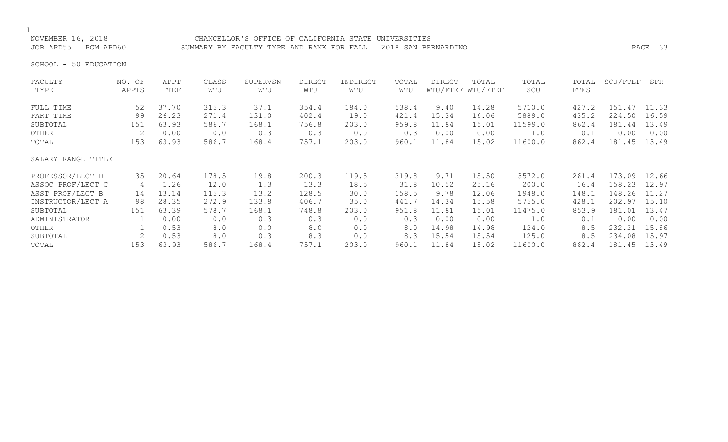NOVEMBER 16, 2018 CHANCELLOR'S OFFICE OF CALIFORNIA STATE UNIVERSITIES
JOB APD55 PGM APD60 SUMMARY BY FACULTY TYPE AND RANK FOR FALL 2018 SAN BERNARDINO

SCHOOL - 50 EDUCATION

| FACULTY TYPE | NO. OF APPTS | APPT FTEF | CLASS WTU | SUPERVSN WTU | DIRECT WTU | INDIRECT WTU | TOTAL WTU | DIRECT WTU/FTEF | TOTAL WTU/FTEF | TOTAL SCU | TOTAL FTES | SCU/FTEF | SFR |
|---|---|---|---|---|---|---|---|---|---|---|---|---|---|
| FULL TIME | 52 | 37.70 | 315.3 | 37.1 | 354.4 | 184.0 | 538.4 | 9.40 | 14.28 | 5710.0 | 427.2 | 151.47 | 11.33 |
| PART TIME | 99 | 26.23 | 271.4 | 131.0 | 402.4 | 19.0 | 421.4 | 15.34 | 16.06 | 5889.0 | 435.2 | 224.50 | 16.59 |
| SUBTOTAL | 151 | 63.93 | 586.7 | 168.1 | 756.8 | 203.0 | 959.8 | 11.84 | 15.01 | 11599.0 | 862.4 | 181.44 | 13.49 |
| OTHER | 2 | 0.00 | 0.0 | 0.3 | 0.3 | 0.0 | 0.3 | 0.00 | 0.00 | 1.0 | 0.1 | 0.00 | 0.00 |
| TOTAL | 153 | 63.93 | 586.7 | 168.4 | 757.1 | 203.0 | 960.1 | 11.84 | 15.02 | 11600.0 | 862.4 | 181.45 | 13.49 |

| SALARY RANGE TITLE | NO. OF APPTS | APPT FTEF | CLASS WTU | SUPERVSN WTU | DIRECT WTU | INDIRECT WTU | TOTAL WTU | DIRECT WTU/FTEF | TOTAL WTU/FTEF | TOTAL SCU | TOTAL FTES | SCU/FTEF | SFR |
|---|---|---|---|---|---|---|---|---|---|---|---|---|---|
| PROFESSOR/LECT D | 35 | 20.64 | 178.5 | 19.8 | 200.3 | 119.5 | 319.8 | 9.71 | 15.50 | 3572.0 | 261.4 | 173.09 | 12.66 |
| ASSOC PROF/LECT C | 4 | 1.26 | 12.0 | 1.3 | 13.3 | 18.5 | 31.8 | 10.52 | 25.16 | 200.0 | 16.4 | 158.23 | 12.97 |
| ASST PROF/LECT B | 14 | 13.14 | 115.3 | 13.2 | 128.5 | 30.0 | 158.5 | 9.78 | 12.06 | 1948.0 | 148.1 | 148.26 | 11.27 |
| INSTRUCTOR/LECT A | 98 | 28.35 | 272.9 | 133.8 | 406.7 | 35.0 | 441.7 | 14.34 | 15.58 | 5755.0 | 428.1 | 202.97 | 15.10 |
| SUBTOTAL | 151 | 63.39 | 578.7 | 168.1 | 748.8 | 203.0 | 951.8 | 11.81 | 15.01 | 11475.0 | 853.9 | 181.01 | 13.47 |
| ADMINISTRATOR | 1 | 0.00 | 0.0 | 0.3 | 0.3 | 0.0 | 0.3 | 0.00 | 0.00 | 1.0 | 0.1 | 0.00 | 0.00 |
| OTHER | 1 | 0.53 | 8.0 | 0.0 | 8.0 | 0.0 | 8.0 | 14.98 | 14.98 | 124.0 | 8.5 | 232.21 | 15.86 |
| SUBTOTAL | 2 | 0.53 | 8.0 | 0.3 | 8.3 | 0.0 | 8.3 | 15.54 | 15.54 | 125.0 | 8.5 | 234.08 | 15.97 |
| TOTAL | 153 | 63.93 | 586.7 | 168.4 | 757.1 | 203.0 | 960.1 | 11.84 | 15.02 | 11600.0 | 862.4 | 181.45 | 13.49 |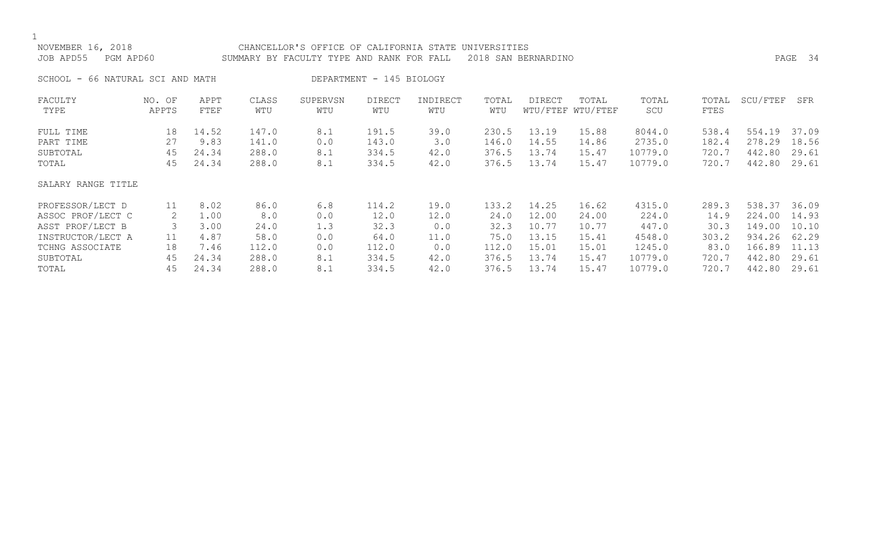NOVEMBER 16, 2018 CHANCELLOR'S OFFICE OF CALIFORNIA STATE UNIVERSITIES
JOB APD55 PGM APD60 SUMMARY BY FACULTY TYPE AND RANK FOR FALL 2018 SAN BERNARDINO

SCHOOL - 66 NATURAL SCI AND MATH DEPARTMENT - 145 BIOLOGY

| FACULTY TYPE | NO. OF APPTS | APPT FTEF | CLASS WTU | SUPERVSN WTU | DIRECT WTU | INDIRECT WTU | TOTAL WTU | DIRECT WTU/FTEF | TOTAL WTU/FTEF | TOTAL SCU | TOTAL FTES | SCU/FTEF | SFR |
|---|---|---|---|---|---|---|---|---|---|---|---|---|---|
| FULL TIME | 18 | 14.52 | 147.0 | 8.1 | 191.5 | 39.0 | 230.5 | 13.19 | 15.88 | 8044.0 | 538.4 | 554.19 | 37.09 |
| PART TIME | 27 | 9.83 | 141.0 | 0.0 | 143.0 | 3.0 | 146.0 | 14.55 | 14.86 | 2735.0 | 182.4 | 278.29 | 18.56 |
| SUBTOTAL | 45 | 24.34 | 288.0 | 8.1 | 334.5 | 42.0 | 376.5 | 13.74 | 15.47 | 10779.0 | 720.7 | 442.80 | 29.61 |
| TOTAL | 45 | 24.34 | 288.0 | 8.1 | 334.5 | 42.0 | 376.5 | 13.74 | 15.47 | 10779.0 | 720.7 | 442.80 | 29.61 |
| SALARY RANGE TITLE | | | | | | | | | | | | | |
| PROFESSOR/LECT D | 11 | 8.02 | 86.0 | 6.8 | 114.2 | 19.0 | 133.2 | 14.25 | 16.62 | 4315.0 | 289.3 | 538.37 | 36.09 |
| ASSOC PROF/LECT C | 2 | 1.00 | 8.0 | 0.0 | 12.0 | 12.0 | 24.0 | 12.00 | 24.00 | 224.0 | 14.9 | 224.00 | 14.93 |
| ASST PROF/LECT B | 3 | 3.00 | 24.0 | 1.3 | 32.3 | 0.0 | 32.3 | 10.77 | 10.77 | 447.0 | 30.3 | 149.00 | 10.10 |
| INSTRUCTOR/LECT A | 11 | 4.87 | 58.0 | 0.0 | 64.0 | 11.0 | 75.0 | 13.15 | 15.41 | 4548.0 | 303.2 | 934.26 | 62.29 |
| TCHNG ASSOCIATE | 18 | 7.46 | 112.0 | 0.0 | 112.0 | 0.0 | 112.0 | 15.01 | 15.01 | 1245.0 | 83.0 | 166.89 | 11.13 |
| SUBTOTAL | 45 | 24.34 | 288.0 | 8.1 | 334.5 | 42.0 | 376.5 | 13.74 | 15.47 | 10779.0 | 720.7 | 442.80 | 29.61 |
| TOTAL | 45 | 24.34 | 288.0 | 8.1 | 334.5 | 42.0 | 376.5 | 13.74 | 15.47 | 10779.0 | 720.7 | 442.80 | 29.61 |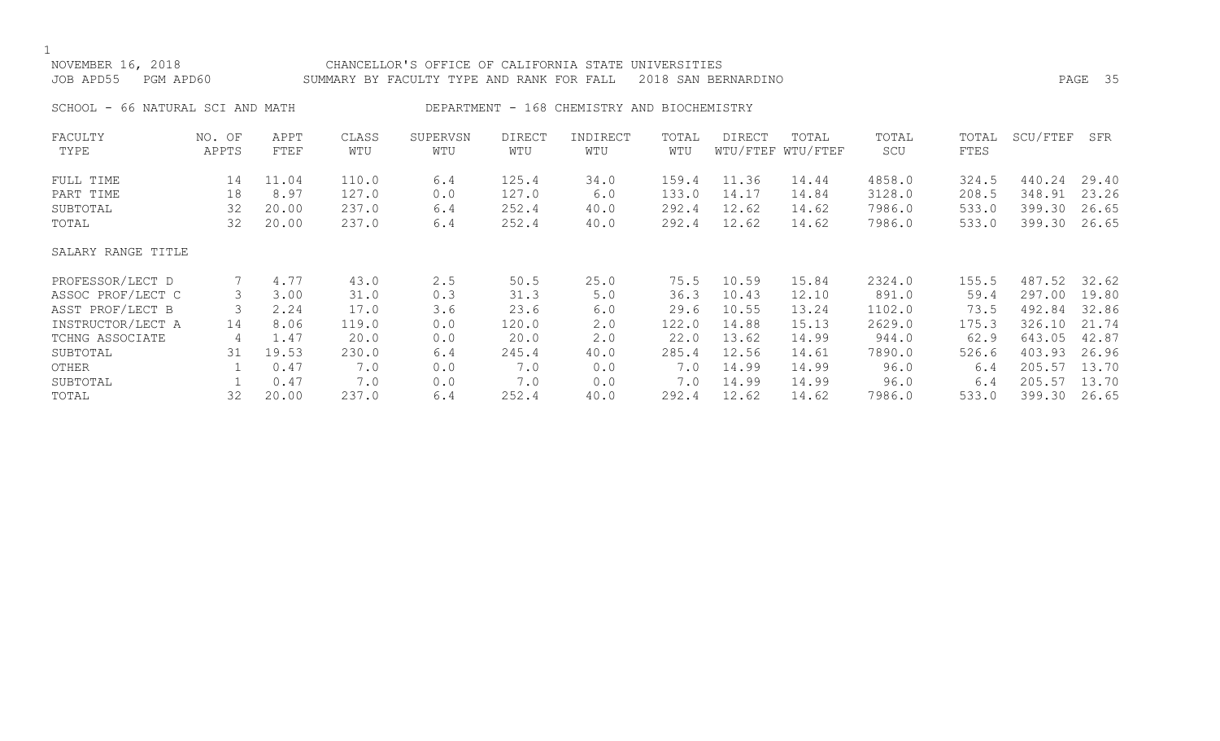NOVEMBER 16, 2018 CHANCELLOR'S OFFICE OF CALIFORNIA STATE UNIVERSITIES
JOB APD55 PGM APD60 SUMMARY BY FACULTY TYPE AND RANK FOR FALL 2018 SAN BERNARDINO

SCHOOL - 66 NATURAL SCI AND MATH DEPARTMENT - 168 CHEMISTRY AND BIOCHEMISTRY

| FACULTY TYPE | NO. OF APPTS | APPT FTEF | CLASS WTU | SUPERVSN WTU | DIRECT WTU | INDIRECT WTU | TOTAL WTU | DIRECT WTU/FTEF | TOTAL WTU/FTEF | TOTAL SCU | TOTAL FTES | SCU/FTEF | SFR |
|---|---|---|---|---|---|---|---|---|---|---|---|---|---|
| FULL TIME | 14 | 11.04 | 110.0 | 6.4 | 125.4 | 34.0 | 159.4 | 11.36 | 14.44 | 4858.0 | 324.5 | 440.24 | 29.40 |
| PART TIME | 18 | 8.97 | 127.0 | 0.0 | 127.0 | 6.0 | 133.0 | 14.17 | 14.84 | 3128.0 | 208.5 | 348.91 | 23.26 |
| SUBTOTAL | 32 | 20.00 | 237.0 | 6.4 | 252.4 | 40.0 | 292.4 | 12.62 | 14.62 | 7986.0 | 533.0 | 399.30 | 26.65 |
| TOTAL | 32 | 20.00 | 237.0 | 6.4 | 252.4 | 40.0 | 292.4 | 12.62 | 14.62 | 7986.0 | 533.0 | 399.30 | 26.65 |
| SALARY RANGE TITLE | | | | | | | | | | | | | |
| PROFESSOR/LECT D | 7 | 4.77 | 43.0 | 2.5 | 50.5 | 25.0 | 75.5 | 10.59 | 15.84 | 2324.0 | 155.5 | 487.52 | 32.62 |
| ASSOC PROF/LECT C | 3 | 3.00 | 31.0 | 0.3 | 31.3 | 5.0 | 36.3 | 10.43 | 12.10 | 891.0 | 59.4 | 297.00 | 19.80 |
| ASST PROF/LECT B | 3 | 2.24 | 17.0 | 3.6 | 23.6 | 6.0 | 29.6 | 10.55 | 13.24 | 1102.0 | 73.5 | 492.84 | 32.86 |
| INSTRUCTOR/LECT A | 14 | 8.06 | 119.0 | 0.0 | 120.0 | 2.0 | 122.0 | 14.88 | 15.13 | 2629.0 | 175.3 | 326.10 | 21.74 |
| TCHNG ASSOCIATE | 4 | 1.47 | 20.0 | 0.0 | 20.0 | 2.0 | 22.0 | 13.62 | 14.99 | 944.0 | 62.9 | 643.05 | 42.87 |
| SUBTOTAL | 31 | 19.53 | 230.0 | 6.4 | 245.4 | 40.0 | 285.4 | 12.56 | 14.61 | 7890.0 | 526.6 | 403.93 | 26.96 |
| OTHER | 1 | 0.47 | 7.0 | 0.0 | 7.0 | 0.0 | 7.0 | 14.99 | 14.99 | 96.0 | 6.4 | 205.57 | 13.70 |
| SUBTOTAL | 1 | 0.47 | 7.0 | 0.0 | 7.0 | 0.0 | 7.0 | 14.99 | 14.99 | 96.0 | 6.4 | 205.57 | 13.70 |
| TOTAL | 32 | 20.00 | 237.0 | 6.4 | 252.4 | 40.0 | 292.4 | 12.62 | 14.62 | 7986.0 | 533.0 | 399.30 | 26.65 |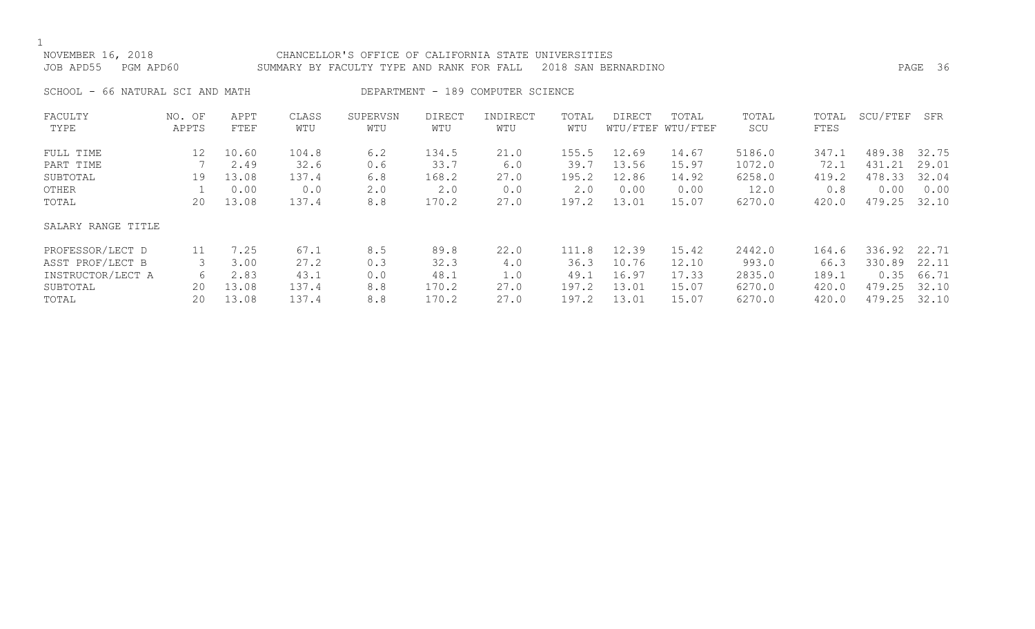NOVEMBER 16, 2018 CHANCELLOR'S OFFICE OF CALIFORNIA STATE UNIVERSITIES
JOB APD55 PGM APD60 SUMMARY BY FACULTY TYPE AND RANK FOR FALL 2018 SAN BERNARDINO

SCHOOL - 66 NATURAL SCI AND MATH DEPARTMENT - 189 COMPUTER SCIENCE

| FACULTY TYPE | NO. OF APPTS | APPT FTEF | CLASS WTU | SUPERVSN WTU | DIRECT WTU | INDIRECT WTU | TOTAL WTU | DIRECT WTU/FTEF | TOTAL WTU/FTEF | TOTAL SCU | TOTAL FTES | SCU/FTEF | SFR |
|---|---|---|---|---|---|---|---|---|---|---|---|---|---|
| FULL TIME | 12 | 10.60 | 104.8 | 6.2 | 134.5 | 21.0 | 155.5 | 12.69 | 14.67 | 5186.0 | 347.1 | 489.38 | 32.75 |
| PART TIME | 7 | 2.49 | 32.6 | 0.6 | 33.7 | 6.0 | 39.7 | 13.56 | 15.97 | 1072.0 | 72.1 | 431.21 | 29.01 |
| SUBTOTAL | 19 | 13.08 | 137.4 | 6.8 | 168.2 | 27.0 | 195.2 | 12.86 | 14.92 | 6258.0 | 419.2 | 478.33 | 32.04 |
| OTHER | 1 | 0.00 | 0.0 | 2.0 | 2.0 | 0.0 | 2.0 | 0.00 | 0.00 | 12.0 | 0.8 | 0.00 | 0.00 |
| TOTAL | 20 | 13.08 | 137.4 | 8.8 | 170.2 | 27.0 | 197.2 | 13.01 | 15.07 | 6270.0 | 420.0 | 479.25 | 32.10 |
| SALARY RANGE TITLE | | | | | | | | | | | | | |
| PROFESSOR/LECT D | 11 | 7.25 | 67.1 | 8.5 | 89.8 | 22.0 | 111.8 | 12.39 | 15.42 | 2442.0 | 164.6 | 336.92 | 22.71 |
| ASST PROF/LECT B | 3 | 3.00 | 27.2 | 0.3 | 32.3 | 4.0 | 36.3 | 10.76 | 12.10 | 993.0 | 66.3 | 330.89 | 22.11 |
| INSTRUCTOR/LECT A | 6 | 2.83 | 43.1 | 0.0 | 48.1 | 1.0 | 49.1 | 16.97 | 17.33 | 2835.0 | 189.1 | 0.35 | 66.71 |
| SUBTOTAL | 20 | 13.08 | 137.4 | 8.8 | 170.2 | 27.0 | 197.2 | 13.01 | 15.07 | 6270.0 | 420.0 | 479.25 | 32.10 |
| TOTAL | 20 | 13.08 | 137.4 | 8.8 | 170.2 | 27.0 | 197.2 | 13.01 | 15.07 | 6270.0 | 420.0 | 479.25 | 32.10 |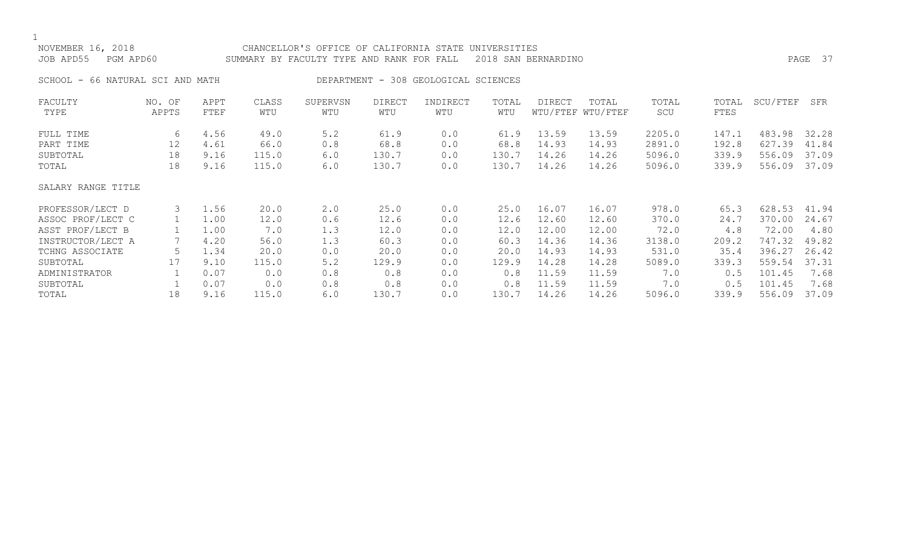NOVEMBER 16, 2018 CHANCELLOR'S OFFICE OF CALIFORNIA STATE UNIVERSITIES
JOB APD55 PGM APD60 SUMMARY BY FACULTY TYPE AND RANK FOR FALL 2018 SAN BERNARDINO

SCHOOL - 66 NATURAL SCI AND MATH DEPARTMENT - 308 GEOLOGICAL SCIENCES

| FACULTY TYPE | NO. OF APPTS | APPT FTEF | CLASS WTU | SUPERVSN WTU | DIRECT WTU | INDIRECT WTU | TOTAL WTU | DIRECT WTU/FTEF | TOTAL WTU/FTEF | TOTAL SCU | TOTAL FTES | SCU/FTEF | SFR |
|---|---|---|---|---|---|---|---|---|---|---|---|---|---|
| FULL TIME | 6 | 4.56 | 49.0 | 5.2 | 61.9 | 0.0 | 61.9 | 13.59 | 13.59 | 2205.0 | 147.1 | 483.98 | 32.28 |
| PART TIME | 12 | 4.61 | 66.0 | 0.8 | 68.8 | 0.0 | 68.8 | 14.93 | 14.93 | 2891.0 | 192.8 | 627.39 | 41.84 |
| SUBTOTAL | 18 | 9.16 | 115.0 | 6.0 | 130.7 | 0.0 | 130.7 | 14.26 | 14.26 | 5096.0 | 339.9 | 556.09 | 37.09 |
| TOTAL | 18 | 9.16 | 115.0 | 6.0 | 130.7 | 0.0 | 130.7 | 14.26 | 14.26 | 5096.0 | 339.9 | 556.09 | 37.09 |
| SALARY RANGE TITLE | | | | | | | | | | | | | |
| PROFESSOR/LECT D | 3 | 1.56 | 20.0 | 2.0 | 25.0 | 0.0 | 25.0 | 16.07 | 16.07 | 978.0 | 65.3 | 628.53 | 41.94 |
| ASSOC PROF/LECT C | 1 | 1.00 | 12.0 | 0.6 | 12.6 | 0.0 | 12.6 | 12.60 | 12.60 | 370.0 | 24.7 | 370.00 | 24.67 |
| ASST PROF/LECT B | 1 | 1.00 | 7.0 | 1.3 | 12.0 | 0.0 | 12.0 | 12.00 | 12.00 | 72.0 | 4.8 | 72.00 | 4.80 |
| INSTRUCTOR/LECT A | 7 | 4.20 | 56.0 | 1.3 | 60.3 | 0.0 | 60.3 | 14.36 | 14.36 | 3138.0 | 209.2 | 747.32 | 49.82 |
| TCHNG ASSOCIATE | 5 | 1.34 | 20.0 | 0.0 | 20.0 | 0.0 | 20.0 | 14.93 | 14.93 | 531.0 | 35.4 | 396.27 | 26.42 |
| SUBTOTAL | 17 | 9.10 | 115.0 | 5.2 | 129.9 | 0.0 | 129.9 | 14.28 | 14.28 | 5089.0 | 339.3 | 559.54 | 37.31 |
| ADMINISTRATOR | 1 | 0.07 | 0.0 | 0.8 | 0.8 | 0.0 | 0.8 | 11.59 | 11.59 | 7.0 | 0.5 | 101.45 | 7.68 |
| SUBTOTAL | 1 | 0.07 | 0.0 | 0.8 | 0.8 | 0.0 | 0.8 | 11.59 | 11.59 | 7.0 | 0.5 | 101.45 | 7.68 |
| TOTAL | 18 | 9.16 | 115.0 | 6.0 | 130.7 | 0.0 | 130.7 | 14.26 | 14.26 | 5096.0 | 339.9 | 556.09 | 37.09 |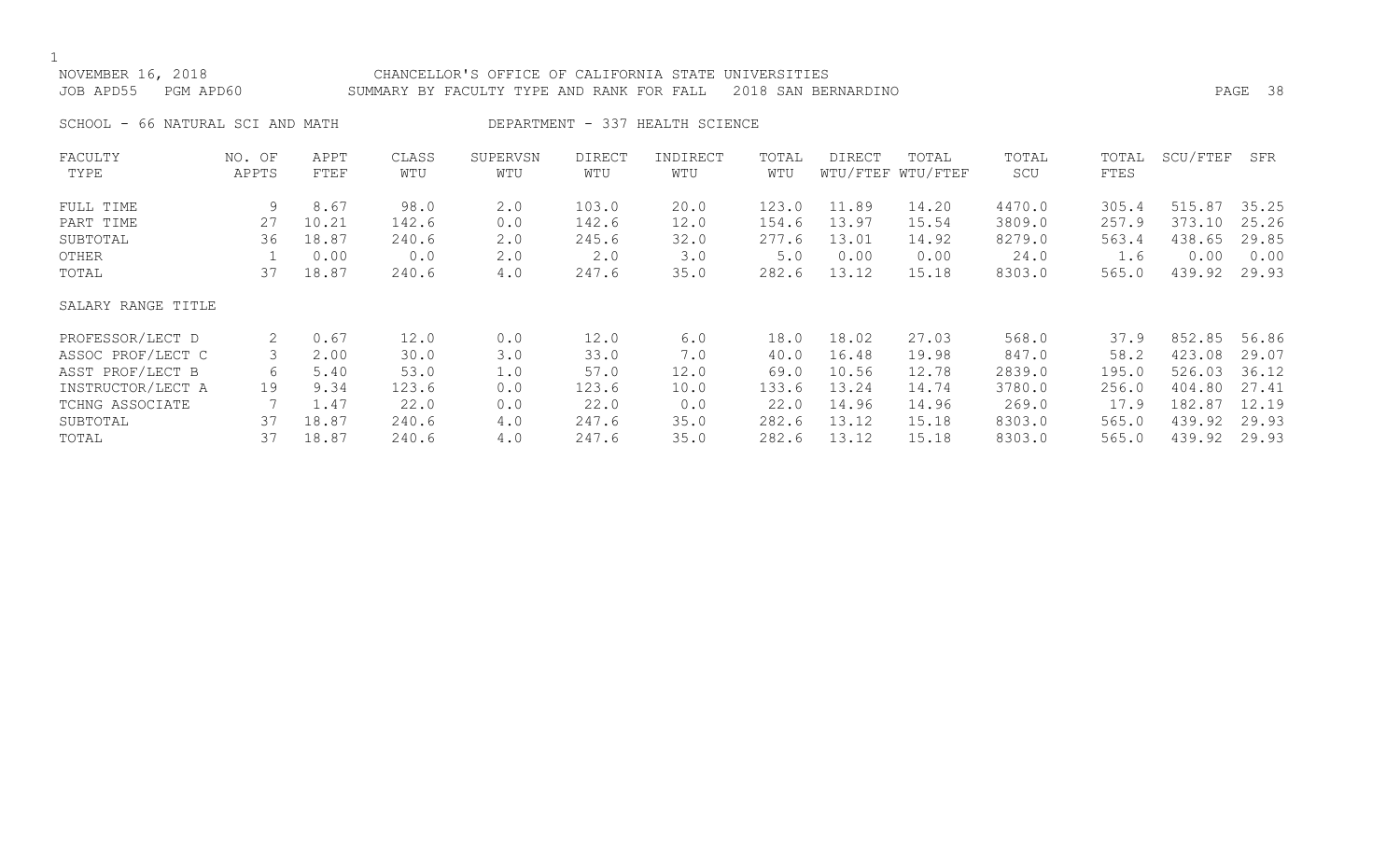NOVEMBER 16, 2018 CHANCELLOR'S OFFICE OF CALIFORNIA STATE UNIVERSITIES
JOB APD55 PGM APD60 SUMMARY BY FACULTY TYPE AND RANK FOR FALL 2018 SAN BERNARDINO

SCHOOL - 66 NATURAL SCI AND MATH DEPARTMENT - 337 HEALTH SCIENCE

| FACULTY TYPE | NO. OF APPTS | APPT FTEF | CLASS WTU | SUPERVSN WTU | DIRECT WTU | INDIRECT WTU | TOTAL WTU | DIRECT WTU/FTEF | TOTAL WTU/FTEF | TOTAL SCU | TOTAL FTES | SCU/FTEF | SFR |
|---|---|---|---|---|---|---|---|---|---|---|---|---|---|
| FULL TIME | 9 | 8.67 | 98.0 | 2.0 | 103.0 | 20.0 | 123.0 | 11.89 | 14.20 | 4470.0 | 305.4 | 515.87 | 35.25 |
| PART TIME | 27 | 10.21 | 142.6 | 0.0 | 142.6 | 12.0 | 154.6 | 13.97 | 15.54 | 3809.0 | 257.9 | 373.10 | 25.26 |
| SUBTOTAL | 36 | 18.87 | 240.6 | 2.0 | 245.6 | 32.0 | 277.6 | 13.01 | 14.92 | 8279.0 | 563.4 | 438.65 | 29.85 |
| OTHER | 1 | 0.00 | 0.0 | 2.0 | 2.0 | 3.0 | 5.0 | 0.00 | 0.00 | 24.0 | 1.6 | 0.00 | 0.00 |
| TOTAL | 37 | 18.87 | 240.6 | 4.0 | 247.6 | 35.0 | 282.6 | 13.12 | 15.18 | 8303.0 | 565.0 | 439.92 | 29.93 |
| SALARY RANGE TITLE | | | | | | | | | | | | | |
| PROFESSOR/LECT D | 2 | 0.67 | 12.0 | 0.0 | 12.0 | 6.0 | 18.0 | 18.02 | 27.03 | 568.0 | 37.9 | 852.85 | 56.86 |
| ASSOC PROF/LECT C | 3 | 2.00 | 30.0 | 3.0 | 33.0 | 7.0 | 40.0 | 16.48 | 19.98 | 847.0 | 58.2 | 423.08 | 29.07 |
| ASST PROF/LECT B | 6 | 5.40 | 53.0 | 1.0 | 57.0 | 12.0 | 69.0 | 10.56 | 12.78 | 2839.0 | 195.0 | 526.03 | 36.12 |
| INSTRUCTOR/LECT A | 19 | 9.34 | 123.6 | 0.0 | 123.6 | 10.0 | 133.6 | 13.24 | 14.74 | 3780.0 | 256.0 | 404.80 | 27.41 |
| TCHNG ASSOCIATE | 7 | 1.47 | 22.0 | 0.0 | 22.0 | 0.0 | 22.0 | 14.96 | 14.96 | 269.0 | 17.9 | 182.87 | 12.19 |
| SUBTOTAL | 37 | 18.87 | 240.6 | 4.0 | 247.6 | 35.0 | 282.6 | 13.12 | 15.18 | 8303.0 | 565.0 | 439.92 | 29.93 |
| TOTAL | 37 | 18.87 | 240.6 | 4.0 | 247.6 | 35.0 | 282.6 | 13.12 | 15.18 | 8303.0 | 565.0 | 439.92 | 29.93 |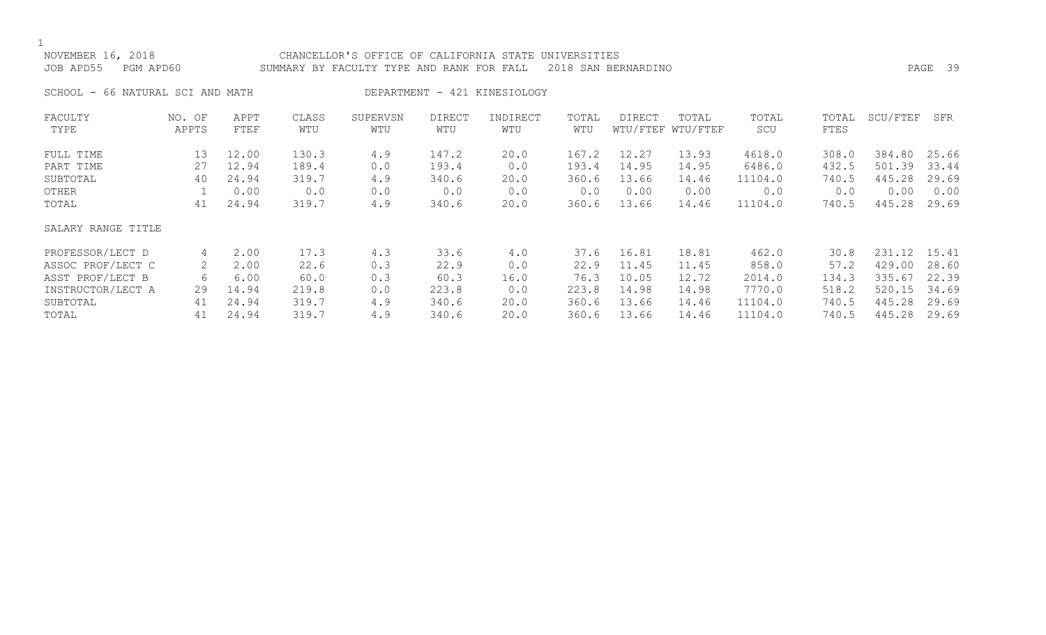NOVEMBER 16, 2018 CHANCELLOR'S OFFICE OF CALIFORNIA STATE UNIVERSITIES
JOB APD55 PGM APD60 SUMMARY BY FACULTY TYPE AND RANK FOR FALL 2018 SAN BERNARDINO

SCHOOL - 66 NATURAL SCI AND MATH DEPARTMENT - 421 KINESIOLOGY

| FACULTY TYPE | NO. OF APPTS | APPT FTEF | CLASS WTU | SUPERVSN WTU | DIRECT WTU | INDIRECT WTU | TOTAL WTU | DIRECT WTU/FTEF | TOTAL WTU/FTEF | TOTAL SCU | TOTAL FTES | SCU/FTEF | SFR |
|---|---|---|---|---|---|---|---|---|---|---|---|---|---|
| FULL TIME | 13 | 12.00 | 130.3 | 4.9 | 147.2 | 20.0 | 167.2 | 12.27 | 13.93 | 4618.0 | 308.0 | 384.80 | 25.66 |
| PART TIME | 27 | 12.94 | 189.4 | 0.0 | 193.4 | 0.0 | 193.4 | 14.95 | 14.95 | 6486.0 | 432.5 | 501.39 | 33.44 |
| SUBTOTAL | 40 | 24.94 | 319.7 | 4.9 | 340.6 | 20.0 | 360.6 | 13.66 | 14.46 | 11104.0 | 740.5 | 445.28 | 29.69 |
| OTHER | 1 | 0.00 | 0.0 | 0.0 | 0.0 | 0.0 | 0.0 | 0.00 | 0.00 | 0.0 | 0.0 | 0.00 | 0.00 |
| TOTAL | 41 | 24.94 | 319.7 | 4.9 | 340.6 | 20.0 | 360.6 | 13.66 | 14.46 | 11104.0 | 740.5 | 445.28 | 29.69 |
| SALARY RANGE TITLE | | | | | | | | | | | | | |
| PROFESSOR/LECT D | 4 | 2.00 | 17.3 | 4.3 | 33.6 | 4.0 | 37.6 | 16.81 | 18.81 | 462.0 | 30.8 | 231.12 | 15.41 |
| ASSOC PROF/LECT C | 2 | 2.00 | 22.6 | 0.3 | 22.9 | 0.0 | 22.9 | 11.45 | 11.45 | 858.0 | 57.2 | 429.00 | 28.60 |
| ASST PROF/LECT B | 6 | 6.00 | 60.0 | 0.3 | 60.3 | 16.0 | 76.3 | 10.05 | 12.72 | 2014.0 | 134.3 | 335.67 | 22.39 |
| INSTRUCTOR/LECT A | 29 | 14.94 | 219.8 | 0.0 | 223.8 | 0.0 | 223.8 | 14.98 | 14.98 | 7770.0 | 518.2 | 520.15 | 34.69 |
| SUBTOTAL | 41 | 24.94 | 319.7 | 4.9 | 340.6 | 20.0 | 360.6 | 13.66 | 14.46 | 11104.0 | 740.5 | 445.28 | 29.69 |
| TOTAL | 41 | 24.94 | 319.7 | 4.9 | 340.6 | 20.0 | 360.6 | 13.66 | 14.46 | 11104.0 | 740.5 | 445.28 | 29.69 |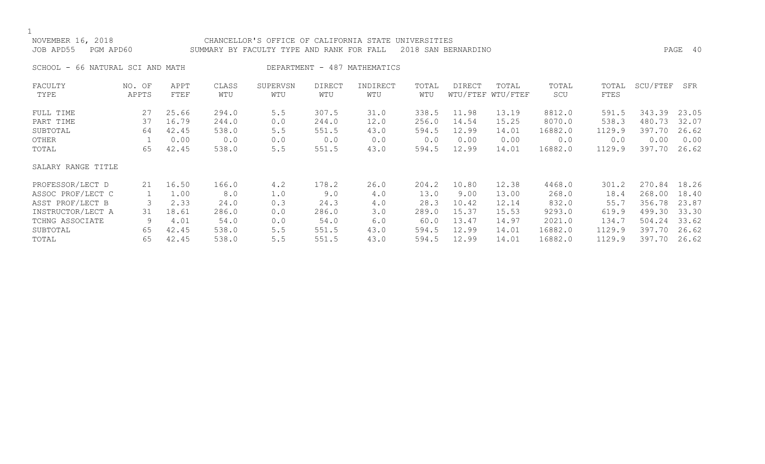NOVEMBER 16, 2018 CHANCELLOR'S OFFICE OF CALIFORNIA STATE UNIVERSITIES
JOB APD55 PGM APD60 SUMMARY BY FACULTY TYPE AND RANK FOR FALL 2018 SAN BERNARDINO

SCHOOL - 66 NATURAL SCI AND MATH DEPARTMENT - 487 MATHEMATICS

| FACULTY TYPE | NO. OF APPTS | APPT FTEF | CLASS WTU | SUPERVSN WTU | DIRECT WTU | INDIRECT WTU | TOTAL WTU | DIRECT WTU/FTEF | TOTAL WTU/FTEF | TOTAL SCU | TOTAL FTES | SCU/FTEF | SFR |
|---|---|---|---|---|---|---|---|---|---|---|---|---|---|
| FULL TIME | 27 | 25.66 | 294.0 | 5.5 | 307.5 | 31.0 | 338.5 | 11.98 | 13.19 | 8812.0 | 591.5 | 343.39 | 23.05 |
| PART TIME | 37 | 16.79 | 244.0 | 0.0 | 244.0 | 12.0 | 256.0 | 14.54 | 15.25 | 8070.0 | 538.3 | 480.73 | 32.07 |
| SUBTOTAL | 64 | 42.45 | 538.0 | 5.5 | 551.5 | 43.0 | 594.5 | 12.99 | 14.01 | 16882.0 | 1129.9 | 397.70 | 26.62 |
| OTHER | 1 | 0.00 | 0.0 | 0.0 | 0.0 | 0.0 | 0.0 | 0.00 | 0.00 | 0.0 | 0.0 | 0.00 | 0.00 |
| TOTAL | 65 | 42.45 | 538.0 | 5.5 | 551.5 | 43.0 | 594.5 | 12.99 | 14.01 | 16882.0 | 1129.9 | 397.70 | 26.62 |
| SALARY RANGE TITLE | | | | | | | | | | | | | |
| PROFESSOR/LECT D | 21 | 16.50 | 166.0 | 4.2 | 178.2 | 26.0 | 204.2 | 10.80 | 12.38 | 4468.0 | 301.2 | 270.84 | 18.26 |
| ASSOC PROF/LECT C | 1 | 1.00 | 8.0 | 1.0 | 9.0 | 4.0 | 13.0 | 9.00 | 13.00 | 268.0 | 18.4 | 268.00 | 18.40 |
| ASST PROF/LECT B | 3 | 2.33 | 24.0 | 0.3 | 24.3 | 4.0 | 28.3 | 10.42 | 12.14 | 832.0 | 55.7 | 356.78 | 23.87 |
| INSTRUCTOR/LECT A | 31 | 18.61 | 286.0 | 0.0 | 286.0 | 3.0 | 289.0 | 15.37 | 15.53 | 9293.0 | 619.9 | 499.30 | 33.30 |
| TCHNG ASSOCIATE | 9 | 4.01 | 54.0 | 0.0 | 54.0 | 6.0 | 60.0 | 13.47 | 14.97 | 2021.0 | 134.7 | 504.24 | 33.62 |
| SUBTOTAL | 65 | 42.45 | 538.0 | 5.5 | 551.5 | 43.0 | 594.5 | 12.99 | 14.01 | 16882.0 | 1129.9 | 397.70 | 26.62 |
| TOTAL | 65 | 42.45 | 538.0 | 5.5 | 551.5 | 43.0 | 594.5 | 12.99 | 14.01 | 16882.0 | 1129.9 | 397.70 | 26.62 |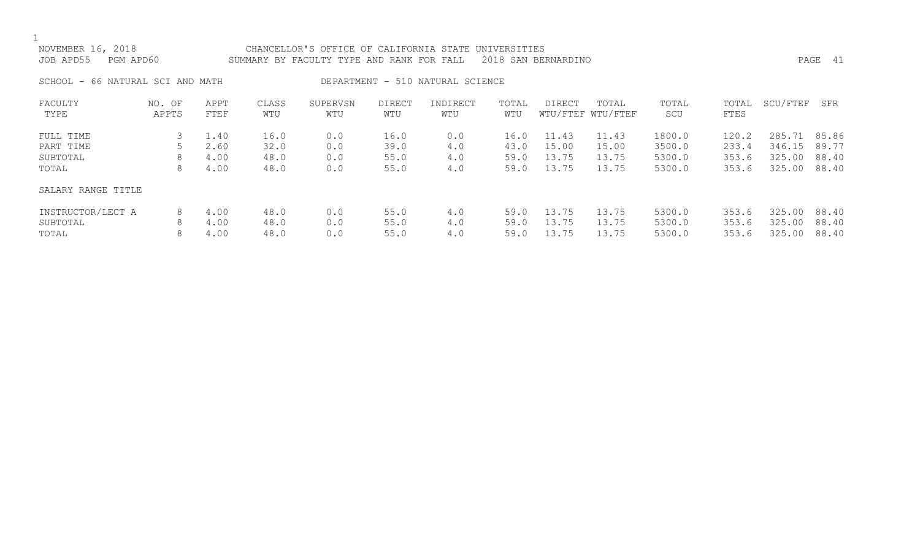NOVEMBER 16, 2018 CHANCELLOR'S OFFICE OF CALIFORNIA STATE UNIVERSITIES

JOB APD55 PGM APD60 SUMMARY BY FACULTY TYPE AND RANK FOR FALL 2018 SAN BERNARDINO

SCHOOL - 66 NATURAL SCI AND MATH DEPARTMENT - 510 NATURAL SCIENCE

| FACULTY TYPE | NO. OF APPTS | APPT FTEF | CLASS WTU | SUPERVSN WTU | DIRECT WTU | INDIRECT WTU | TOTAL WTU | DIRECT WTU/FTEF | TOTAL WTU/FTEF | TOTAL SCU | TOTAL FTES | SCU/FTEF | SFR |
|---|---|---|---|---|---|---|---|---|---|---|---|---|---|
| FULL TIME | 3 | 1.40 | 16.0 | 0.0 | 16.0 | 0.0 | 16.0 | 11.43 | 11.43 | 1800.0 | 120.2 | 285.71 | 85.86 |
| PART TIME | 5 | 2.60 | 32.0 | 0.0 | 39.0 | 4.0 | 43.0 | 15.00 | 15.00 | 3500.0 | 233.4 | 346.15 | 89.77 |
| SUBTOTAL | 8 | 4.00 | 48.0 | 0.0 | 55.0 | 4.0 | 59.0 | 13.75 | 13.75 | 5300.0 | 353.6 | 325.00 | 88.40 |
| TOTAL | 8 | 4.00 | 48.0 | 0.0 | 55.0 | 4.0 | 59.0 | 13.75 | 13.75 | 5300.0 | 353.6 | 325.00 | 88.40 |
| **SALARY RANGE TITLE** | | | | | | | | | | | | | |
| INSTRUCTOR/LECT A | 8 | 4.00 | 48.0 | 0.0 | 55.0 | 4.0 | 59.0 | 13.75 | 13.75 | 5300.0 | 353.6 | 325.00 | 88.40 |
| SUBTOTAL | 8 | 4.00 | 48.0 | 0.0 | 55.0 | 4.0 | 59.0 | 13.75 | 13.75 | 5300.0 | 353.6 | 325.00 | 88.40 |
| TOTAL | 8 | 4.00 | 48.0 | 0.0 | 55.0 | 4.0 | 59.0 | 13.75 | 13.75 | 5300.0 | 353.6 | 325.00 | 88.40 |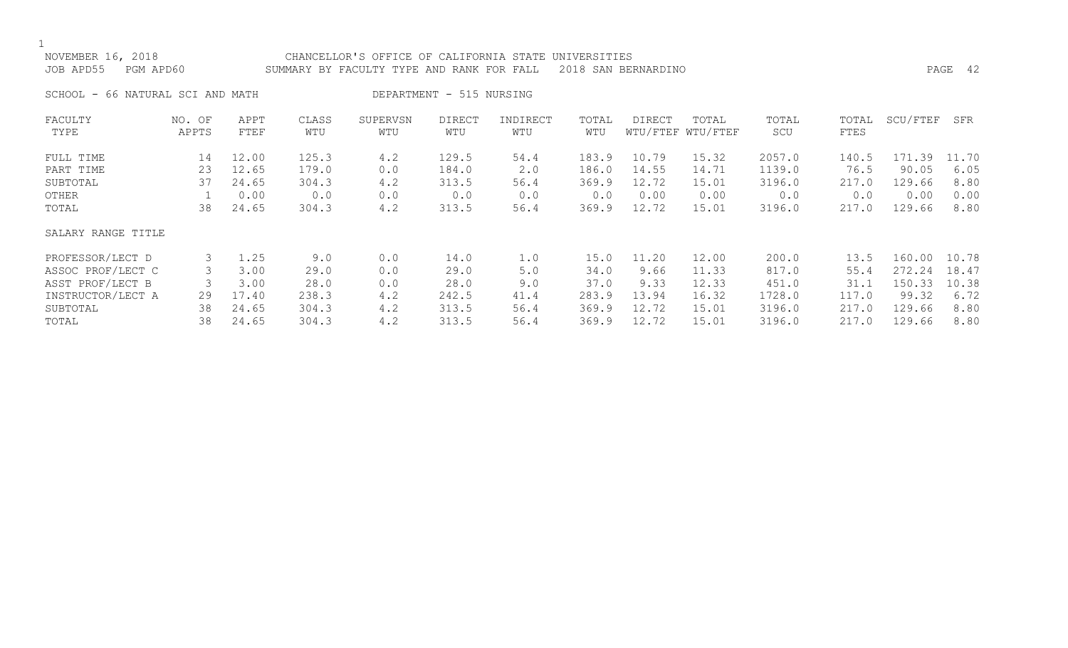NOVEMBER 16, 2018 CHANCELLOR'S OFFICE OF CALIFORNIA STATE UNIVERSITIES
JOB APD55 PGM APD60 SUMMARY BY FACULTY TYPE AND RANK FOR FALL 2018 SAN BERNARDINO

SCHOOL - 66 NATURAL SCI AND MATH DEPARTMENT - 515 NURSING

| FACULTY TYPE | NO. OF APPTS | APPT FTEF | CLASS WTU | SUPERVSN WTU | DIRECT WTU | INDIRECT WTU | TOTAL WTU | DIRECT WTU/FTEF | TOTAL WTU/FTEF | TOTAL SCU | TOTAL FTES | SCU/FTEF | SFR |
|---|---|---|---|---|---|---|---|---|---|---|---|---|---|
| FULL TIME | 14 | 12.00 | 125.3 | 4.2 | 129.5 | 54.4 | 183.9 | 10.79 | 15.32 | 2057.0 | 140.5 | 171.39 | 11.70 |
| PART TIME | 23 | 12.65 | 179.0 | 0.0 | 184.0 | 2.0 | 186.0 | 14.55 | 14.71 | 1139.0 | 76.5 | 90.05 | 6.05 |
| SUBTOTAL | 37 | 24.65 | 304.3 | 4.2 | 313.5 | 56.4 | 369.9 | 12.72 | 15.01 | 3196.0 | 217.0 | 129.66 | 8.80 |
| OTHER | 1 | 0.00 | 0.0 | 0.0 | 0.0 | 0.0 | 0.0 | 0.00 | 0.00 | 0.0 | 0.0 | 0.00 | 0.00 |
| TOTAL | 38 | 24.65 | 304.3 | 4.2 | 313.5 | 56.4 | 369.9 | 12.72 | 15.01 | 3196.0 | 217.0 | 129.66 | 8.80 |
| SALARY RANGE TITLE | | | | | | | | | | | | | |
| PROFESSOR/LECT D | 3 | 1.25 | 9.0 | 0.0 | 14.0 | 1.0 | 15.0 | 11.20 | 12.00 | 200.0 | 13.5 | 160.00 | 10.78 |
| ASSOC PROF/LECT C | 3 | 3.00 | 29.0 | 0.0 | 29.0 | 5.0 | 34.0 | 9.66 | 11.33 | 817.0 | 55.4 | 272.24 | 18.47 |
| ASST PROF/LECT B | 3 | 3.00 | 28.0 | 0.0 | 28.0 | 9.0 | 37.0 | 9.33 | 12.33 | 451.0 | 31.1 | 150.33 | 10.38 |
| INSTRUCTOR/LECT A | 29 | 17.40 | 238.3 | 4.2 | 242.5 | 41.4 | 283.9 | 13.94 | 16.32 | 1728.0 | 117.0 | 99.32 | 6.72 |
| SUBTOTAL | 38 | 24.65 | 304.3 | 4.2 | 313.5 | 56.4 | 369.9 | 12.72 | 15.01 | 3196.0 | 217.0 | 129.66 | 8.80 |
| TOTAL | 38 | 24.65 | 304.3 | 4.2 | 313.5 | 56.4 | 369.9 | 12.72 | 15.01 | 3196.0 | 217.0 | 129.66 | 8.80 |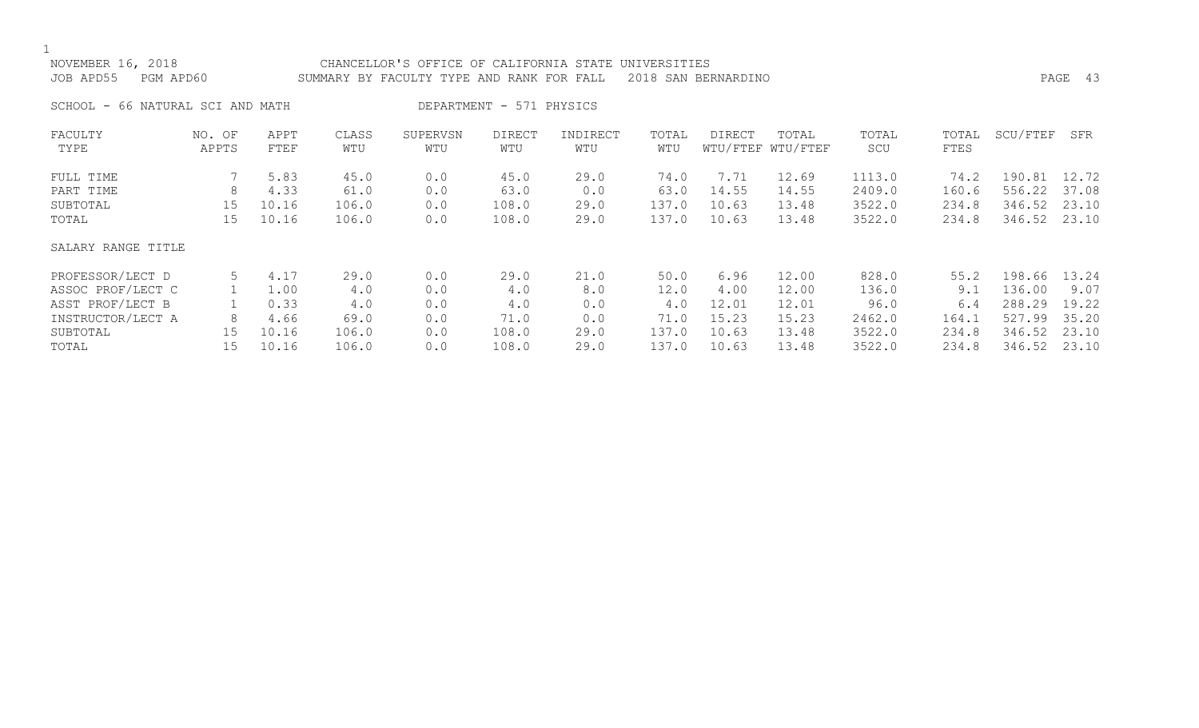NOVEMBER 16, 2018 CHANCELLOR'S OFFICE OF CALIFORNIA STATE UNIVERSITIES
JOB APD55 PGM APD60 SUMMARY BY FACULTY TYPE AND RANK FOR FALL 2018 SAN BERNARDINO

SCHOOL - 66 NATURAL SCI AND MATH DEPARTMENT - 571 PHYSICS

| FACULTY TYPE | NO. OF APPTS | APPT FTEF | CLASS WTU | SUPERVSN WTU | DIRECT WTU | INDIRECT WTU | TOTAL WTU | DIRECT WTU/FTEF | TOTAL WTU/FTEF | TOTAL SCU | TOTAL FTES | SCU/FTEF | SFR |
|---|---|---|---|---|---|---|---|---|---|---|---|---|---|
| FULL TIME | 7 | 5.83 | 45.0 | 0.0 | 45.0 | 29.0 | 74.0 | 7.71 | 12.69 | 1113.0 | 74.2 | 190.81 | 12.72 |
| PART TIME | 8 | 4.33 | 61.0 | 0.0 | 63.0 | 0.0 | 63.0 | 14.55 | 14.55 | 2409.0 | 160.6 | 556.22 | 37.08 |
| SUBTOTAL | 15 | 10.16 | 106.0 | 0.0 | 108.0 | 29.0 | 137.0 | 10.63 | 13.48 | 3522.0 | 234.8 | 346.52 | 23.10 |
| TOTAL | 15 | 10.16 | 106.0 | 0.0 | 108.0 | 29.0 | 137.0 | 10.63 | 13.48 | 3522.0 | 234.8 | 346.52 | 23.10 |
| SALARY RANGE TITLE | | | | | | | | | | | | | |
| PROFESSOR/LECT D | 5 | 4.17 | 29.0 | 0.0 | 29.0 | 21.0 | 50.0 | 6.96 | 12.00 | 828.0 | 55.2 | 198.66 | 13.24 |
| ASSOC PROF/LECT C | 1 | 1.00 | 4.0 | 0.0 | 4.0 | 8.0 | 12.0 | 4.00 | 12.00 | 136.0 | 9.1 | 136.00 | 9.07 |
| ASST PROF/LECT B | 1 | 0.33 | 4.0 | 0.0 | 4.0 | 0.0 | 4.0 | 12.01 | 12.01 | 96.0 | 6.4 | 288.29 | 19.22 |
| INSTRUCTOR/LECT A | 8 | 4.66 | 69.0 | 0.0 | 71.0 | 0.0 | 71.0 | 15.23 | 15.23 | 2462.0 | 164.1 | 527.99 | 35.20 |
| SUBTOTAL | 15 | 10.16 | 106.0 | 0.0 | 108.0 | 29.0 | 137.0 | 10.63 | 13.48 | 3522.0 | 234.8 | 346.52 | 23.10 |
| TOTAL | 15 | 10.16 | 106.0 | 0.0 | 108.0 | 29.0 | 137.0 | 10.63 | 13.48 | 3522.0 | 234.8 | 346.52 | 23.10 |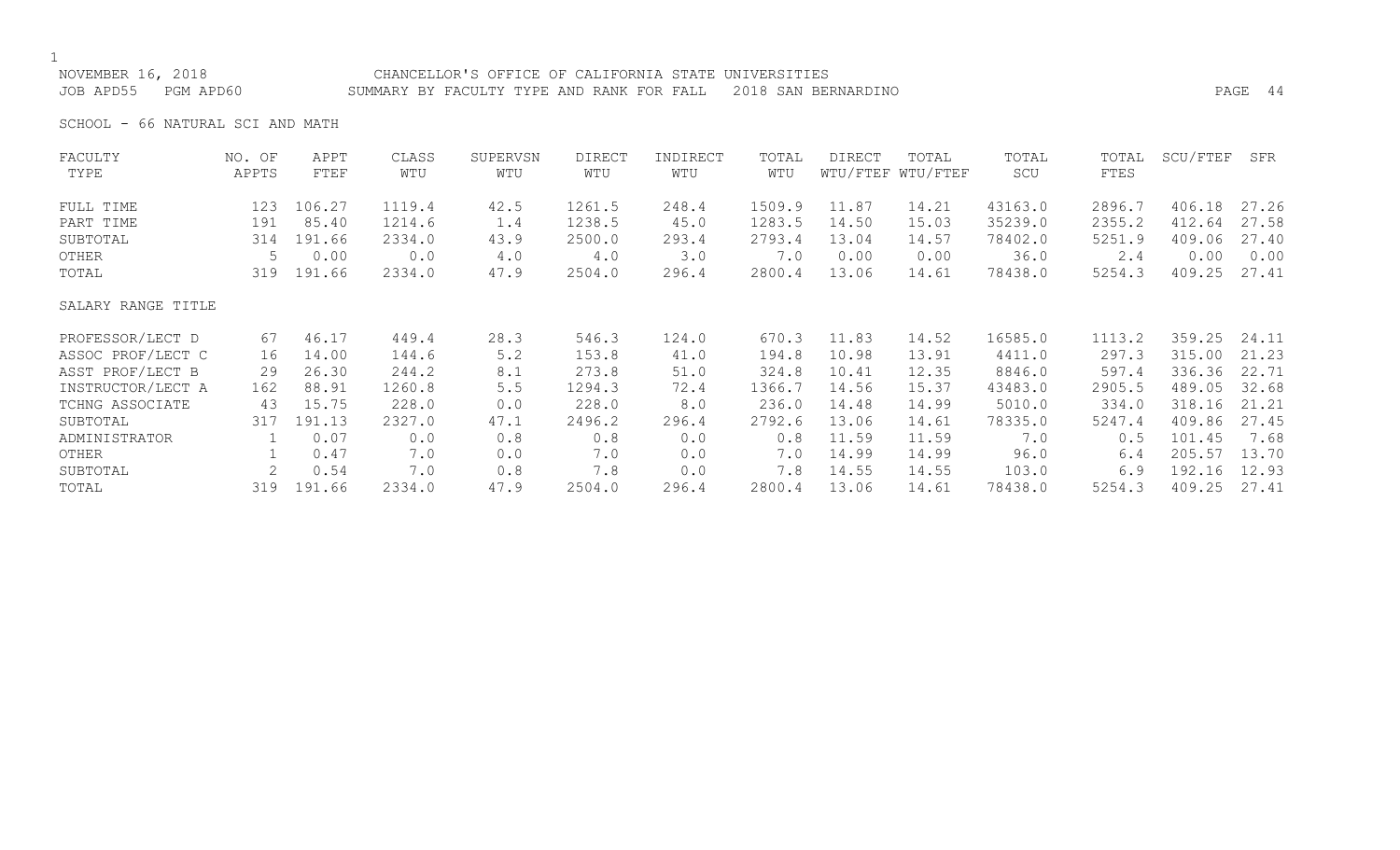NOVEMBER 16, 2018 CHANCELLOR'S OFFICE OF CALIFORNIA STATE UNIVERSITIES
JOB APD55 PGM APD60 SUMMARY BY FACULTY TYPE AND RANK FOR FALL 2018 SAN BERNARDINO

SCHOOL - 66 NATURAL SCI AND MATH

| FACULTY TYPE | NO. OF APPTS | APPT FTEF | CLASS WTU | SUPERVSN WTU | DIRECT WTU | INDIRECT WTU | TOTAL WTU | DIRECT WTU/FTEF | TOTAL WTU/FTEF | TOTAL SCU | TOTAL FTES | SCU/FTEF | SFR |
|---|---|---|---|---|---|---|---|---|---|---|---|---|---|
| FULL TIME | 123 | 106.27 | 1119.4 | 42.5 | 1261.5 | 248.4 | 1509.9 | 11.87 | 14.21 | 43163.0 | 2896.7 | 406.18 | 27.26 |
| PART TIME | 191 | 85.40 | 1214.6 | 1.4 | 1238.5 | 45.0 | 1283.5 | 14.50 | 15.03 | 35239.0 | 2355.2 | 412.64 | 27.58 |
| SUBTOTAL | 314 | 191.66 | 2334.0 | 43.9 | 2500.0 | 293.4 | 2793.4 | 13.04 | 14.57 | 78402.0 | 5251.9 | 409.06 | 27.40 |
| OTHER | 5 | 0.00 | 0.0 | 4.0 | 4.0 | 3.0 | 7.0 | 0.00 | 0.00 | 36.0 | 2.4 | 0.00 | 0.00 |
| TOTAL | 319 | 191.66 | 2334.0 | 47.9 | 2504.0 | 296.4 | 2800.4 | 13.06 | 14.61 | 78438.0 | 5254.3 | 409.25 | 27.41 |
| SALARY RANGE TITLE | | | | | | | | | | | | | |
| PROFESSOR/LECT D | 67 | 46.17 | 449.4 | 28.3 | 546.3 | 124.0 | 670.3 | 11.83 | 14.52 | 16585.0 | 1113.2 | 359.25 | 24.11 |
| ASSOC PROF/LECT C | 16 | 14.00 | 144.6 | 5.2 | 153.8 | 41.0 | 194.8 | 10.98 | 13.91 | 4411.0 | 297.3 | 315.00 | 21.23 |
| ASST PROF/LECT B | 29 | 26.30 | 244.2 | 8.1 | 273.8 | 51.0 | 324.8 | 10.41 | 12.35 | 8846.0 | 597.4 | 336.36 | 22.71 |
| INSTRUCTOR/LECT A | 162 | 88.91 | 1260.8 | 5.5 | 1294.3 | 72.4 | 1366.7 | 14.56 | 15.37 | 43483.0 | 2905.5 | 489.05 | 32.68 |
| TCHNG ASSOCIATE | 43 | 15.75 | 228.0 | 0.0 | 228.0 | 8.0 | 236.0 | 14.48 | 14.99 | 5010.0 | 334.0 | 318.16 | 21.21 |
| SUBTOTAL | 317 | 191.13 | 2327.0 | 47.1 | 2496.2 | 296.4 | 2792.6 | 13.06 | 14.61 | 78335.0 | 5247.4 | 409.86 | 27.45 |
| ADMINISTRATOR | 1 | 0.07 | 0.0 | 0.8 | 0.8 | 0.0 | 0.8 | 11.59 | 11.59 | 7.0 | 0.5 | 101.45 | 7.68 |
| OTHER | 1 | 0.47 | 7.0 | 0.0 | 7.0 | 0.0 | 7.0 | 14.99 | 14.99 | 96.0 | 6.4 | 205.57 | 13.70 |
| SUBTOTAL | 2 | 0.54 | 7.0 | 0.8 | 7.8 | 0.0 | 7.8 | 14.55 | 14.55 | 103.0 | 6.9 | 192.16 | 12.93 |
| TOTAL | 319 | 191.66 | 2334.0 | 47.9 | 2504.0 | 296.4 | 2800.4 | 13.06 | 14.61 | 78438.0 | 5254.3 | 409.25 | 27.41 |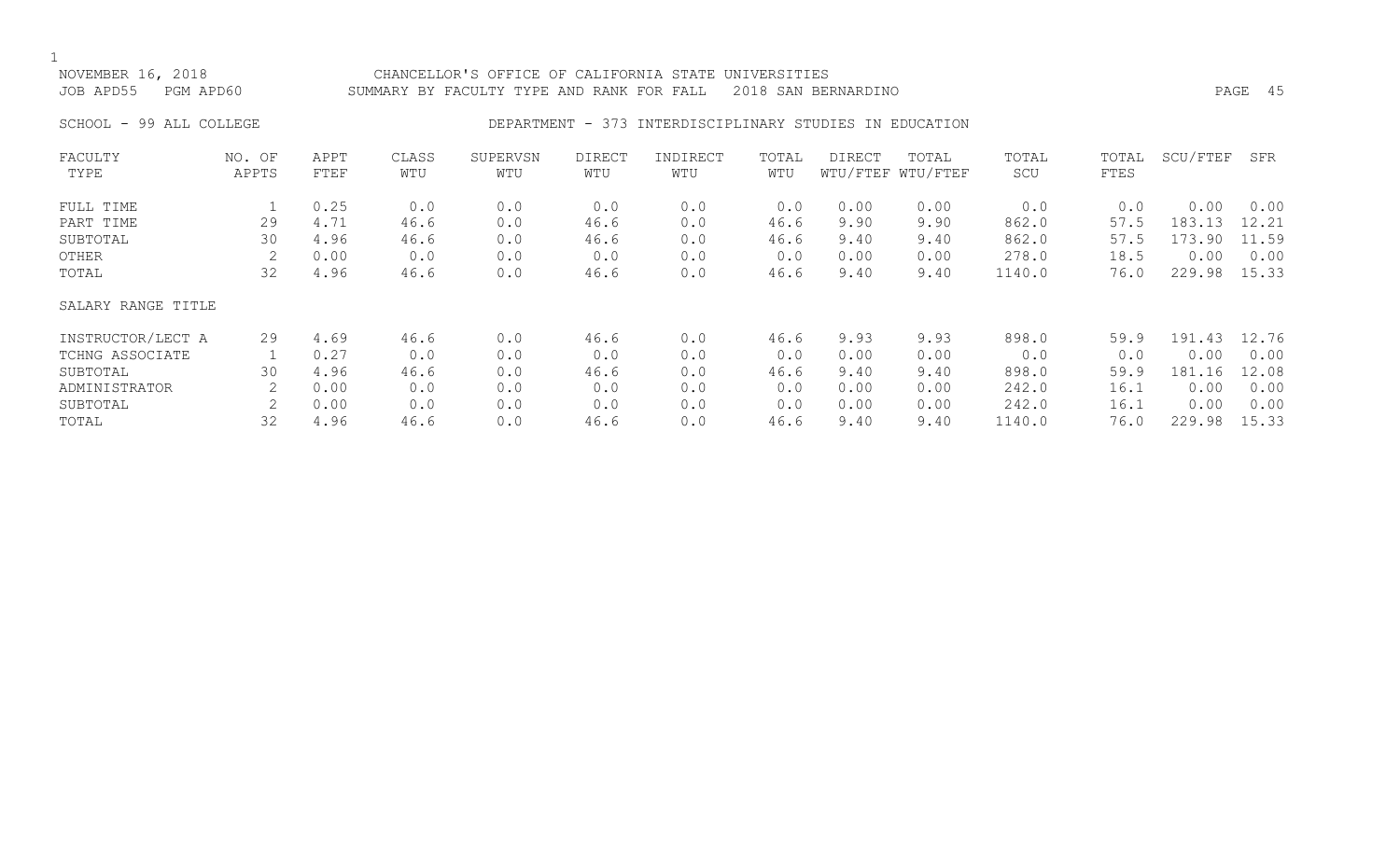NOVEMBER 16, 2018 CHANCELLOR'S OFFICE OF CALIFORNIA STATE UNIVERSITIES
JOB APD55 PGM APD60 SUMMARY BY FACULTY TYPE AND RANK FOR FALL 2018 SAN BERNARDINO

SCHOOL - 99 ALL COLLEGE DEPARTMENT - 373 INTERDISCIPLINARY STUDIES IN EDUCATION

| FACULTY TYPE | NO. OF APPTS | APPT FTEF | CLASS WTU | SUPERVSN WTU | DIRECT WTU | INDIRECT WTU | TOTAL WTU | DIRECT WTU/FTEF | TOTAL WTU/FTEF | TOTAL SCU | TOTAL FTES | SCU/FTEF | SFR |
|---|---|---|---|---|---|---|---|---|---|---|---|---|---|
| FULL TIME | 1 | 0.25 | 0.0 | 0.0 | 0.0 | 0.0 | 0.0 | 0.00 | 0.00 | 0.0 | 0.0 | 0.00 | 0.00 |
| PART TIME | 29 | 4.71 | 46.6 | 0.0 | 46.6 | 0.0 | 46.6 | 9.90 | 9.90 | 862.0 | 57.5 | 183.13 | 12.21 |
| SUBTOTAL | 30 | 4.96 | 46.6 | 0.0 | 46.6 | 0.0 | 46.6 | 9.40 | 9.40 | 862.0 | 57.5 | 173.90 | 11.59 |
| OTHER | 2 | 0.00 | 0.0 | 0.0 | 0.0 | 0.0 | 0.0 | 0.00 | 0.00 | 278.0 | 18.5 | 0.00 | 0.00 |
| TOTAL | 32 | 4.96 | 46.6 | 0.0 | 46.6 | 0.0 | 46.6 | 9.40 | 9.40 | 1140.0 | 76.0 | 229.98 | 15.33 |
| SALARY RANGE TITLE | | | | | | | | | | | | | |
| INSTRUCTOR/LECT A | 29 | 4.69 | 46.6 | 0.0 | 46.6 | 0.0 | 46.6 | 9.93 | 9.93 | 898.0 | 59.9 | 191.43 | 12.76 |
| TCHNG ASSOCIATE | 1 | 0.27 | 0.0 | 0.0 | 0.0 | 0.0 | 0.0 | 0.00 | 0.00 | 0.0 | 0.0 | 0.00 | 0.00 |
| SUBTOTAL | 30 | 4.96 | 46.6 | 0.0 | 46.6 | 0.0 | 46.6 | 9.40 | 9.40 | 898.0 | 59.9 | 181.16 | 12.08 |
| ADMINISTRATOR | 2 | 0.00 | 0.0 | 0.0 | 0.0 | 0.0 | 0.0 | 0.00 | 0.00 | 242.0 | 16.1 | 0.00 | 0.00 |
| SUBTOTAL | 2 | 0.00 | 0.0 | 0.0 | 0.0 | 0.0 | 0.0 | 0.00 | 0.00 | 242.0 | 16.1 | 0.00 | 0.00 |
| TOTAL | 32 | 4.96 | 46.6 | 0.0 | 46.6 | 0.0 | 46.6 | 9.40 | 9.40 | 1140.0 | 76.0 | 229.98 | 15.33 |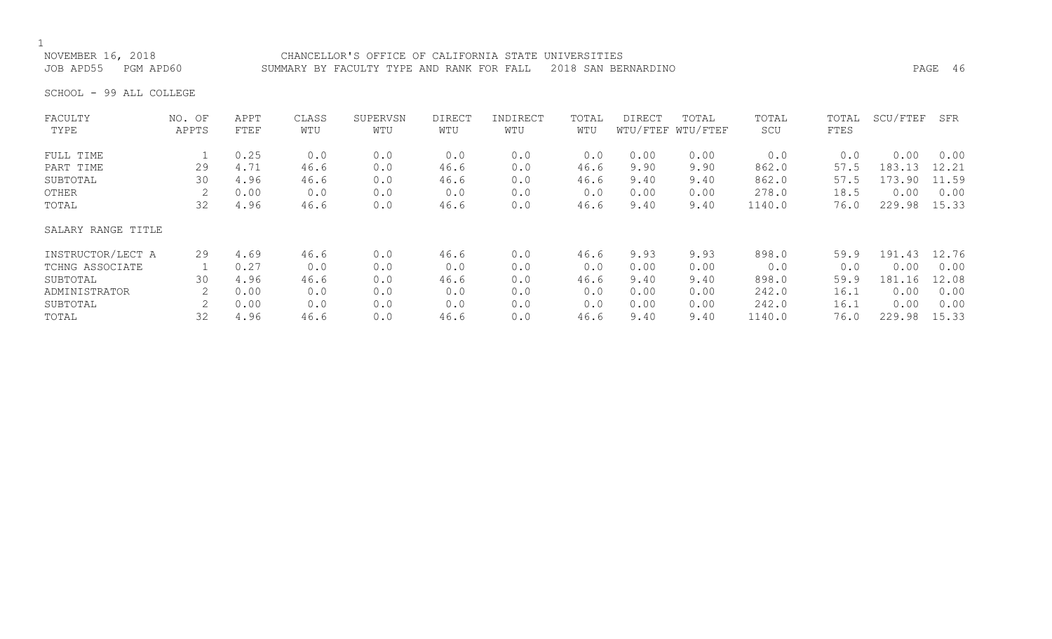NOVEMBER 16, 2018 CHANCELLOR'S OFFICE OF CALIFORNIA STATE UNIVERSITIES
JOB APD55 PGM APD60 SUMMARY BY FACULTY TYPE AND RANK FOR FALL 2018 SAN BERNARDINO

SCHOOL - 99 ALL COLLEGE

| FACULTY TYPE | NO. OF APPTS | APPT FTEF | CLASS WTU | SUPERVSN WTU | DIRECT WTU | INDIRECT WTU | TOTAL WTU | DIRECT WTU/FTEF | TOTAL WTU/FTEF | TOTAL SCU | TOTAL FTES | SCU/FTEF | SFR |
|---|---|---|---|---|---|---|---|---|---|---|---|---|---|
| FULL TIME | 1 | 0.25 | 0.0 | 0.0 | 0.0 | 0.0 | 0.0 | 0.00 | 0.00 | 0.0 | 0.0 | 0.00 | 0.00 |
| PART TIME | 29 | 4.71 | 46.6 | 0.0 | 46.6 | 0.0 | 46.6 | 9.90 | 9.90 | 862.0 | 57.5 | 183.13 | 12.21 |
| SUBTOTAL | 30 | 4.96 | 46.6 | 0.0 | 46.6 | 0.0 | 46.6 | 9.40 | 9.40 | 862.0 | 57.5 | 173.90 | 11.59 |
| OTHER | 2 | 0.00 | 0.0 | 0.0 | 0.0 | 0.0 | 0.0 | 0.00 | 0.00 | 278.0 | 18.5 | 0.00 | 0.00 |
| TOTAL | 32 | 4.96 | 46.6 | 0.0 | 46.6 | 0.0 | 46.6 | 9.40 | 9.40 | 1140.0 | 76.0 | 229.98 | 15.33 |
| SALARY RANGE TITLE | | | | | | | | | | | | | |
| INSTRUCTOR/LECT A | 29 | 4.69 | 46.6 | 0.0 | 46.6 | 0.0 | 46.6 | 9.93 | 9.93 | 898.0 | 59.9 | 191.43 | 12.76 |
| TCHNG ASSOCIATE | 1 | 0.27 | 0.0 | 0.0 | 0.0 | 0.0 | 0.0 | 0.00 | 0.00 | 0.0 | 0.0 | 0.00 | 0.00 |
| SUBTOTAL | 30 | 4.96 | 46.6 | 0.0 | 46.6 | 0.0 | 46.6 | 9.40 | 9.40 | 898.0 | 59.9 | 181.16 | 12.08 |
| ADMINISTRATOR | 2 | 0.00 | 0.0 | 0.0 | 0.0 | 0.0 | 0.0 | 0.00 | 0.00 | 242.0 | 16.1 | 0.00 | 0.00 |
| SUBTOTAL | 2 | 0.00 | 0.0 | 0.0 | 0.0 | 0.0 | 0.0 | 0.00 | 0.00 | 242.0 | 16.1 | 0.00 | 0.00 |
| TOTAL | 32 | 4.96 | 46.6 | 0.0 | 46.6 | 0.0 | 46.6 | 9.40 | 9.40 | 1140.0 | 76.0 | 229.98 | 15.33 |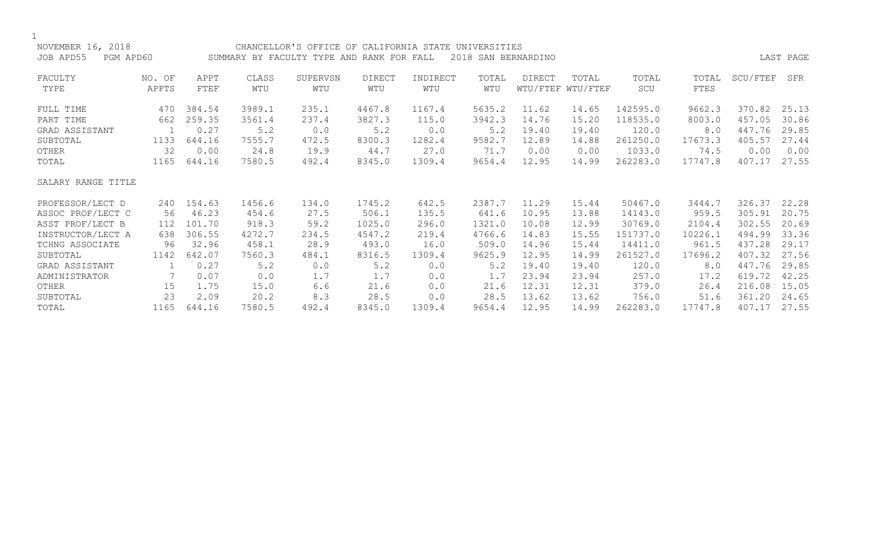NOVEMBER 16, 2018 CHANCELLOR'S OFFICE OF CALIFORNIA STATE UNIVERSITIES

JOB APD55 PGM APD60 SUMMARY BY FACULTY TYPE AND RANK FOR FALL 2018 SAN BERNARDINO

LAST PAGE

| FACULTY TYPE | NO. OF APPTS | APPT FTEF | CLASS WTU | SUPERVSN WTU | DIRECT WTU | INDIRECT WTU | TOTAL WTU | DIRECT WTU/FTEF | TOTAL WTU/FTEF | TOTAL SCU | TOTAL FTES | SCU/FTEF | SFR |
|---|---|---|---|---|---|---|---|---|---|---|---|---|---|
| FULL TIME | 470 | 384.54 | 3989.1 | 235.1 | 4467.8 | 1167.4 | 5635.2 | 11.62 | 14.65 | 142595.0 | 9662.3 | 370.82 | 25.13 |
| PART TIME | 662 | 259.35 | 3561.4 | 237.4 | 3827.3 | 115.0 | 3942.3 | 14.76 | 15.20 | 118535.0 | 8003.0 | 457.05 | 30.86 |
| GRAD ASSISTANT | 1 | 0.27 | 5.2 | 0.0 | 5.2 | 0.0 | 5.2 | 19.40 | 19.40 | 120.0 | 8.0 | 447.76 | 29.85 |
| SUBTOTAL | 1133 | 644.16 | 7555.7 | 472.5 | 8300.3 | 1282.4 | 9582.7 | 12.89 | 14.88 | 261250.0 | 17673.3 | 405.57 | 27.44 |
| OTHER | 32 | 0.00 | 24.8 | 19.9 | 44.7 | 27.0 | 71.7 | 0.00 | 0.00 | 1033.0 | 74.5 | 0.00 | 0.00 |
| TOTAL | 1165 | 644.16 | 7580.5 | 492.4 | 8345.0 | 1309.4 | 9654.4 | 12.95 | 14.99 | 262283.0 | 17747.8 | 407.17 | 27.55 |
| SALARY RANGE TITLE | | | | | | | | | | | | | |
| PROFESSOR/LECT D | 240 | 154.63 | 1456.6 | 134.0 | 1745.2 | 642.5 | 2387.7 | 11.29 | 15.44 | 50467.0 | 3444.7 | 326.37 | 22.28 |
| ASSOC PROF/LECT C | 56 | 46.23 | 454.6 | 27.5 | 506.1 | 135.5 | 641.6 | 10.95 | 13.88 | 14143.0 | 959.5 | 305.91 | 20.75 |
| ASST PROF/LECT B | 112 | 101.70 | 918.3 | 59.2 | 1025.0 | 296.0 | 1321.0 | 10.08 | 12.99 | 30769.0 | 2104.4 | 302.55 | 20.69 |
| INSTRUCTOR/LECT A | 638 | 306.55 | 4272.7 | 234.5 | 4547.2 | 219.4 | 4766.6 | 14.83 | 15.55 | 151737.0 | 10226.1 | 494.99 | 33.36 |
| TCHNG ASSOCIATE | 96 | 32.96 | 458.1 | 28.9 | 493.0 | 16.0 | 509.0 | 14.96 | 15.44 | 14411.0 | 961.5 | 437.28 | 29.17 |
| SUBTOTAL | 1142 | 642.07 | 7560.3 | 484.1 | 8316.5 | 1309.4 | 9625.9 | 12.95 | 14.99 | 261527.0 | 17696.2 | 407.32 | 27.56 |
| GRAD ASSISTANT | 1 | 0.27 | 5.2 | 0.0 | 5.2 | 0.0 | 5.2 | 19.40 | 19.40 | 120.0 | 8.0 | 447.76 | 29.85 |
| ADMINISTRATOR | 7 | 0.07 | 0.0 | 1.7 | 1.7 | 0.0 | 1.7 | 23.94 | 23.94 | 257.0 | 17.2 | 619.72 | 42.25 |
| OTHER | 15 | 1.75 | 15.0 | 6.6 | 21.6 | 0.0 | 21.6 | 12.31 | 12.31 | 379.0 | 26.4 | 216.08 | 15.05 |
| SUBTOTAL | 23 | 2.09 | 20.2 | 8.3 | 28.5 | 0.0 | 28.5 | 13.62 | 13.62 | 756.0 | 51.6 | 361.20 | 24.65 |
| TOTAL | 1165 | 644.16 | 7580.5 | 492.4 | 8345.0 | 1309.4 | 9654.4 | 12.95 | 14.99 | 262283.0 | 17747.8 | 407.17 | 27.55 |